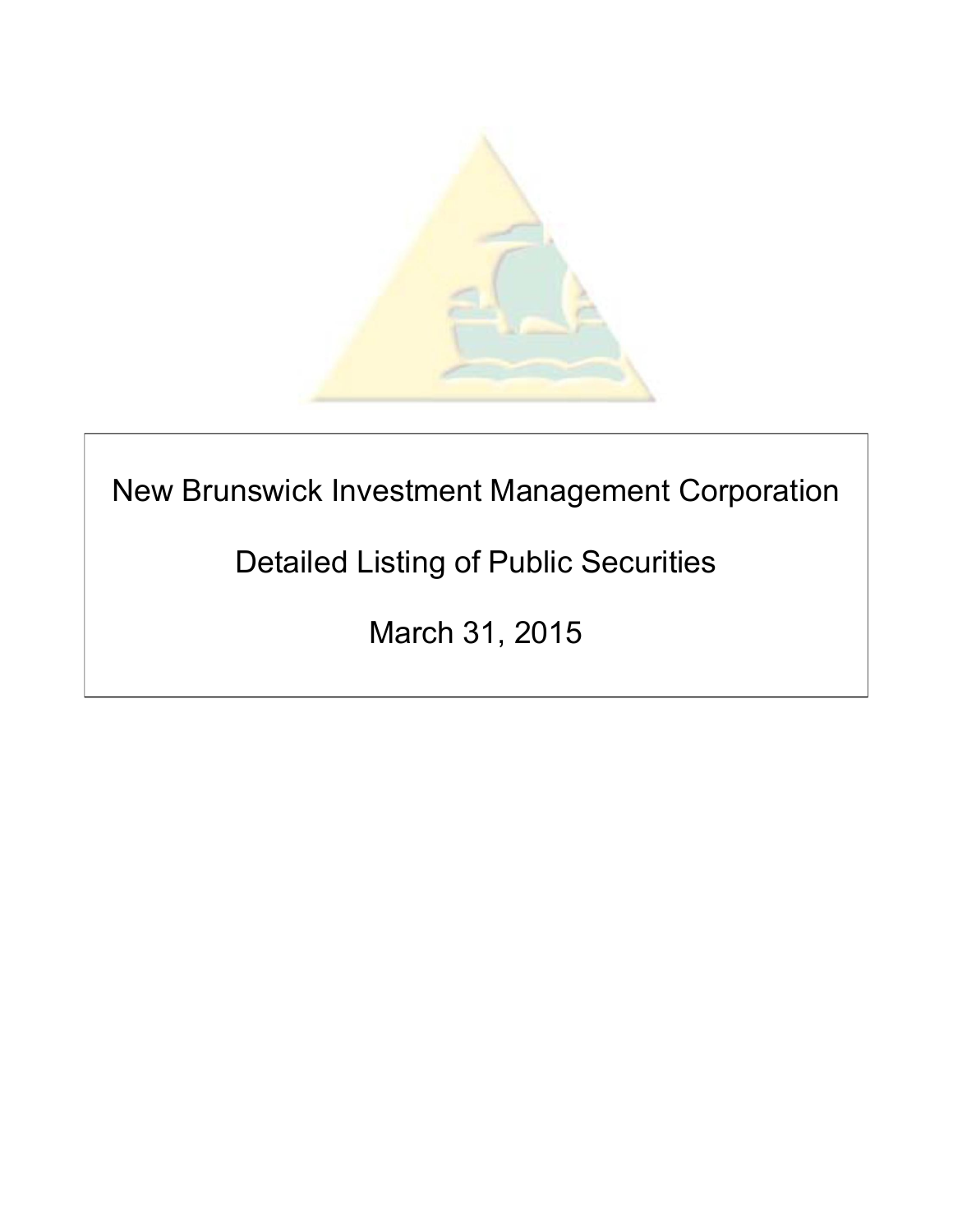# New Brunswick Investment Management Corporation

## Detailed Listing of Public Securities

## March 31, 2015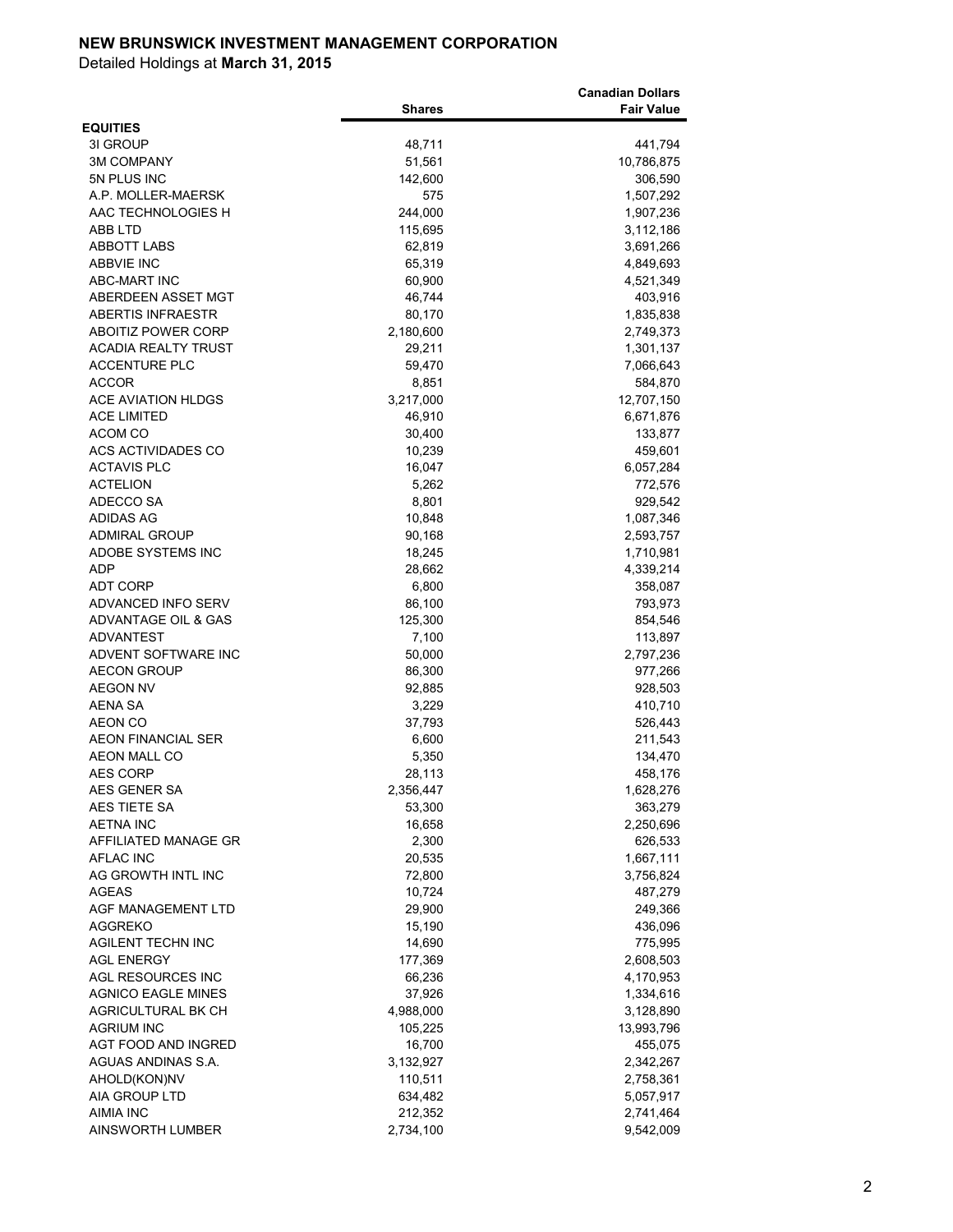**NEW BRUNSWICK INVESTMENT MANAGEMENT CORPORATION**

Detailed Holdings at **March 31, 2015**

| | Shares | Canadian Dollars Fair Value |
|---|---|---|
| **EQUITIES** | | |
| 3I GROUP | 48,711 | 441,794 |
| 3M COMPANY | 51,561 | 10,786,875 |
| 5N PLUS INC | 142,600 | 306,590 |
| A.P. MOLLER-MAERSK | 575 | 1,507,292 |
| AAC TECHNOLOGIES H | 244,000 | 1,907,236 |
| ABB LTD | 115,695 | 3,112,186 |
| ABBOTT LABS | 62,819 | 3,691,266 |
| ABBVIE INC | 65,319 | 4,849,693 |
| ABC-MART INC | 60,900 | 4,521,349 |
| ABERDEEN ASSET MGT | 46,744 | 403,916 |
| ABERTIS INFRAESTR | 80,170 | 1,835,838 |
| ABOITIZ POWER CORP | 2,180,600 | 2,749,373 |
| ACADIA REALTY TRUST | 29,211 | 1,301,137 |
| ACCENTURE PLC | 59,470 | 7,066,643 |
| ACCOR | 8,851 | 584,870 |
| ACE AVIATION HLDGS | 3,217,000 | 12,707,150 |
| ACE LIMITED | 46,910 | 6,671,876 |
| ACOM CO | 30,400 | 133,877 |
| ACS ACTIVIDADES CO | 10,239 | 459,601 |
| ACTAVIS PLC | 16,047 | 6,057,284 |
| ACTELION | 5,262 | 772,576 |
| ADECCO SA | 8,801 | 929,542 |
| ADIDAS AG | 10,848 | 1,087,346 |
| ADMIRAL GROUP | 90,168 | 2,593,757 |
| ADOBE SYSTEMS INC | 18,245 | 1,710,981 |
| ADP | 28,662 | 4,339,214 |
| ADT CORP | 6,800 | 358,087 |
| ADVANCED INFO SERV | 86,100 | 793,973 |
| ADVANTAGE OIL & GAS | 125,300 | 854,546 |
| ADVANTEST | 7,100 | 113,897 |
| ADVENT SOFTWARE INC | 50,000 | 2,797,236 |
| AECON GROUP | 86,300 | 977,266 |
| AEGON NV | 92,885 | 928,503 |
| AENA SA | 3,229 | 410,710 |
| AEON CO | 37,793 | 526,443 |
| AEON FINANCIAL SER | 6,600 | 211,543 |
| AEON MALL CO | 5,350 | 134,470 |
| AES CORP | 28,113 | 458,176 |
| AES GENER SA | 2,356,447 | 1,628,276 |
| AES TIETE SA | 53,300 | 363,279 |
| AETNA INC | 16,658 | 2,250,696 |
| AFFILIATED MANAGE GR | 2,300 | 626,533 |
| AFLAC INC | 20,535 | 1,667,111 |
| AG GROWTH INTL INC | 72,800 | 3,756,824 |
| AGEAS | 10,724 | 487,279 |
| AGF MANAGEMENT LTD | 29,900 | 249,366 |
| AGGREKO | 15,190 | 436,096 |
| AGILENT TECHN INC | 14,690 | 775,995 |
| AGL ENERGY | 177,369 | 2,608,503 |
| AGL RESOURCES INC | 66,236 | 4,170,953 |
| AGNICO EAGLE MINES | 37,926 | 1,334,616 |
| AGRICULTURAL BK CH | 4,988,000 | 3,128,890 |
| AGRIUM INC | 105,225 | 13,993,796 |
| AGT FOOD AND INGRED | 16,700 | 455,075 |
| AGUAS ANDINAS S.A. | 3,132,927 | 2,342,267 |
| AHOLD(KON)NV | 110,511 | 2,758,361 |
| AIA GROUP LTD | 634,482 | 5,057,917 |
| AIMIA INC | 212,352 | 2,741,464 |
| AINSWORTH LUMBER | 2,734,100 | 9,542,009 |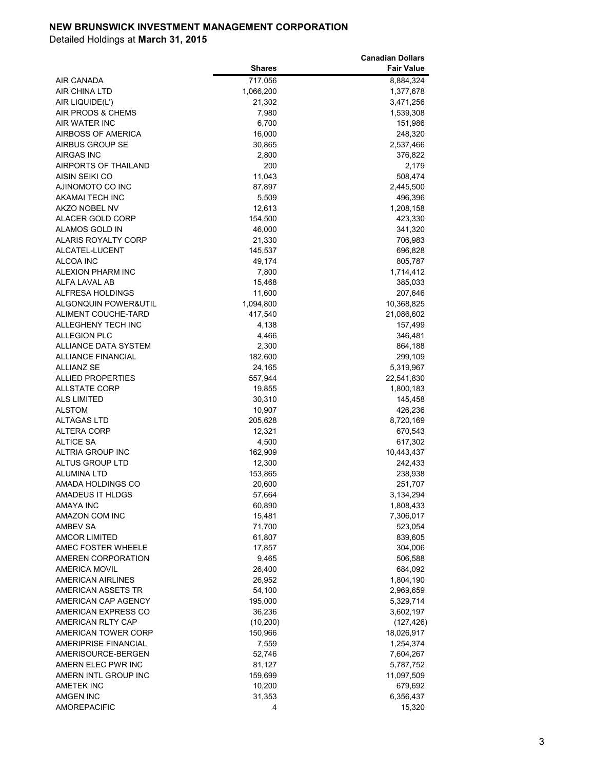**NEW BRUNSWICK INVESTMENT MANAGEMENT CORPORATION**

Detailed Holdings at **March 31, 2015**

| | Shares | Canadian Dollars Fair Value |
|---|---|---|
| AIR CANADA | 717,056 | 8,884,324 |
| AIR CHINA LTD | 1,066,200 | 1,377,678 |
| AIR LIQUIDE(L') | 21,302 | 3,471,256 |
| AIR PRODS & CHEMS | 7,980 | 1,539,308 |
| AIR WATER INC | 6,700 | 151,986 |
| AIRBOSS OF AMERICA | 16,000 | 248,320 |
| AIRBUS GROUP SE | 30,865 | 2,537,466 |
| AIRGAS INC | 2,800 | 376,822 |
| AIRPORTS OF THAILAND | 200 | 2,179 |
| AISIN SEIKI CO | 11,043 | 508,474 |
| AJINOMOTO CO INC | 87,897 | 2,445,500 |
| AKAMAI TECH INC | 5,509 | 496,396 |
| AKZO NOBEL NV | 12,613 | 1,208,158 |
| ALACER GOLD CORP | 154,500 | 423,330 |
| ALAMOS GOLD IN | 46,000 | 341,320 |
| ALARIS ROYALTY CORP | 21,330 | 706,983 |
| ALCATEL-LUCENT | 145,537 | 696,828 |
| ALCOA INC | 49,174 | 805,787 |
| ALEXION PHARM INC | 7,800 | 1,714,412 |
| ALFA LAVAL AB | 15,468 | 385,033 |
| ALFRESA HOLDINGS | 11,600 | 207,646 |
| ALGONQUIN POWER&UTIL | 1,094,800 | 10,368,825 |
| ALIMENT COUCHE-TARD | 417,540 | 21,086,602 |
| ALLEGHENY TECH INC | 4,138 | 157,499 |
| ALLEGION PLC | 4,466 | 346,481 |
| ALLIANCE DATA SYSTEM | 2,300 | 864,188 |
| ALLIANCE FINANCIAL | 182,600 | 299,109 |
| ALLIANZ SE | 24,165 | 5,319,967 |
| ALLIED PROPERTIES | 557,944 | 22,541,830 |
| ALLSTATE CORP | 19,855 | 1,800,183 |
| ALS LIMITED | 30,310 | 145,458 |
| ALSTOM | 10,907 | 426,236 |
| ALTAGAS LTD | 205,628 | 8,720,169 |
| ALTERA CORP | 12,321 | 670,543 |
| ALTICE SA | 4,500 | 617,302 |
| ALTRIA GROUP INC | 162,909 | 10,443,437 |
| ALTUS GROUP LTD | 12,300 | 242,433 |
| ALUMINA LTD | 153,865 | 238,938 |
| AMADA HOLDINGS CO | 20,600 | 251,707 |
| AMADEUS IT HLDGS | 57,664 | 3,134,294 |
| AMAYA INC | 60,890 | 1,808,433 |
| AMAZON COM INC | 15,481 | 7,306,017 |
| AMBEV SA | 71,700 | 523,054 |
| AMCOR LIMITED | 61,807 | 839,605 |
| AMEC FOSTER WHEELE | 17,857 | 304,006 |
| AMEREN CORPORATION | 9,465 | 506,588 |
| AMERICA MOVIL | 26,400 | 684,092 |
| AMERICAN AIRLINES | 26,952 | 1,804,190 |
| AMERICAN ASSETS TR | 54,100 | 2,969,659 |
| AMERICAN CAP AGENCY | 195,000 | 5,329,714 |
| AMERICAN EXPRESS CO | 36,236 | 3,602,197 |
| AMERICAN RLTY CAP | (10,200) | (127,426) |
| AMERICAN TOWER CORP | 150,966 | 18,026,917 |
| AMERIPRISE FINANCIAL | 7,559 | 1,254,374 |
| AMERISOURCE-BERGEN | 52,746 | 7,604,267 |
| AMERN ELEC PWR INC | 81,127 | 5,787,752 |
| AMERN INTL GROUP INC | 159,699 | 11,097,509 |
| AMETEK INC | 10,200 | 679,692 |
| AMGEN INC | 31,353 | 6,356,437 |
| AMOREPACIFIC | 4 | 15,320 |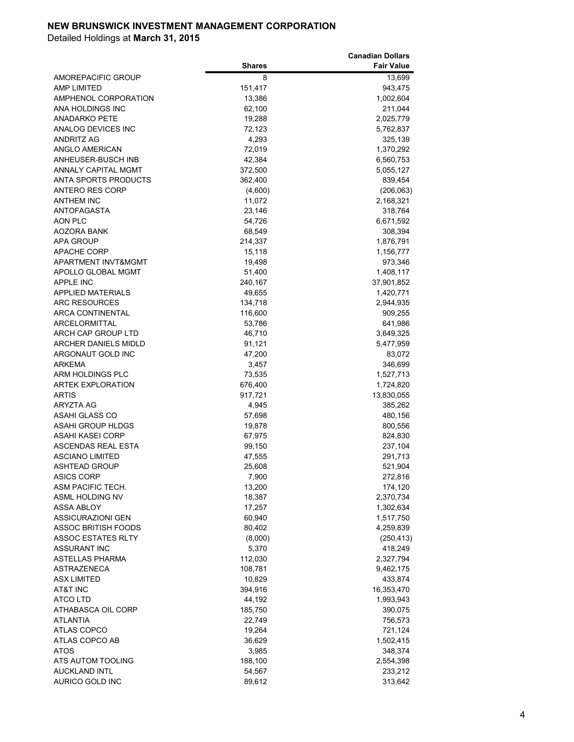**NEW BRUNSWICK INVESTMENT MANAGEMENT CORPORATION**

Detailed Holdings at **March 31, 2015**

| | Shares | Canadian Dollars Fair Value |
|---|---|---|
| AMOREPACIFIC GROUP | 8 | 13,699 |
| AMP LIMITED | 151,417 | 943,475 |
| AMPHENOL CORPORATION | 13,386 | 1,002,604 |
| ANA HOLDINGS INC | 62,100 | 211,044 |
| ANADARKO PETE | 19,288 | 2,025,779 |
| ANALOG DEVICES INC | 72,123 | 5,762,837 |
| ANDRITZ AG | 4,293 | 325,139 |
| ANGLO AMERICAN | 72,019 | 1,370,292 |
| ANHEUSER-BUSCH INB | 42,384 | 6,560,753 |
| ANNALY CAPITAL MGMT | 372,500 | 5,055,127 |
| ANTA SPORTS PRODUCTS | 362,400 | 839,454 |
| ANTERO RES CORP | (4,600) | (206,063) |
| ANTHEM INC | 11,072 | 2,168,321 |
| ANTOFAGASTA | 23,146 | 318,764 |
| AON PLC | 54,726 | 6,671,592 |
| AOZORA BANK | 68,549 | 308,394 |
| APA GROUP | 214,337 | 1,876,791 |
| APACHE CORP | 15,118 | 1,156,777 |
| APARTMENT INVT&MGMT | 19,498 | 973,346 |
| APOLLO GLOBAL MGMT | 51,400 | 1,408,117 |
| APPLE INC | 240,167 | 37,901,852 |
| APPLIED MATERIALS | 49,655 | 1,420,771 |
| ARC RESOURCES | 134,718 | 2,944,935 |
| ARCA CONTINENTAL | 116,600 | 909,255 |
| ARCELORMITTAL | 53,786 | 641,986 |
| ARCH CAP GROUP LTD | 46,710 | 3,649,325 |
| ARCHER DANIELS MIDLD | 91,121 | 5,477,959 |
| ARGONAUT GOLD INC | 47,200 | 83,072 |
| ARKEMA | 3,457 | 346,699 |
| ARM HOLDINGS PLC | 73,535 | 1,527,713 |
| ARTEK EXPLORATION | 676,400 | 1,724,820 |
| ARTIS | 917,721 | 13,830,055 |
| ARYZTA AG | 4,945 | 385,262 |
| ASAHI GLASS CO | 57,698 | 480,156 |
| ASAHI GROUP HLDGS | 19,878 | 800,556 |
| ASAHI KASEI CORP | 67,975 | 824,830 |
| ASCENDAS REAL ESTA | 99,150 | 237,104 |
| ASCIANO LIMITED | 47,555 | 291,713 |
| ASHTEAD GROUP | 25,608 | 521,904 |
| ASICS CORP | 7,900 | 272,816 |
| ASM PACIFIC TECH. | 13,200 | 174,120 |
| ASML HOLDING NV | 18,387 | 2,370,734 |
| ASSA ABLOY | 17,257 | 1,302,634 |
| ASSICURAZIONI GEN | 60,940 | 1,517,750 |
| ASSOC BRITISH FOODS | 80,402 | 4,259,839 |
| ASSOC ESTATES RLTY | (8,000) | (250,413) |
| ASSURANT INC | 5,370 | 418,249 |
| ASTELLAS PHARMA | 112,030 | 2,327,794 |
| ASTRAZENECA | 108,781 | 9,462,175 |
| ASX LIMITED | 10,829 | 433,874 |
| AT&T INC | 394,916 | 16,353,470 |
| ATCO LTD | 44,192 | 1,993,943 |
| ATHABASCA OIL CORP | 185,750 | 390,075 |
| ATLANTIA | 22,749 | 756,573 |
| ATLAS COPCO | 19,264 | 721,124 |
| ATLAS COPCO AB | 36,629 | 1,502,415 |
| ATOS | 3,985 | 348,374 |
| ATS AUTOM TOOLING | 188,100 | 2,554,398 |
| AUCKLAND INTL | 54,567 | 233,212 |
| AURICO GOLD INC | 89,612 | 313,642 |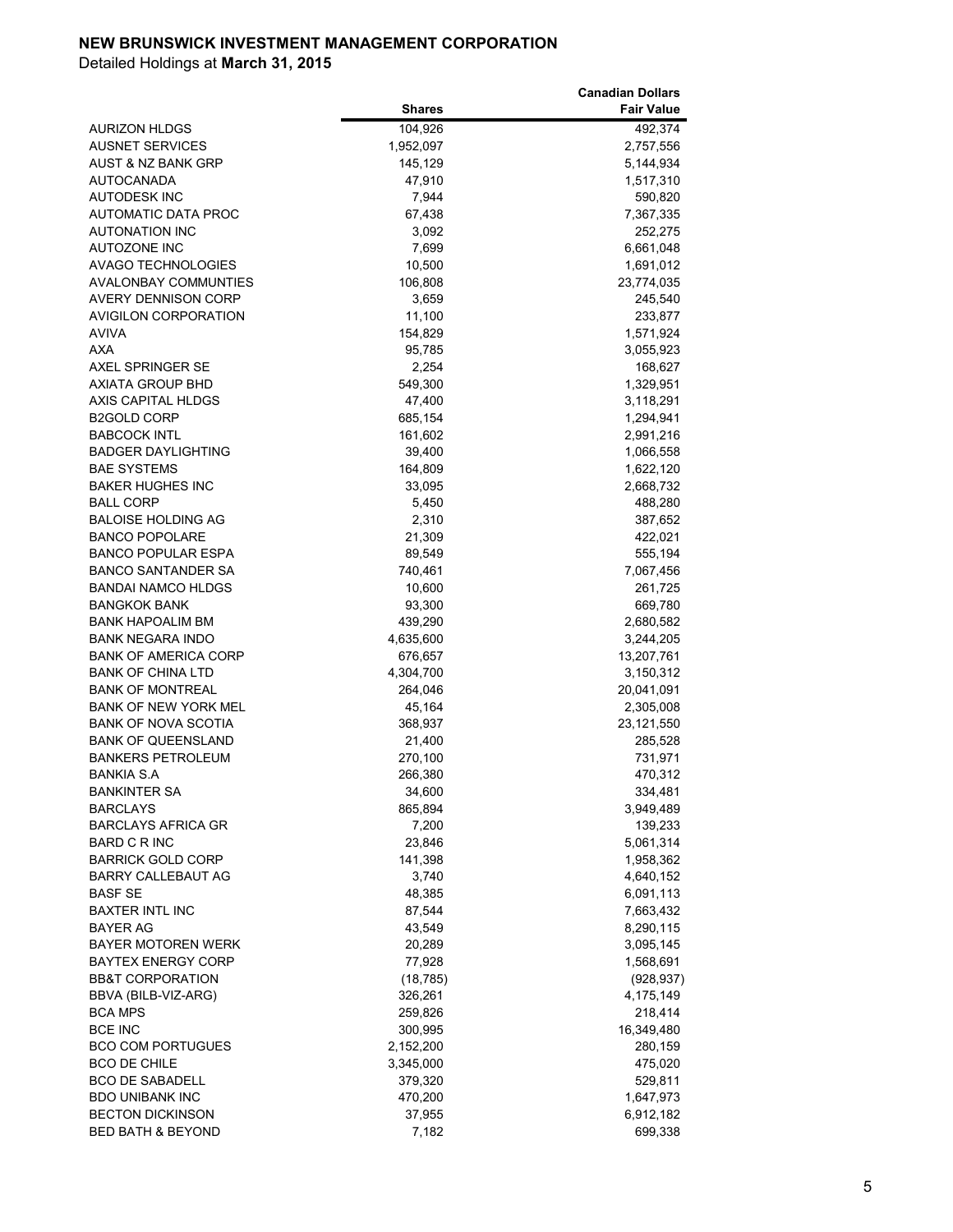# NEW BRUNSWICK INVESTMENT MANAGEMENT CORPORATION

Detailed Holdings at **March 31, 2015**

| | Shares | Canadian Dollars Fair Value |
|---|---|---|
| AURIZON HLDGS | 104,926 | 492,374 |
| AUSNET SERVICES | 1,952,097 | 2,757,556 |
| AUST & NZ BANK GRP | 145,129 | 5,144,934 |
| AUTOCANADA | 47,910 | 1,517,310 |
| AUTODESK INC | 7,944 | 590,820 |
| AUTOMATIC DATA PROC | 67,438 | 7,367,335 |
| AUTONATION INC | 3,092 | 252,275 |
| AUTOZONE INC | 7,699 | 6,661,048 |
| AVAGO TECHNOLOGIES | 10,500 | 1,691,012 |
| AVALONBAY COMMUNTIES | 106,808 | 23,774,035 |
| AVERY DENNISON CORP | 3,659 | 245,540 |
| AVIGILON CORPORATION | 11,100 | 233,877 |
| AVIVA | 154,829 | 1,571,924 |
| AXA | 95,785 | 3,055,923 |
| AXEL SPRINGER SE | 2,254 | 168,627 |
| AXIATA GROUP BHD | 549,300 | 1,329,951 |
| AXIS CAPITAL HLDGS | 47,400 | 3,118,291 |
| B2GOLD CORP | 685,154 | 1,294,941 |
| BABCOCK INTL | 161,602 | 2,991,216 |
| BADGER DAYLIGHTING | 39,400 | 1,066,558 |
| BAE SYSTEMS | 164,809 | 1,622,120 |
| BAKER HUGHES INC | 33,095 | 2,668,732 |
| BALL CORP | 5,450 | 488,280 |
| BALOISE HOLDING AG | 2,310 | 387,652 |
| BANCO POPOLARE | 21,309 | 422,021 |
| BANCO POPULAR ESPA | 89,549 | 555,194 |
| BANCO SANTANDER SA | 740,461 | 7,067,456 |
| BANDAI NAMCO HLDGS | 10,600 | 261,725 |
| BANGKOK BANK | 93,300 | 669,780 |
| BANK HAPOALIM BM | 439,290 | 2,680,582 |
| BANK NEGARA INDO | 4,635,600 | 3,244,205 |
| BANK OF AMERICA CORP | 676,657 | 13,207,761 |
| BANK OF CHINA LTD | 4,304,700 | 3,150,312 |
| BANK OF MONTREAL | 264,046 | 20,041,091 |
| BANK OF NEW YORK MEL | 45,164 | 2,305,008 |
| BANK OF NOVA SCOTIA | 368,937 | 23,121,550 |
| BANK OF QUEENSLAND | 21,400 | 285,528 |
| BANKERS PETROLEUM | 270,100 | 731,971 |
| BANKIA S.A | 266,380 | 470,312 |
| BANKINTER SA | 34,600 | 334,481 |
| BARCLAYS | 865,894 | 3,949,489 |
| BARCLAYS AFRICA GR | 7,200 | 139,233 |
| BARD C R INC | 23,846 | 5,061,314 |
| BARRICK GOLD CORP | 141,398 | 1,958,362 |
| BARRY CALLEBAUT AG | 3,740 | 4,640,152 |
| BASF SE | 48,385 | 6,091,113 |
| BAXTER INTL INC | 87,544 | 7,663,432 |
| BAYER AG | 43,549 | 8,290,115 |
| BAYER MOTOREN WERK | 20,289 | 3,095,145 |
| BAYTEX ENERGY CORP | 77,928 | 1,568,691 |
| BB&T CORPORATION | (18,785) | (928,937) |
| BBVA (BILB-VIZ-ARG) | 326,261 | 4,175,149 |
| BCA MPS | 259,826 | 218,414 |
| BCE INC | 300,995 | 16,349,480 |
| BCO COM PORTUGUES | 2,152,200 | 280,159 |
| BCO DE CHILE | 3,345,000 | 475,020 |
| BCO DE SABADELL | 379,320 | 529,811 |
| BDO UNIBANK INC | 470,200 | 1,647,973 |
| BECTON DICKINSON | 37,955 | 6,912,182 |
| BED BATH & BEYOND | 7,182 | 699,338 |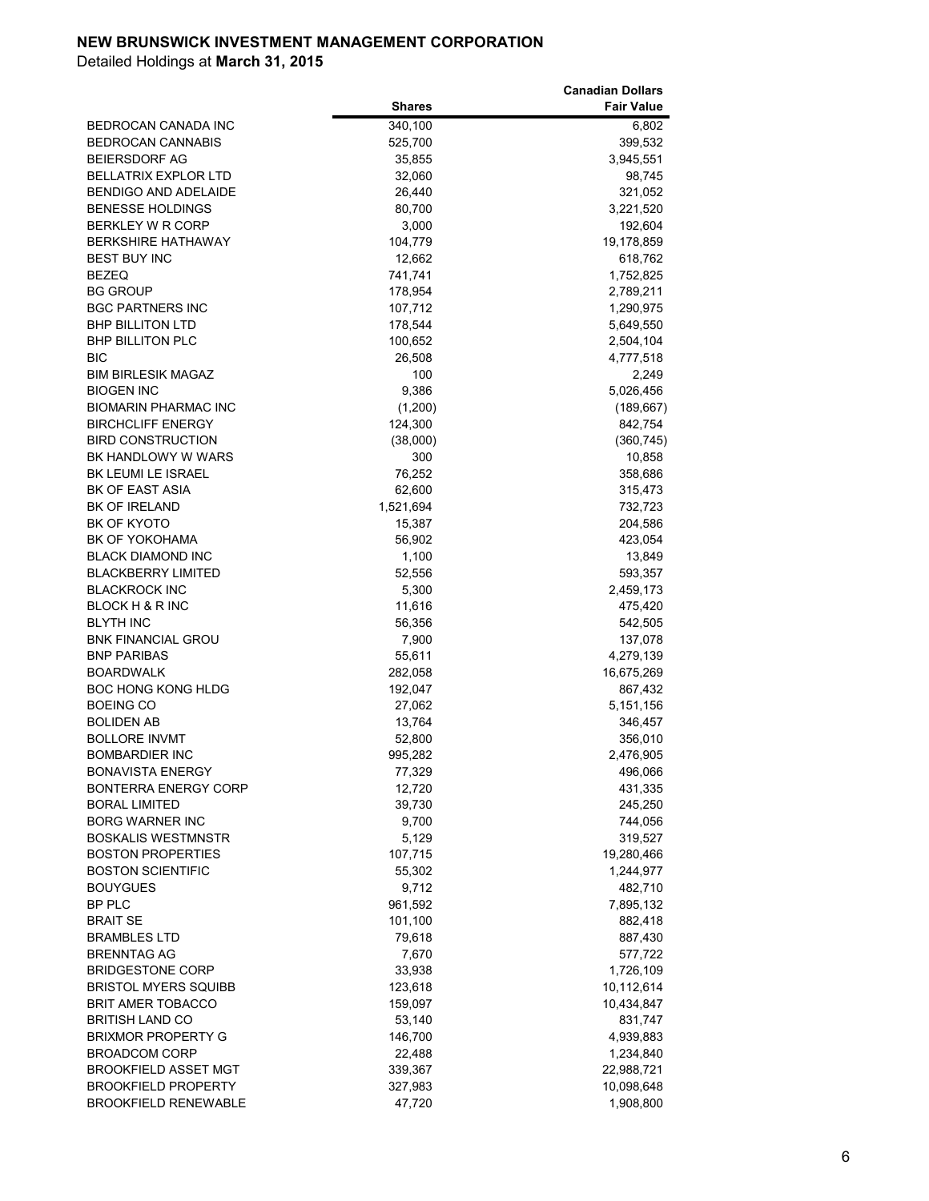**NEW BRUNSWICK INVESTMENT MANAGEMENT CORPORATION**

Detailed Holdings at **March 31, 2015**

| | Shares | Canadian Dollars Fair Value |
|---|---|---|
| BEDROCAN CANADA INC | 340,100 | 6,802 |
| BEDROCAN CANNABIS | 525,700 | 399,532 |
| BEIERSDORF AG | 35,855 | 3,945,551 |
| BELLATRIX EXPLOR LTD | 32,060 | 98,745 |
| BENDIGO AND ADELAIDE | 26,440 | 321,052 |
| BENESSE HOLDINGS | 80,700 | 3,221,520 |
| BERKLEY W R CORP | 3,000 | 192,604 |
| BERKSHIRE HATHAWAY | 104,779 | 19,178,859 |
| BEST BUY INC | 12,662 | 618,762 |
| BEZEQ | 741,741 | 1,752,825 |
| BG GROUP | 178,954 | 2,789,211 |
| BGC PARTNERS INC | 107,712 | 1,290,975 |
| BHP BILLITON LTD | 178,544 | 5,649,550 |
| BHP BILLITON PLC | 100,652 | 2,504,104 |
| BIC | 26,508 | 4,777,518 |
| BIM BIRLESIK MAGAZ | 100 | 2,249 |
| BIOGEN INC | 9,386 | 5,026,456 |
| BIOMARIN PHARMAC INC | (1,200) | (189,667) |
| BIRCHCLIFF ENERGY | 124,300 | 842,754 |
| BIRD CONSTRUCTION | (38,000) | (360,745) |
| BK HANDLOWY W WARS | 300 | 10,858 |
| BK LEUMI LE ISRAEL | 76,252 | 358,686 |
| BK OF EAST ASIA | 62,600 | 315,473 |
| BK OF IRELAND | 1,521,694 | 732,723 |
| BK OF KYOTO | 15,387 | 204,586 |
| BK OF YOKOHAMA | 56,902 | 423,054 |
| BLACK DIAMOND INC | 1,100 | 13,849 |
| BLACKBERRY LIMITED | 52,556 | 593,357 |
| BLACKROCK INC | 5,300 | 2,459,173 |
| BLOCK H & R INC | 11,616 | 475,420 |
| BLYTH INC | 56,356 | 542,505 |
| BNK FINANCIAL GROU | 7,900 | 137,078 |
| BNP PARIBAS | 55,611 | 4,279,139 |
| BOARDWALK | 282,058 | 16,675,269 |
| BOC HONG KONG HLDG | 192,047 | 867,432 |
| BOEING CO | 27,062 | 5,151,156 |
| BOLIDEN AB | 13,764 | 346,457 |
| BOLLORE INVMT | 52,800 | 356,010 |
| BOMBARDIER INC | 995,282 | 2,476,905 |
| BONAVISTA ENERGY | 77,329 | 496,066 |
| BONTERRA ENERGY CORP | 12,720 | 431,335 |
| BORAL LIMITED | 39,730 | 245,250 |
| BORG WARNER INC | 9,700 | 744,056 |
| BOSKALIS WESTMNSTR | 5,129 | 319,527 |
| BOSTON PROPERTIES | 107,715 | 19,280,466 |
| BOSTON SCIENTIFIC | 55,302 | 1,244,977 |
| BOUYGUES | 9,712 | 482,710 |
| BP PLC | 961,592 | 7,895,132 |
| BRAIT SE | 101,100 | 882,418 |
| BRAMBLES LTD | 79,618 | 887,430 |
| BRENNTAG AG | 7,670 | 577,722 |
| BRIDGESTONE CORP | 33,938 | 1,726,109 |
| BRISTOL MYERS SQUIBB | 123,618 | 10,112,614 |
| BRIT AMER TOBACCO | 159,097 | 10,434,847 |
| BRITISH LAND CO | 53,140 | 831,747 |
| BRIXMOR PROPERTY G | 146,700 | 4,939,883 |
| BROADCOM CORP | 22,488 | 1,234,840 |
| BROOKFIELD ASSET MGT | 339,367 | 22,988,721 |
| BROOKFIELD PROPERTY | 327,983 | 10,098,648 |
| BROOKFIELD RENEWABLE | 47,720 | 1,908,800 |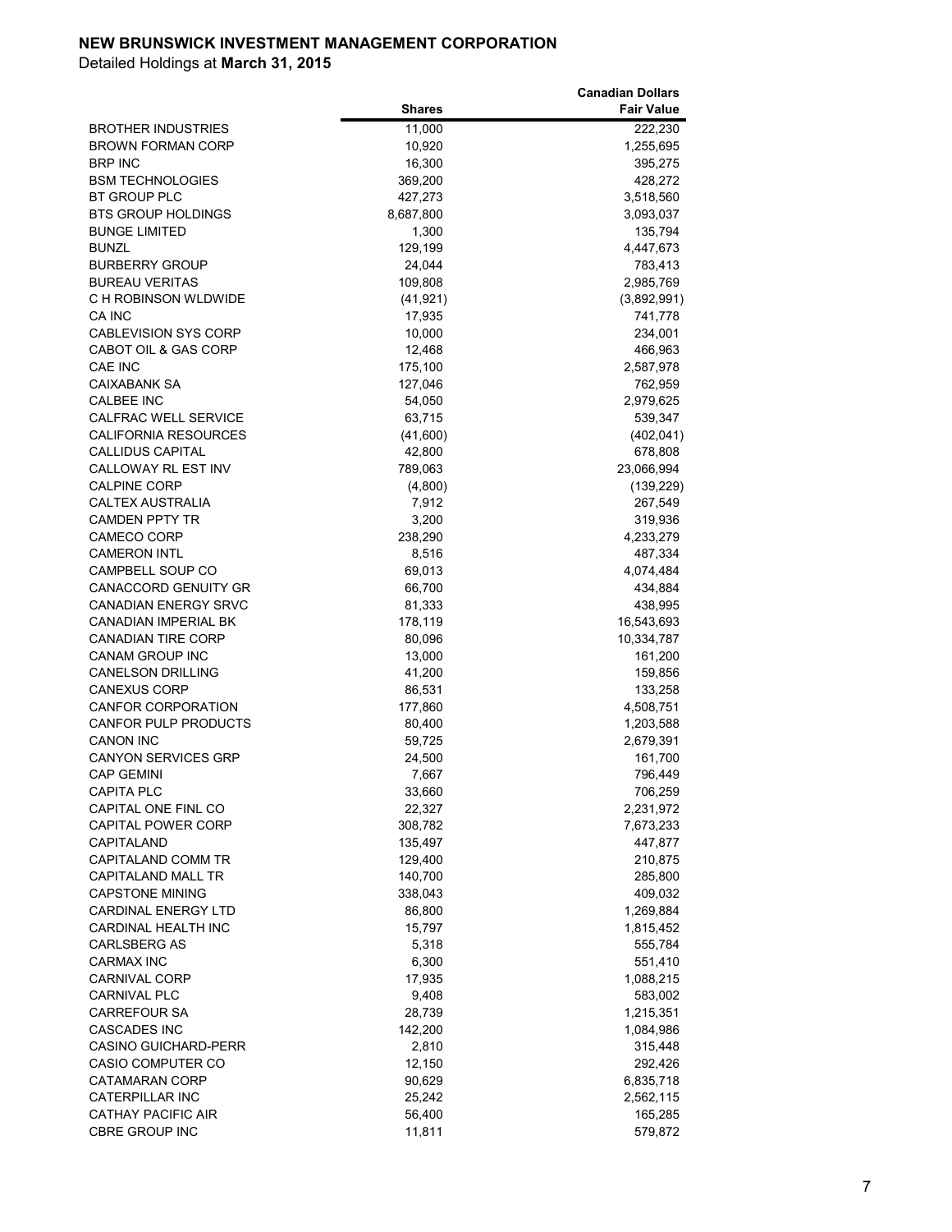**NEW BRUNSWICK INVESTMENT MANAGEMENT CORPORATION**

Detailed Holdings at **March 31, 2015**

| | Shares | Canadian Dollars Fair Value |
|---|---|---|
| BROTHER INDUSTRIES | 11,000 | 222,230 |
| BROWN FORMAN CORP | 10,920 | 1,255,695 |
| BRP INC | 16,300 | 395,275 |
| BSM TECHNOLOGIES | 369,200 | 428,272 |
| BT GROUP PLC | 427,273 | 3,518,560 |
| BTS GROUP HOLDINGS | 8,687,800 | 3,093,037 |
| BUNGE LIMITED | 1,300 | 135,794 |
| BUNZL | 129,199 | 4,447,673 |
| BURBERRY GROUP | 24,044 | 783,413 |
| BUREAU VERITAS | 109,808 | 2,985,769 |
| C H ROBINSON WLDWIDE | (41,921) | (3,892,991) |
| CA INC | 17,935 | 741,778 |
| CABLEVISION SYS CORP | 10,000 | 234,001 |
| CABOT OIL & GAS CORP | 12,468 | 466,963 |
| CAE INC | 175,100 | 2,587,978 |
| CAIXABANK SA | 127,046 | 762,959 |
| CALBEE INC | 54,050 | 2,979,625 |
| CALFRAC WELL SERVICE | 63,715 | 539,347 |
| CALIFORNIA RESOURCES | (41,600) | (402,041) |
| CALLIDUS CAPITAL | 42,800 | 678,808 |
| CALLOWAY RL EST INV | 789,063 | 23,066,994 |
| CALPINE CORP | (4,800) | (139,229) |
| CALTEX AUSTRALIA | 7,912 | 267,549 |
| CAMDEN PPTY TR | 3,200 | 319,936 |
| CAMECO CORP | 238,290 | 4,233,279 |
| CAMERON INTL | 8,516 | 487,334 |
| CAMPBELL SOUP CO | 69,013 | 4,074,484 |
| CANACCORD GENUITY GR | 66,700 | 434,884 |
| CANADIAN ENERGY SRVC | 81,333 | 438,995 |
| CANADIAN IMPERIAL BK | 178,119 | 16,543,693 |
| CANADIAN TIRE CORP | 80,096 | 10,334,787 |
| CANAM GROUP INC | 13,000 | 161,200 |
| CANELSON DRILLING | 41,200 | 159,856 |
| CANEXUS CORP | 86,531 | 133,258 |
| CANFOR CORPORATION | 177,860 | 4,508,751 |
| CANFOR PULP PRODUCTS | 80,400 | 1,203,588 |
| CANON INC | 59,725 | 2,679,391 |
| CANYON SERVICES GRP | 24,500 | 161,700 |
| CAP GEMINI | 7,667 | 796,449 |
| CAPITA PLC | 33,660 | 706,259 |
| CAPITAL ONE FINL CO | 22,327 | 2,231,972 |
| CAPITAL POWER CORP | 308,782 | 7,673,233 |
| CAPITALAND | 135,497 | 447,877 |
| CAPITALAND COMM TR | 129,400 | 210,875 |
| CAPITALAND MALL TR | 140,700 | 285,800 |
| CAPSTONE MINING | 338,043 | 409,032 |
| CARDINAL ENERGY LTD | 86,800 | 1,269,884 |
| CARDINAL HEALTH INC | 15,797 | 1,815,452 |
| CARLSBERG AS | 5,318 | 555,784 |
| CARMAX INC | 6,300 | 551,410 |
| CARNIVAL CORP | 17,935 | 1,088,215 |
| CARNIVAL PLC | 9,408 | 583,002 |
| CARREFOUR SA | 28,739 | 1,215,351 |
| CASCADES INC | 142,200 | 1,084,986 |
| CASINO GUICHARD-PERR | 2,810 | 315,448 |
| CASIO COMPUTER CO | 12,150 | 292,426 |
| CATAMARAN CORP | 90,629 | 6,835,718 |
| CATERPILLAR INC | 25,242 | 2,562,115 |
| CATHAY PACIFIC AIR | 56,400 | 165,285 |
| CBRE GROUP INC | 11,811 | 579,872 |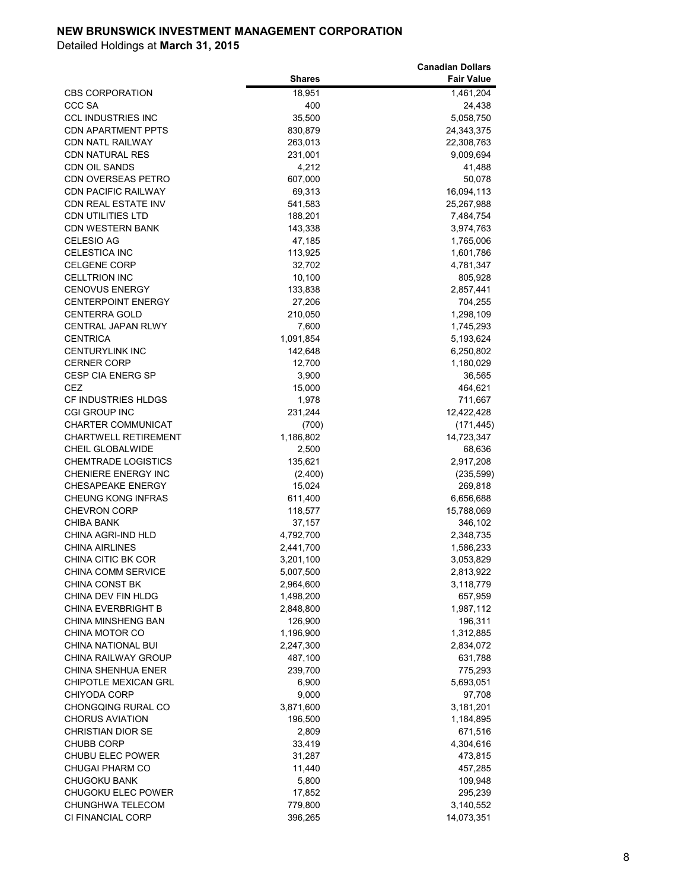**NEW BRUNSWICK INVESTMENT MANAGEMENT CORPORATION**

Detailed Holdings at **March 31, 2015**

| | Shares | Canadian Dollars Fair Value |
|---|---|---|
| CBS CORPORATION | 18,951 | 1,461,204 |
| CCC SA | 400 | 24,438 |
| CCL INDUSTRIES INC | 35,500 | 5,058,750 |
| CDN APARTMENT PPTS | 830,879 | 24,343,375 |
| CDN NATL RAILWAY | 263,013 | 22,308,763 |
| CDN NATURAL RES | 231,001 | 9,009,694 |
| CDN OIL SANDS | 4,212 | 41,488 |
| CDN OVERSEAS PETRO | 607,000 | 50,078 |
| CDN PACIFIC RAILWAY | 69,313 | 16,094,113 |
| CDN REAL ESTATE INV | 541,583 | 25,267,988 |
| CDN UTILITIES LTD | 188,201 | 7,484,754 |
| CDN WESTERN BANK | 143,338 | 3,974,763 |
| CELESIO AG | 47,185 | 1,765,006 |
| CELESTICA INC | 113,925 | 1,601,786 |
| CELGENE CORP | 32,702 | 4,781,347 |
| CELLTRION INC | 10,100 | 805,928 |
| CENOVUS ENERGY | 133,838 | 2,857,441 |
| CENTERPOINT ENERGY | 27,206 | 704,255 |
| CENTERRA GOLD | 210,050 | 1,298,109 |
| CENTRAL JAPAN RLWY | 7,600 | 1,745,293 |
| CENTRICA | 1,091,854 | 5,193,624 |
| CENTURYLINK INC | 142,648 | 6,250,802 |
| CERNER CORP | 12,700 | 1,180,029 |
| CESP CIA ENERG SP | 3,900 | 36,565 |
| CEZ | 15,000 | 464,621 |
| CF INDUSTRIES HLDGS | 1,978 | 711,667 |
| CGI GROUP INC | 231,244 | 12,422,428 |
| CHARTER COMMUNICAT | (700) | (171,445) |
| CHARTWELL RETIREMENT | 1,186,802 | 14,723,347 |
| CHEIL GLOBALWIDE | 2,500 | 68,636 |
| CHEMTRADE LOGISTICS | 135,621 | 2,917,208 |
| CHENIERE ENERGY INC | (2,400) | (235,599) |
| CHESAPEAKE ENERGY | 15,024 | 269,818 |
| CHEUNG KONG INFRAS | 611,400 | 6,656,688 |
| CHEVRON CORP | 118,577 | 15,788,069 |
| CHIBA BANK | 37,157 | 346,102 |
| CHINA AGRI-IND HLD | 4,792,700 | 2,348,735 |
| CHINA AIRLINES | 2,441,700 | 1,586,233 |
| CHINA CITIC BK COR | 3,201,100 | 3,053,829 |
| CHINA COMM SERVICE | 5,007,500 | 2,813,922 |
| CHINA CONST BK | 2,964,600 | 3,118,779 |
| CHINA DEV FIN HLDG | 1,498,200 | 657,959 |
| CHINA EVERBRIGHT B | 2,848,800 | 1,987,112 |
| CHINA MINSHENG BAN | 126,900 | 196,311 |
| CHINA MOTOR CO | 1,196,900 | 1,312,885 |
| CHINA NATIONAL BUI | 2,247,300 | 2,834,072 |
| CHINA RAILWAY GROUP | 487,100 | 631,788 |
| CHINA SHENHUA ENER | 239,700 | 775,293 |
| CHIPOTLE MEXICAN GRL | 6,900 | 5,693,051 |
| CHIYODA CORP | 9,000 | 97,708 |
| CHONGQING RURAL CO | 3,871,600 | 3,181,201 |
| CHORUS AVIATION | 196,500 | 1,184,895 |
| CHRISTIAN DIOR SE | 2,809 | 671,516 |
| CHUBB CORP | 33,419 | 4,304,616 |
| CHUBU ELEC POWER | 31,287 | 473,815 |
| CHUGAI PHARM CO | 11,440 | 457,285 |
| CHUGOKU BANK | 5,800 | 109,948 |
| CHUGOKU ELEC POWER | 17,852 | 295,239 |
| CHUNGHWA TELECOM | 779,800 | 3,140,552 |
| CI FINANCIAL CORP | 396,265 | 14,073,351 |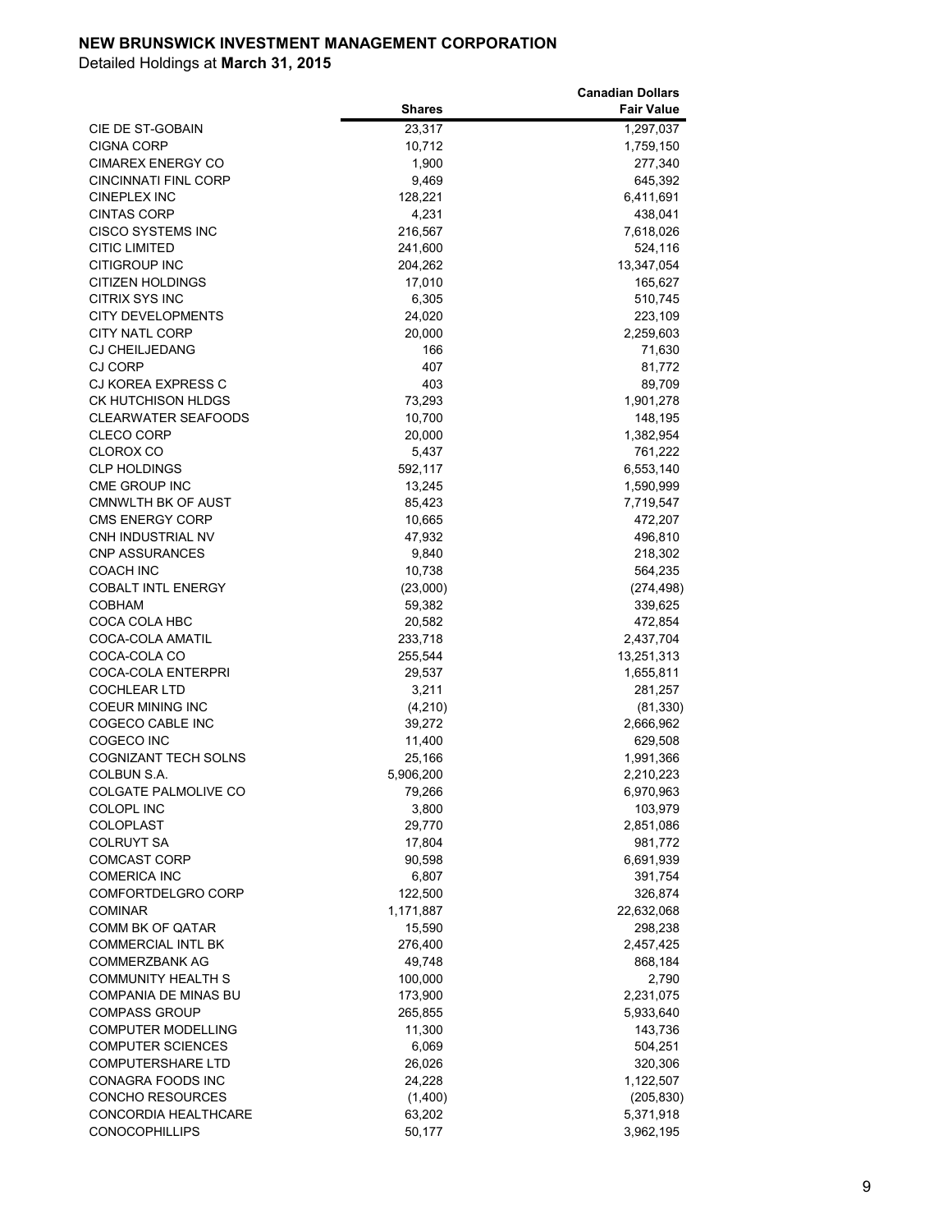**NEW BRUNSWICK INVESTMENT MANAGEMENT CORPORATION**

Detailed Holdings at **March 31, 2015**

| | Shares | Canadian Dollars Fair Value |
|---|---|---|
| CIE DE ST-GOBAIN | 23,317 | 1,297,037 |
| CIGNA CORP | 10,712 | 1,759,150 |
| CIMAREX ENERGY CO | 1,900 | 277,340 |
| CINCINNATI FINL CORP | 9,469 | 645,392 |
| CINEPLEX INC | 128,221 | 6,411,691 |
| CINTAS CORP | 4,231 | 438,041 |
| CISCO SYSTEMS INC | 216,567 | 7,618,026 |
| CITIC LIMITED | 241,600 | 524,116 |
| CITIGROUP INC | 204,262 | 13,347,054 |
| CITIZEN HOLDINGS | 17,010 | 165,627 |
| CITRIX SYS INC | 6,305 | 510,745 |
| CITY DEVELOPMENTS | 24,020 | 223,109 |
| CITY NATL CORP | 20,000 | 2,259,603 |
| CJ CHEILJEDANG | 166 | 71,630 |
| CJ CORP | 407 | 81,772 |
| CJ KOREA EXPRESS C | 403 | 89,709 |
| CK HUTCHISON HLDGS | 73,293 | 1,901,278 |
| CLEARWATER SEAFOODS | 10,700 | 148,195 |
| CLECO CORP | 20,000 | 1,382,954 |
| CLOROX CO | 5,437 | 761,222 |
| CLP HOLDINGS | 592,117 | 6,553,140 |
| CME GROUP INC | 13,245 | 1,590,999 |
| CMNWLTH BK OF AUST | 85,423 | 7,719,547 |
| CMS ENERGY CORP | 10,665 | 472,207 |
| CNH INDUSTRIAL NV | 47,932 | 496,810 |
| CNP ASSURANCES | 9,840 | 218,302 |
| COACH INC | 10,738 | 564,235 |
| COBALT INTL ENERGY | (23,000) | (274,498) |
| COBHAM | 59,382 | 339,625 |
| COCA COLA HBC | 20,582 | 472,854 |
| COCA-COLA AMATIL | 233,718 | 2,437,704 |
| COCA-COLA CO | 255,544 | 13,251,313 |
| COCA-COLA ENTERPRI | 29,537 | 1,655,811 |
| COCHLEAR LTD | 3,211 | 281,257 |
| COEUR MINING INC | (4,210) | (81,330) |
| COGECO CABLE INC | 39,272 | 2,666,962 |
| COGECO INC | 11,400 | 629,508 |
| COGNIZANT TECH SOLNS | 25,166 | 1,991,366 |
| COLBUN S.A. | 5,906,200 | 2,210,223 |
| COLGATE PALMOLIVE CO | 79,266 | 6,970,963 |
| COLOPL INC | 3,800 | 103,979 |
| COLOPLAST | 29,770 | 2,851,086 |
| COLRUYT SA | 17,804 | 981,772 |
| COMCAST CORP | 90,598 | 6,691,939 |
| COMERICA INC | 6,807 | 391,754 |
| COMFORTDELGRO CORP | 122,500 | 326,874 |
| COMINAR | 1,171,887 | 22,632,068 |
| COMM BK OF QATAR | 15,590 | 298,238 |
| COMMERCIAL INTL BK | 276,400 | 2,457,425 |
| COMMERZBANK AG | 49,748 | 868,184 |
| COMMUNITY HEALTH S | 100,000 | 2,790 |
| COMPANIA DE MINAS BU | 173,900 | 2,231,075 |
| COMPASS GROUP | 265,855 | 5,933,640 |
| COMPUTER MODELLING | 11,300 | 143,736 |
| COMPUTER SCIENCES | 6,069 | 504,251 |
| COMPUTERSHARE LTD | 26,026 | 320,306 |
| CONAGRA FOODS INC | 24,228 | 1,122,507 |
| CONCHO RESOURCES | (1,400) | (205,830) |
| CONCORDIA HEALTHCARE | 63,202 | 5,371,918 |
| CONOCOPHILLIPS | 50,177 | 3,962,195 |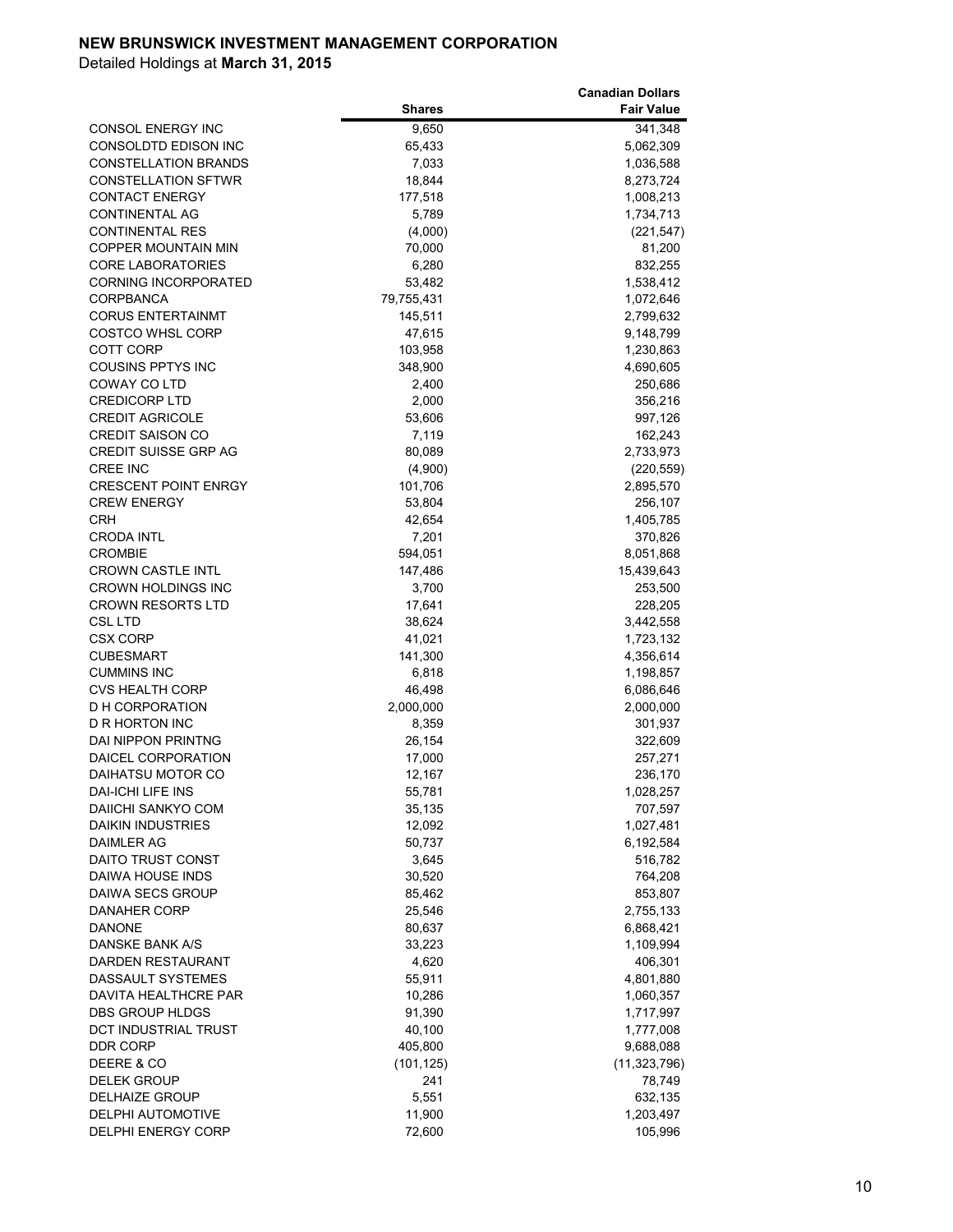**NEW BRUNSWICK INVESTMENT MANAGEMENT CORPORATION**

Detailed Holdings at **March 31, 2015**

| | Shares | Canadian Dollars Fair Value |
|---|---|---|
| CONSOL ENERGY INC | 9,650 | 341,348 |
| CONSOLDTD EDISON INC | 65,433 | 5,062,309 |
| CONSTELLATION BRANDS | 7,033 | 1,036,588 |
| CONSTELLATION SFTWR | 18,844 | 8,273,724 |
| CONTACT ENERGY | 177,518 | 1,008,213 |
| CONTINENTAL AG | 5,789 | 1,734,713 |
| CONTINENTAL RES | (4,000) | (221,547) |
| COPPER MOUNTAIN MIN | 70,000 | 81,200 |
| CORE LABORATORIES | 6,280 | 832,255 |
| CORNING INCORPORATED | 53,482 | 1,538,412 |
| CORPBANCA | 79,755,431 | 1,072,646 |
| CORUS ENTERTAINMT | 145,511 | 2,799,632 |
| COSTCO WHSL CORP | 47,615 | 9,148,799 |
| COTT CORP | 103,958 | 1,230,863 |
| COUSINS PPTYS INC | 348,900 | 4,690,605 |
| COWAY CO LTD | 2,400 | 250,686 |
| CREDICORP LTD | 2,000 | 356,216 |
| CREDIT AGRICOLE | 53,606 | 997,126 |
| CREDIT SAISON CO | 7,119 | 162,243 |
| CREDIT SUISSE GRP AG | 80,089 | 2,733,973 |
| CREE INC | (4,900) | (220,559) |
| CRESCENT POINT ENRGY | 101,706 | 2,895,570 |
| CREW ENERGY | 53,804 | 256,107 |
| CRH | 42,654 | 1,405,785 |
| CRODA INTL | 7,201 | 370,826 |
| CROMBIE | 594,051 | 8,051,868 |
| CROWN CASTLE INTL | 147,486 | 15,439,643 |
| CROWN HOLDINGS INC | 3,700 | 253,500 |
| CROWN RESORTS LTD | 17,641 | 228,205 |
| CSL LTD | 38,624 | 3,442,558 |
| CSX CORP | 41,021 | 1,723,132 |
| CUBESMART | 141,300 | 4,356,614 |
| CUMMINS INC | 6,818 | 1,198,857 |
| CVS HEALTH CORP | 46,498 | 6,086,646 |
| D H CORPORATION | 2,000,000 | 2,000,000 |
| D R HORTON INC | 8,359 | 301,937 |
| DAI NIPPON PRINTNG | 26,154 | 322,609 |
| DAICEL CORPORATION | 17,000 | 257,271 |
| DAIHATSU MOTOR CO | 12,167 | 236,170 |
| DAI-ICHI LIFE INS | 55,781 | 1,028,257 |
| DAIICHI SANKYO COM | 35,135 | 707,597 |
| DAIKIN INDUSTRIES | 12,092 | 1,027,481 |
| DAIMLER AG | 50,737 | 6,192,584 |
| DAITO TRUST CONST | 3,645 | 516,782 |
| DAIWA HOUSE INDS | 30,520 | 764,208 |
| DAIWA SECS GROUP | 85,462 | 853,807 |
| DANAHER CORP | 25,546 | 2,755,133 |
| DANONE | 80,637 | 6,868,421 |
| DANSKE BANK A/S | 33,223 | 1,109,994 |
| DARDEN RESTAURANT | 4,620 | 406,301 |
| DASSAULT SYSTEMES | 55,911 | 4,801,880 |
| DAVITA HEALTHCRE PAR | 10,286 | 1,060,357 |
| DBS GROUP HLDGS | 91,390 | 1,717,997 |
| DCT INDUSTRIAL TRUST | 40,100 | 1,777,008 |
| DDR CORP | 405,800 | 9,688,088 |
| DEERE & CO | (101,125) | (11,323,796) |
| DELEK GROUP | 241 | 78,749 |
| DELHAIZE GROUP | 5,551 | 632,135 |
| DELPHI AUTOMOTIVE | 11,900 | 1,203,497 |
| DELPHI ENERGY CORP | 72,600 | 105,996 |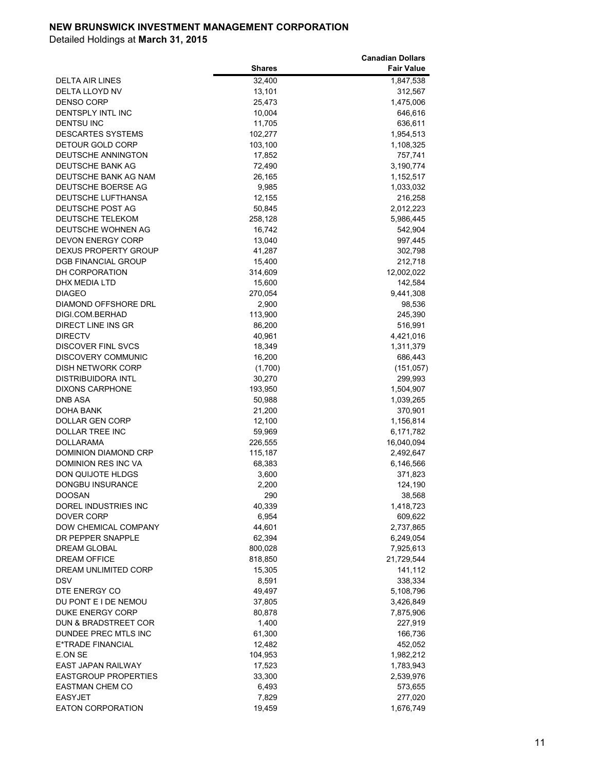**NEW BRUNSWICK INVESTMENT MANAGEMENT CORPORATION**

Detailed Holdings at **March 31, 2015**

| | Shares | Canadian Dollars Fair Value |
|---|---|---|
| DELTA AIR LINES | 32,400 | 1,847,538 |
| DELTA LLOYD NV | 13,101 | 312,567 |
| DENSO CORP | 25,473 | 1,475,006 |
| DENTSPLY INTL INC | 10,004 | 646,616 |
| DENTSU INC | 11,705 | 636,611 |
| DESCARTES SYSTEMS | 102,277 | 1,954,513 |
| DETOUR GOLD CORP | 103,100 | 1,108,325 |
| DEUTSCHE ANNINGTON | 17,852 | 757,741 |
| DEUTSCHE BANK AG | 72,490 | 3,190,774 |
| DEUTSCHE BANK AG NAM | 26,165 | 1,152,517 |
| DEUTSCHE BOERSE AG | 9,985 | 1,033,032 |
| DEUTSCHE LUFTHANSA | 12,155 | 216,258 |
| DEUTSCHE POST AG | 50,845 | 2,012,223 |
| DEUTSCHE TELEKOM | 258,128 | 5,986,445 |
| DEUTSCHE WOHNEN AG | 16,742 | 542,904 |
| DEVON ENERGY CORP | 13,040 | 997,445 |
| DEXUS PROPERTY GROUP | 41,287 | 302,798 |
| DGB FINANCIAL GROUP | 15,400 | 212,718 |
| DH CORPORATION | 314,609 | 12,002,022 |
| DHX MEDIA LTD | 15,600 | 142,584 |
| DIAGEO | 270,054 | 9,441,308 |
| DIAMOND OFFSHORE DRL | 2,900 | 98,536 |
| DIGI.COM.BERHAD | 113,900 | 245,390 |
| DIRECT LINE INS GR | 86,200 | 516,991 |
| DIRECTV | 40,961 | 4,421,016 |
| DISCOVER FINL SVCS | 18,349 | 1,311,379 |
| DISCOVERY COMMUNIC | 16,200 | 686,443 |
| DISH NETWORK CORP | (1,700) | (151,057) |
| DISTRIBUIDORA INTL | 30,270 | 299,993 |
| DIXONS CARPHONE | 193,950 | 1,504,907 |
| DNB ASA | 50,988 | 1,039,265 |
| DOHA BANK | 21,200 | 370,901 |
| DOLLAR GEN CORP | 12,100 | 1,156,814 |
| DOLLAR TREE INC | 59,969 | 6,171,782 |
| DOLLARAMA | 226,555 | 16,040,094 |
| DOMINION DIAMOND CRP | 115,187 | 2,492,647 |
| DOMINION RES INC VA | 68,383 | 6,146,566 |
| DON QUIJOTE HLDGS | 3,600 | 371,823 |
| DONGBU INSURANCE | 2,200 | 124,190 |
| DOOSAN | 290 | 38,568 |
| DOREL INDUSTRIES INC | 40,339 | 1,418,723 |
| DOVER CORP | 6,954 | 609,622 |
| DOW CHEMICAL COMPANY | 44,601 | 2,737,865 |
| DR PEPPER SNAPPLE | 62,394 | 6,249,054 |
| DREAM GLOBAL | 800,028 | 7,925,613 |
| DREAM OFFICE | 818,850 | 21,729,544 |
| DREAM UNLIMITED CORP | 15,305 | 141,112 |
| DSV | 8,591 | 338,334 |
| DTE ENERGY CO | 49,497 | 5,108,796 |
| DU PONT E I DE NEMOU | 37,805 | 3,426,849 |
| DUKE ENERGY CORP | 80,878 | 7,875,906 |
| DUN & BRADSTREET COR | 1,400 | 227,919 |
| DUNDEE PREC MTLS INC | 61,300 | 166,736 |
| E*TRADE FINANCIAL | 12,482 | 452,052 |
| E.ON SE | 104,953 | 1,982,212 |
| EAST JAPAN RAILWAY | 17,523 | 1,783,943 |
| EASTGROUP PROPERTIES | 33,300 | 2,539,976 |
| EASTMAN CHEM CO | 6,493 | 573,655 |
| EASYJET | 7,829 | 277,020 |
| EATON CORPORATION | 19,459 | 1,676,749 |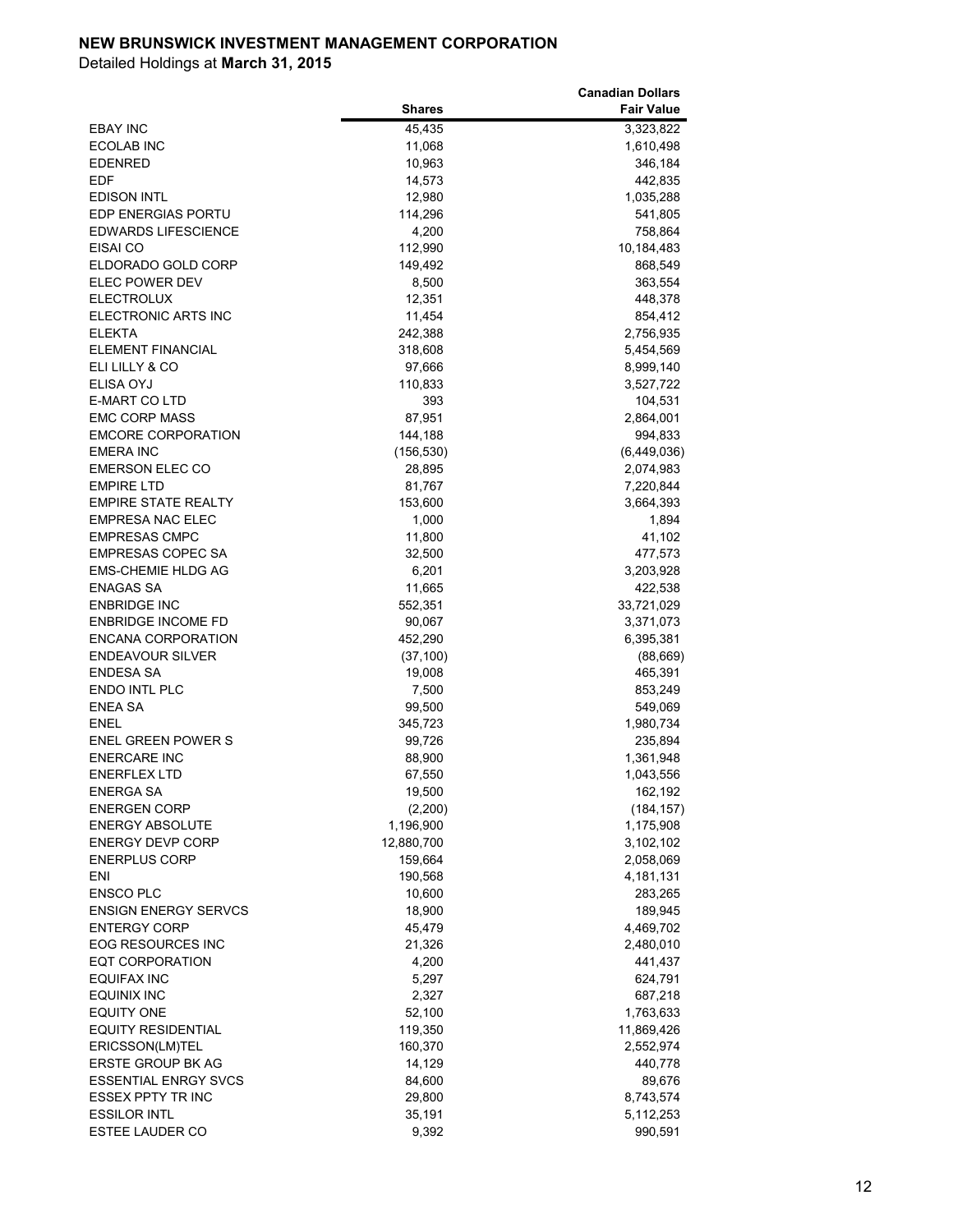**NEW BRUNSWICK INVESTMENT MANAGEMENT CORPORATION**

Detailed Holdings at **March 31, 2015**

| | Shares | Canadian Dollars Fair Value |
|---|---|---|
| EBAY INC | 45,435 | 3,323,822 |
| ECOLAB INC | 11,068 | 1,610,498 |
| EDENRED | 10,963 | 346,184 |
| EDF | 14,573 | 442,835 |
| EDISON INTL | 12,980 | 1,035,288 |
| EDP ENERGIAS PORTU | 114,296 | 541,805 |
| EDWARDS LIFESCIENCE | 4,200 | 758,864 |
| EISAI CO | 112,990 | 10,184,483 |
| ELDORADO GOLD CORP | 149,492 | 868,549 |
| ELEC POWER DEV | 8,500 | 363,554 |
| ELECTROLUX | 12,351 | 448,378 |
| ELECTRONIC ARTS INC | 11,454 | 854,412 |
| ELEKTA | 242,388 | 2,756,935 |
| ELEMENT FINANCIAL | 318,608 | 5,454,569 |
| ELI LILLY & CO | 97,666 | 8,999,140 |
| ELISA OYJ | 110,833 | 3,527,722 |
| E-MART CO LTD | 393 | 104,531 |
| EMC CORP MASS | 87,951 | 2,864,001 |
| EMCORE CORPORATION | 144,188 | 994,833 |
| EMERA INC | (156,530) | (6,449,036) |
| EMERSON ELEC CO | 28,895 | 2,074,983 |
| EMPIRE LTD | 81,767 | 7,220,844 |
| EMPIRE STATE REALTY | 153,600 | 3,664,393 |
| EMPRESA NAC ELEC | 1,000 | 1,894 |
| EMPRESAS CMPC | 11,800 | 41,102 |
| EMPRESAS COPEC SA | 32,500 | 477,573 |
| EMS-CHEMIE HLDG AG | 6,201 | 3,203,928 |
| ENAGAS SA | 11,665 | 422,538 |
| ENBRIDGE INC | 552,351 | 33,721,029 |
| ENBRIDGE INCOME FD | 90,067 | 3,371,073 |
| ENCANA CORPORATION | 452,290 | 6,395,381 |
| ENDEAVOUR SILVER | (37,100) | (88,669) |
| ENDESA SA | 19,008 | 465,391 |
| ENDO INTL PLC | 7,500 | 853,249 |
| ENEA SA | 99,500 | 549,069 |
| ENEL | 345,723 | 1,980,734 |
| ENEL GREEN POWER S | 99,726 | 235,894 |
| ENERCARE INC | 88,900 | 1,361,948 |
| ENERFLEX LTD | 67,550 | 1,043,556 |
| ENERGA SA | 19,500 | 162,192 |
| ENERGEN CORP | (2,200) | (184,157) |
| ENERGY ABSOLUTE | 1,196,900 | 1,175,908 |
| ENERGY DEVP CORP | 12,880,700 | 3,102,102 |
| ENERPLUS CORP | 159,664 | 2,058,069 |
| ENI | 190,568 | 4,181,131 |
| ENSCO PLC | 10,600 | 283,265 |
| ENSIGN ENERGY SERVCS | 18,900 | 189,945 |
| ENTERGY CORP | 45,479 | 4,469,702 |
| EOG RESOURCES INC | 21,326 | 2,480,010 |
| EQT CORPORATION | 4,200 | 441,437 |
| EQUIFAX INC | 5,297 | 624,791 |
| EQUINIX INC | 2,327 | 687,218 |
| EQUITY ONE | 52,100 | 1,763,633 |
| EQUITY RESIDENTIAL | 119,350 | 11,869,426 |
| ERICSSON(LM)TEL | 160,370 | 2,552,974 |
| ERSTE GROUP BK AG | 14,129 | 440,778 |
| ESSENTIAL ENRGY SVCS | 84,600 | 89,676 |
| ESSEX PPTY TR INC | 29,800 | 8,743,574 |
| ESSILOR INTL | 35,191 | 5,112,253 |
| ESTEE LAUDER CO | 9,392 | 990,591 |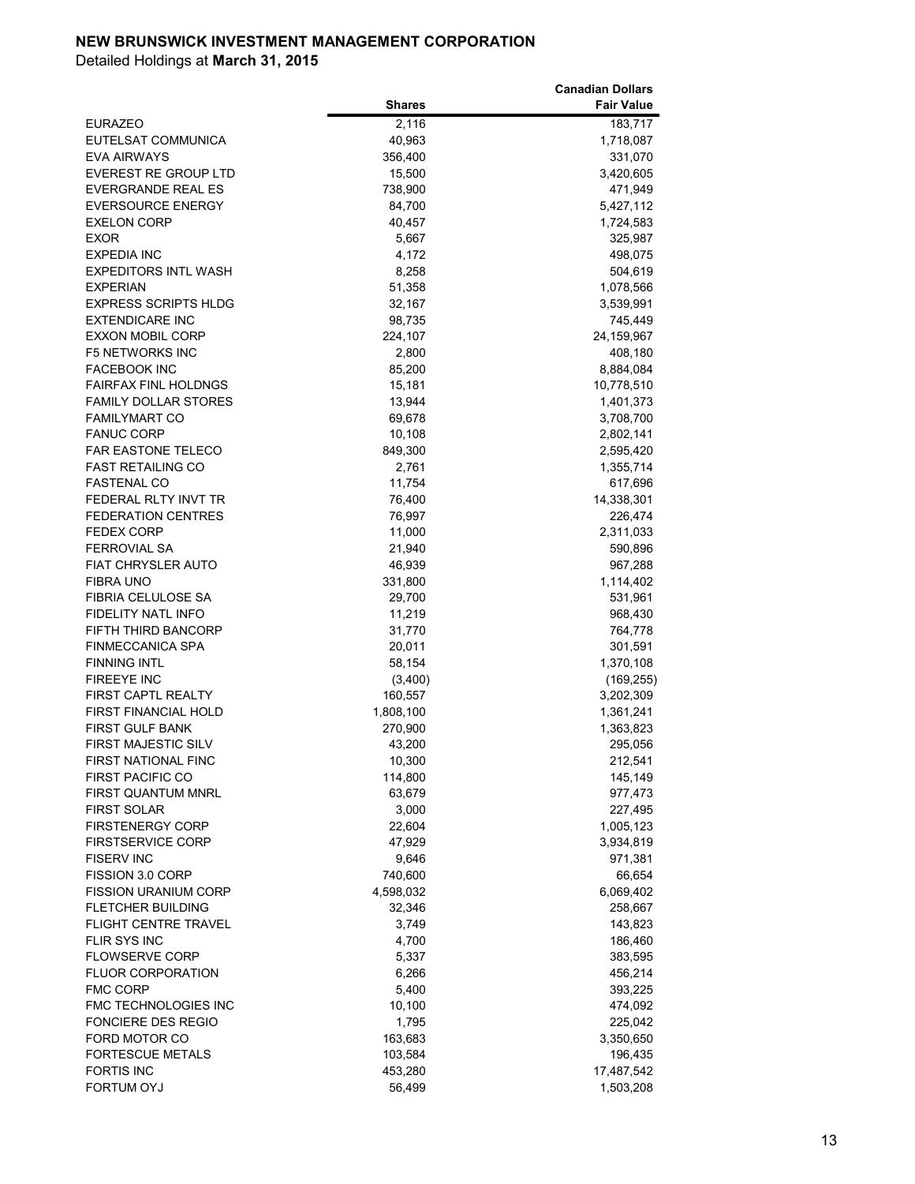**NEW BRUNSWICK INVESTMENT MANAGEMENT CORPORATION**

Detailed Holdings at **March 31, 2015**

| | Shares | Canadian Dollars Fair Value |
|---|---|---|
| EURAZEO | 2,116 | 183,717 |
| EUTELSAT COMMUNICA | 40,963 | 1,718,087 |
| EVA AIRWAYS | 356,400 | 331,070 |
| EVEREST RE GROUP LTD | 15,500 | 3,420,605 |
| EVERGRANDE REAL ES | 738,900 | 471,949 |
| EVERSOURCE ENERGY | 84,700 | 5,427,112 |
| EXELON CORP | 40,457 | 1,724,583 |
| EXOR | 5,667 | 325,987 |
| EXPEDIA INC | 4,172 | 498,075 |
| EXPEDITORS INTL WASH | 8,258 | 504,619 |
| EXPERIAN | 51,358 | 1,078,566 |
| EXPRESS SCRIPTS HLDG | 32,167 | 3,539,991 |
| EXTENDICARE INC | 98,735 | 745,449 |
| EXXON MOBIL CORP | 224,107 | 24,159,967 |
| F5 NETWORKS INC | 2,800 | 408,180 |
| FACEBOOK INC | 85,200 | 8,884,084 |
| FAIRFAX FINL HOLDNGS | 15,181 | 10,778,510 |
| FAMILY DOLLAR STORES | 13,944 | 1,401,373 |
| FAMILYMART CO | 69,678 | 3,708,700 |
| FANUC CORP | 10,108 | 2,802,141 |
| FAR EASTONE TELECO | 849,300 | 2,595,420 |
| FAST RETAILING CO | 2,761 | 1,355,714 |
| FASTENAL CO | 11,754 | 617,696 |
| FEDERAL RLTY INVT TR | 76,400 | 14,338,301 |
| FEDERATION CENTRES | 76,997 | 226,474 |
| FEDEX CORP | 11,000 | 2,311,033 |
| FERROVIAL SA | 21,940 | 590,896 |
| FIAT CHRYSLER AUTO | 46,939 | 967,288 |
| FIBRA UNO | 331,800 | 1,114,402 |
| FIBRIA CELULOSE SA | 29,700 | 531,961 |
| FIDELITY NATL INFO | 11,219 | 968,430 |
| FIFTH THIRD BANCORP | 31,770 | 764,778 |
| FINMECCANICA SPA | 20,011 | 301,591 |
| FINNING INTL | 58,154 | 1,370,108 |
| FIREEYE INC | (3,400) | (169,255) |
| FIRST CAPTL REALTY | 160,557 | 3,202,309 |
| FIRST FINANCIAL HOLD | 1,808,100 | 1,361,241 |
| FIRST GULF BANK | 270,900 | 1,363,823 |
| FIRST MAJESTIC SILV | 43,200 | 295,056 |
| FIRST NATIONAL FINC | 10,300 | 212,541 |
| FIRST PACIFIC CO | 114,800 | 145,149 |
| FIRST QUANTUM MNRL | 63,679 | 977,473 |
| FIRST SOLAR | 3,000 | 227,495 |
| FIRSTENERGY CORP | 22,604 | 1,005,123 |
| FIRSTSERVICE CORP | 47,929 | 3,934,819 |
| FISERV INC | 9,646 | 971,381 |
| FISSION 3.0 CORP | 740,600 | 66,654 |
| FISSION URANIUM CORP | 4,598,032 | 6,069,402 |
| FLETCHER BUILDING | 32,346 | 258,667 |
| FLIGHT CENTRE TRAVEL | 3,749 | 143,823 |
| FLIR SYS INC | 4,700 | 186,460 |
| FLOWSERVE CORP | 5,337 | 383,595 |
| FLUOR CORPORATION | 6,266 | 456,214 |
| FMC CORP | 5,400 | 393,225 |
| FMC TECHNOLOGIES INC | 10,100 | 474,092 |
| FONCIERE DES REGIO | 1,795 | 225,042 |
| FORD MOTOR CO | 163,683 | 3,350,650 |
| FORTESCUE METALS | 103,584 | 196,435 |
| FORTIS INC | 453,280 | 17,487,542 |
| FORTUM OYJ | 56,499 | 1,503,208 |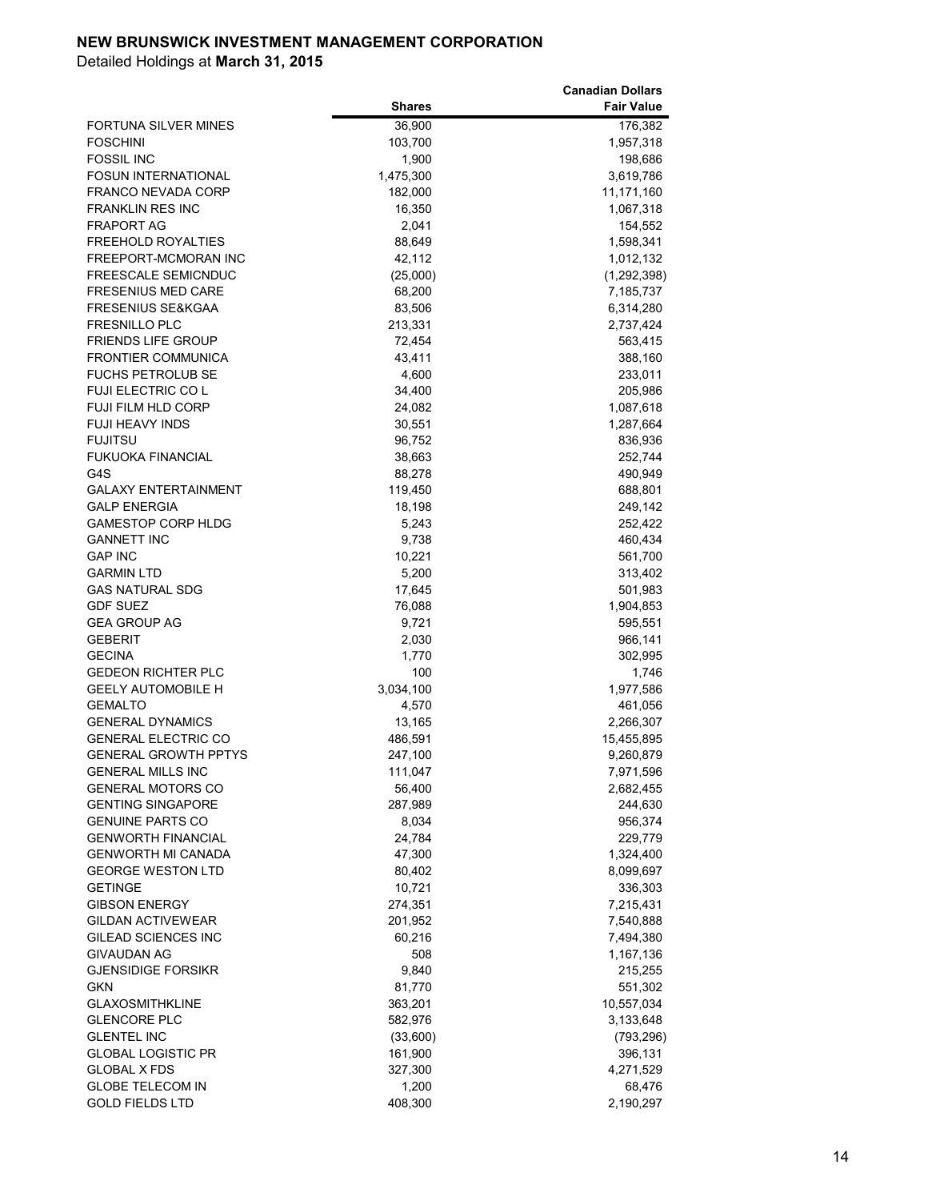**NEW BRUNSWICK INVESTMENT MANAGEMENT CORPORATION**

Detailed Holdings at **March 31, 2015**

| | Shares | Canadian Dollars Fair Value |
|---|---|---|
| FORTUNA SILVER MINES | 36,900 | 176,382 |
| FOSCHINI | 103,700 | 1,957,318 |
| FOSSIL INC | 1,900 | 198,686 |
| FOSUN INTERNATIONAL | 1,475,300 | 3,619,786 |
| FRANCO NEVADA CORP | 182,000 | 11,171,160 |
| FRANKLIN RES INC | 16,350 | 1,067,318 |
| FRAPORT AG | 2,041 | 154,552 |
| FREEHOLD ROYALTIES | 88,649 | 1,598,341 |
| FREEPORT-MCMORAN INC | 42,112 | 1,012,132 |
| FREESCALE SEMICNDUC | (25,000) | (1,292,398) |
| FRESENIUS MED CARE | 68,200 | 7,185,737 |
| FRESENIUS SE&KGAA | 83,506 | 6,314,280 |
| FRESNILLO PLC | 213,331 | 2,737,424 |
| FRIENDS LIFE GROUP | 72,454 | 563,415 |
| FRONTIER COMMUNICA | 43,411 | 388,160 |
| FUCHS PETROLUB SE | 4,600 | 233,011 |
| FUJI ELECTRIC CO L | 34,400 | 205,986 |
| FUJI FILM HLD CORP | 24,082 | 1,087,618 |
| FUJI HEAVY INDS | 30,551 | 1,287,664 |
| FUJITSU | 96,752 | 836,936 |
| FUKUOKA FINANCIAL | 38,663 | 252,744 |
| G4S | 88,278 | 490,949 |
| GALAXY ENTERTAINMENT | 119,450 | 688,801 |
| GALP ENERGIA | 18,198 | 249,142 |
| GAMESTOP CORP HLDG | 5,243 | 252,422 |
| GANNETT INC | 9,738 | 460,434 |
| GAP INC | 10,221 | 561,700 |
| GARMIN LTD | 5,200 | 313,402 |
| GAS NATURAL SDG | 17,645 | 501,983 |
| GDF SUEZ | 76,088 | 1,904,853 |
| GEA GROUP AG | 9,721 | 595,551 |
| GEBERIT | 2,030 | 966,141 |
| GECINA | 1,770 | 302,995 |
| GEDEON RICHTER PLC | 100 | 1,746 |
| GEELY AUTOMOBILE H | 3,034,100 | 1,977,586 |
| GEMALTO | 4,570 | 461,056 |
| GENERAL DYNAMICS | 13,165 | 2,266,307 |
| GENERAL ELECTRIC CO | 486,591 | 15,455,895 |
| GENERAL GROWTH PPTYS | 247,100 | 9,260,879 |
| GENERAL MILLS INC | 111,047 | 7,971,596 |
| GENERAL MOTORS CO | 56,400 | 2,682,455 |
| GENTING SINGAPORE | 287,989 | 244,630 |
| GENUINE PARTS CO | 8,034 | 956,374 |
| GENWORTH FINANCIAL | 24,784 | 229,779 |
| GENWORTH MI CANADA | 47,300 | 1,324,400 |
| GEORGE WESTON LTD | 80,402 | 8,099,697 |
| GETINGE | 10,721 | 336,303 |
| GIBSON ENERGY | 274,351 | 7,215,431 |
| GILDAN ACTIVEWEAR | 201,952 | 7,540,888 |
| GILEAD SCIENCES INC | 60,216 | 7,494,380 |
| GIVAUDAN AG | 508 | 1,167,136 |
| GJENSIDIGE FORSIKR | 9,840 | 215,255 |
| GKN | 81,770 | 551,302 |
| GLAXOSMITHKLINE | 363,201 | 10,557,034 |
| GLENCORE PLC | 582,976 | 3,133,648 |
| GLENTEL INC | (33,600) | (793,296) |
| GLOBAL LOGISTIC PR | 161,900 | 396,131 |
| GLOBAL X FDS | 327,300 | 4,271,529 |
| GLOBE TELECOM IN | 1,200 | 68,476 |
| GOLD FIELDS LTD | 408,300 | 2,190,297 |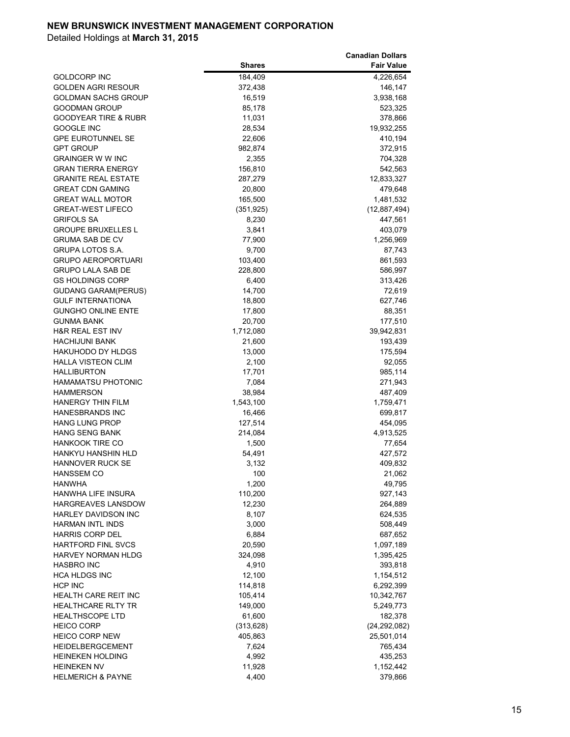**NEW BRUNSWICK INVESTMENT MANAGEMENT CORPORATION**

Detailed Holdings at **March 31, 2015**

| | Shares | Canadian Dollars Fair Value |
|---|---|---|
| GOLDCORP INC | 184,409 | 4,226,654 |
| GOLDEN AGRI RESOUR | 372,438 | 146,147 |
| GOLDMAN SACHS GROUP | 16,519 | 3,938,168 |
| GOODMAN GROUP | 85,178 | 523,325 |
| GOODYEAR TIRE & RUBR | 11,031 | 378,866 |
| GOOGLE INC | 28,534 | 19,932,255 |
| GPE EUROTUNNEL SE | 22,606 | 410,194 |
| GPT GROUP | 982,874 | 372,915 |
| GRAINGER W W INC | 2,355 | 704,328 |
| GRAN TIERRA ENERGY | 156,810 | 542,563 |
| GRANITE REAL ESTATE | 287,279 | 12,833,327 |
| GREAT CDN GAMING | 20,800 | 479,648 |
| GREAT WALL MOTOR | 165,500 | 1,481,532 |
| GREAT-WEST LIFECO | (351,925) | (12,887,494) |
| GRIFOLS SA | 8,230 | 447,561 |
| GROUPE BRUXELLES L | 3,841 | 403,079 |
| GRUMA SAB DE CV | 77,900 | 1,256,969 |
| GRUPA LOTOS S.A. | 9,700 | 87,743 |
| GRUPO AEROPORTUARI | 103,400 | 861,593 |
| GRUPO LALA SAB DE | 228,800 | 586,997 |
| GS HOLDINGS CORP | 6,400 | 313,426 |
| GUDANG GARAM(PERUS) | 14,700 | 72,619 |
| GULF INTERNATIONA | 18,800 | 627,746 |
| GUNGHO ONLINE ENTE | 17,800 | 88,351 |
| GUNMA BANK | 20,700 | 177,510 |
| H&R REAL EST INV | 1,712,080 | 39,942,831 |
| HACHIJUNI BANK | 21,600 | 193,439 |
| HAKUHODO DY HLDGS | 13,000 | 175,594 |
| HALLA VISTEON CLIM | 2,100 | 92,055 |
| HALLIBURTON | 17,701 | 985,114 |
| HAMAMATSU PHOTONIC | 7,084 | 271,943 |
| HAMMERSON | 38,984 | 487,409 |
| HANERGY THIN FILM | 1,543,100 | 1,759,471 |
| HANESBRANDS INC | 16,466 | 699,817 |
| HANG LUNG PROP | 127,514 | 454,095 |
| HANG SENG BANK | 214,084 | 4,913,525 |
| HANKOOK TIRE CO | 1,500 | 77,654 |
| HANKYU HANSHIN HLD | 54,491 | 427,572 |
| HANNOVER RUCK SE | 3,132 | 409,832 |
| HANSSEM CO | 100 | 21,062 |
| HANWHA | 1,200 | 49,795 |
| HANWHA LIFE INSURA | 110,200 | 927,143 |
| HARGREAVES LANSDOW | 12,230 | 264,889 |
| HARLEY DAVIDSON INC | 8,107 | 624,535 |
| HARMAN INTL INDS | 3,000 | 508,449 |
| HARRIS CORP DEL | 6,884 | 687,652 |
| HARTFORD FINL SVCS | 20,590 | 1,097,189 |
| HARVEY NORMAN HLDG | 324,098 | 1,395,425 |
| HASBRO INC | 4,910 | 393,818 |
| HCA HLDGS INC | 12,100 | 1,154,512 |
| HCP INC | 114,818 | 6,292,399 |
| HEALTH CARE REIT INC | 105,414 | 10,342,767 |
| HEALTHCARE RLTY TR | 149,000 | 5,249,773 |
| HEALTHSCOPE LTD | 61,600 | 182,378 |
| HEICO CORP | (313,628) | (24,292,082) |
| HEICO CORP NEW | 405,863 | 25,501,014 |
| HEIDELBERGCEMENT | 7,624 | 765,434 |
| HEINEKEN HOLDING | 4,992 | 435,253 |
| HEINEKEN NV | 11,928 | 1,152,442 |
| HELMERICH & PAYNE | 4,400 | 379,866 |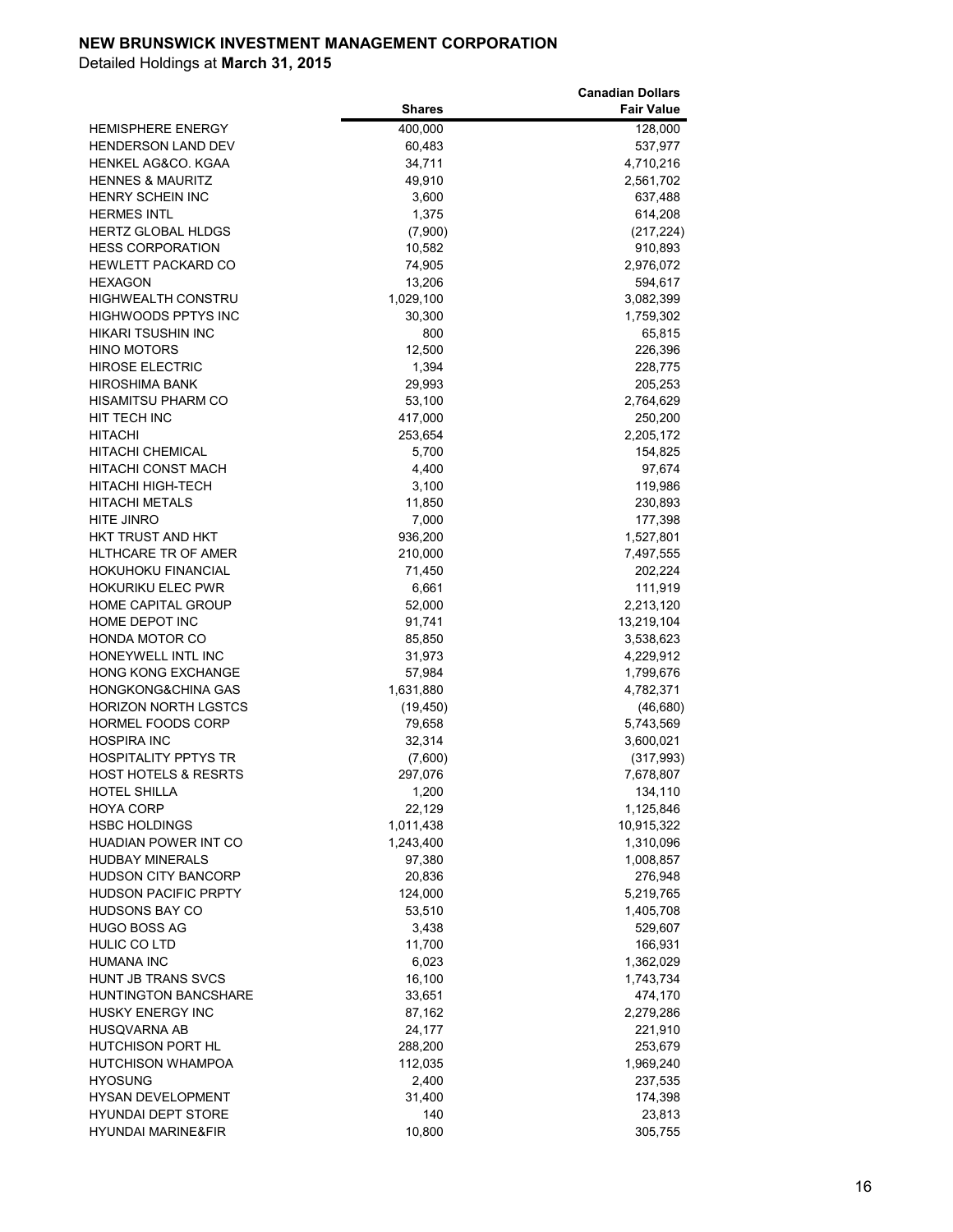**NEW BRUNSWICK INVESTMENT MANAGEMENT CORPORATION**

Detailed Holdings at **March 31, 2015**

| | Shares | Canadian Dollars Fair Value |
|---|---|---|
| HEMISPHERE ENERGY | 400,000 | 128,000 |
| HENDERSON LAND DEV | 60,483 | 537,977 |
| HENKEL AG&CO. KGAA | 34,711 | 4,710,216 |
| HENNES & MAURITZ | 49,910 | 2,561,702 |
| HENRY SCHEIN INC | 3,600 | 637,488 |
| HERMES INTL | 1,375 | 614,208 |
| HERTZ GLOBAL HLDGS | (7,900) | (217,224) |
| HESS CORPORATION | 10,582 | 910,893 |
| HEWLETT PACKARD CO | 74,905 | 2,976,072 |
| HEXAGON | 13,206 | 594,617 |
| HIGHWEALTH CONSTRU | 1,029,100 | 3,082,399 |
| HIGHWOODS PPTYS INC | 30,300 | 1,759,302 |
| HIKARI TSUSHIN INC | 800 | 65,815 |
| HINO MOTORS | 12,500 | 226,396 |
| HIROSE ELECTRIC | 1,394 | 228,775 |
| HIROSHIMA BANK | 29,993 | 205,253 |
| HISAMITSU PHARM CO | 53,100 | 2,764,629 |
| HIT TECH INC | 417,000 | 250,200 |
| HITACHI | 253,654 | 2,205,172 |
| HITACHI CHEMICAL | 5,700 | 154,825 |
| HITACHI CONST MACH | 4,400 | 97,674 |
| HITACHI HIGH-TECH | 3,100 | 119,986 |
| HITACHI METALS | 11,850 | 230,893 |
| HITE JINRO | 7,000 | 177,398 |
| HKT TRUST AND HKT | 936,200 | 1,527,801 |
| HLTHCARE TR OF AMER | 210,000 | 7,497,555 |
| HOKUHOKU FINANCIAL | 71,450 | 202,224 |
| HOKURIKU ELEC PWR | 6,661 | 111,919 |
| HOME CAPITAL GROUP | 52,000 | 2,213,120 |
| HOME DEPOT INC | 91,741 | 13,219,104 |
| HONDA MOTOR CO | 85,850 | 3,538,623 |
| HONEYWELL INTL INC | 31,973 | 4,229,912 |
| HONG KONG EXCHANGE | 57,984 | 1,799,676 |
| HONGKONG&CHINA GAS | 1,631,880 | 4,782,371 |
| HORIZON NORTH LGSTCS | (19,450) | (46,680) |
| HORMEL FOODS CORP | 79,658 | 5,743,569 |
| HOSPIRA INC | 32,314 | 3,600,021 |
| HOSPITALITY PPTYS TR | (7,600) | (317,993) |
| HOST HOTELS & RESRTS | 297,076 | 7,678,807 |
| HOTEL SHILLA | 1,200 | 134,110 |
| HOYA CORP | 22,129 | 1,125,846 |
| HSBC HOLDINGS | 1,011,438 | 10,915,322 |
| HUADIAN POWER INT CO | 1,243,400 | 1,310,096 |
| HUDBAY MINERALS | 97,380 | 1,008,857 |
| HUDSON CITY BANCORP | 20,836 | 276,948 |
| HUDSON PACIFIC PRPTY | 124,000 | 5,219,765 |
| HUDSONS BAY CO | 53,510 | 1,405,708 |
| HUGO BOSS AG | 3,438 | 529,607 |
| HULIC CO LTD | 11,700 | 166,931 |
| HUMANA INC | 6,023 | 1,362,029 |
| HUNT JB TRANS SVCS | 16,100 | 1,743,734 |
| HUNTINGTON BANCSHARE | 33,651 | 474,170 |
| HUSKY ENERGY INC | 87,162 | 2,279,286 |
| HUSQVARNA AB | 24,177 | 221,910 |
| HUTCHISON PORT HL | 288,200 | 253,679 |
| HUTCHISON WHAMPOA | 112,035 | 1,969,240 |
| HYOSUNG | 2,400 | 237,535 |
| HYSAN DEVELOPMENT | 31,400 | 174,398 |
| HYUNDAI DEPT STORE | 140 | 23,813 |
| HYUNDAI MARINE&FIR | 10,800 | 305,755 |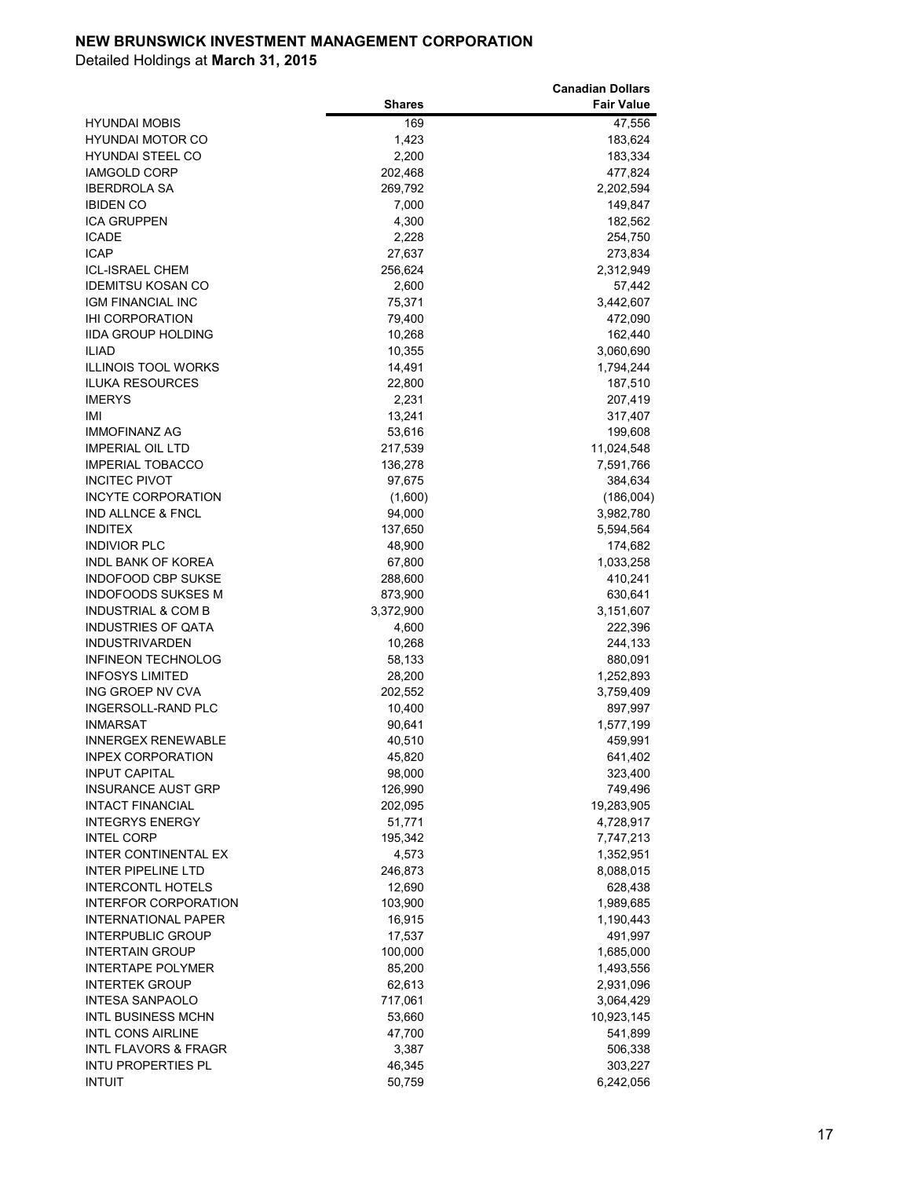**NEW BRUNSWICK INVESTMENT MANAGEMENT CORPORATION**

Detailed Holdings at **March 31, 2015**

| | Shares | Canadian Dollars Fair Value |
|---|---|---|
| HYUNDAI MOBIS | 169 | 47,556 |
| HYUNDAI MOTOR CO | 1,423 | 183,624 |
| HYUNDAI STEEL CO | 2,200 | 183,334 |
| IAMGOLD CORP | 202,468 | 477,824 |
| IBERDROLA SA | 269,792 | 2,202,594 |
| IBIDEN CO | 7,000 | 149,847 |
| ICA GRUPPEN | 4,300 | 182,562 |
| ICADE | 2,228 | 254,750 |
| ICAP | 27,637 | 273,834 |
| ICL-ISRAEL CHEM | 256,624 | 2,312,949 |
| IDEMITSU KOSAN CO | 2,600 | 57,442 |
| IGM FINANCIAL INC | 75,371 | 3,442,607 |
| IHI CORPORATION | 79,400 | 472,090 |
| IIDA GROUP HOLDING | 10,268 | 162,440 |
| ILIAD | 10,355 | 3,060,690 |
| ILLINOIS TOOL WORKS | 14,491 | 1,794,244 |
| ILUKA RESOURCES | 22,800 | 187,510 |
| IMERYS | 2,231 | 207,419 |
| IMI | 13,241 | 317,407 |
| IMMOFINANZ AG | 53,616 | 199,608 |
| IMPERIAL OIL LTD | 217,539 | 11,024,548 |
| IMPERIAL TOBACCO | 136,278 | 7,591,766 |
| INCITEC PIVOT | 97,675 | 384,634 |
| INCYTE CORPORATION | (1,600) | (186,004) |
| IND ALLNCE & FNCL | 94,000 | 3,982,780 |
| INDITEX | 137,650 | 5,594,564 |
| INDIVIOR PLC | 48,900 | 174,682 |
| INDL BANK OF KOREA | 67,800 | 1,033,258 |
| INDOFOOD CBP SUKSE | 288,600 | 410,241 |
| INDOFOODS SUKSES M | 873,900 | 630,641 |
| INDUSTRIAL & COM B | 3,372,900 | 3,151,607 |
| INDUSTRIES OF QATA | 4,600 | 222,396 |
| INDUSTRIVARDEN | 10,268 | 244,133 |
| INFINEON TECHNOLOG | 58,133 | 880,091 |
| INFOSYS LIMITED | 28,200 | 1,252,893 |
| ING GROEP NV CVA | 202,552 | 3,759,409 |
| INGERSOLL-RAND PLC | 10,400 | 897,997 |
| INMARSAT | 90,641 | 1,577,199 |
| INNERGEX RENEWABLE | 40,510 | 459,991 |
| INPEX CORPORATION | 45,820 | 641,402 |
| INPUT CAPITAL | 98,000 | 323,400 |
| INSURANCE AUST GRP | 126,990 | 749,496 |
| INTACT FINANCIAL | 202,095 | 19,283,905 |
| INTEGRYS ENERGY | 51,771 | 4,728,917 |
| INTEL CORP | 195,342 | 7,747,213 |
| INTER CONTINENTAL EX | 4,573 | 1,352,951 |
| INTER PIPELINE LTD | 246,873 | 8,088,015 |
| INTERCONTL HOTELS | 12,690 | 628,438 |
| INTERFOR CORPORATION | 103,900 | 1,989,685 |
| INTERNATIONAL PAPER | 16,915 | 1,190,443 |
| INTERPUBLIC GROUP | 17,537 | 491,997 |
| INTERTAIN GROUP | 100,000 | 1,685,000 |
| INTERTAPE POLYMER | 85,200 | 1,493,556 |
| INTERTEK GROUP | 62,613 | 2,931,096 |
| INTESA SANPAOLO | 717,061 | 3,064,429 |
| INTL BUSINESS MCHN | 53,660 | 10,923,145 |
| INTL CONS AIRLINE | 47,700 | 541,899 |
| INTL FLAVORS & FRAGR | 3,387 | 506,338 |
| INTU PROPERTIES PL | 46,345 | 303,227 |
| INTUIT | 50,759 | 6,242,056 |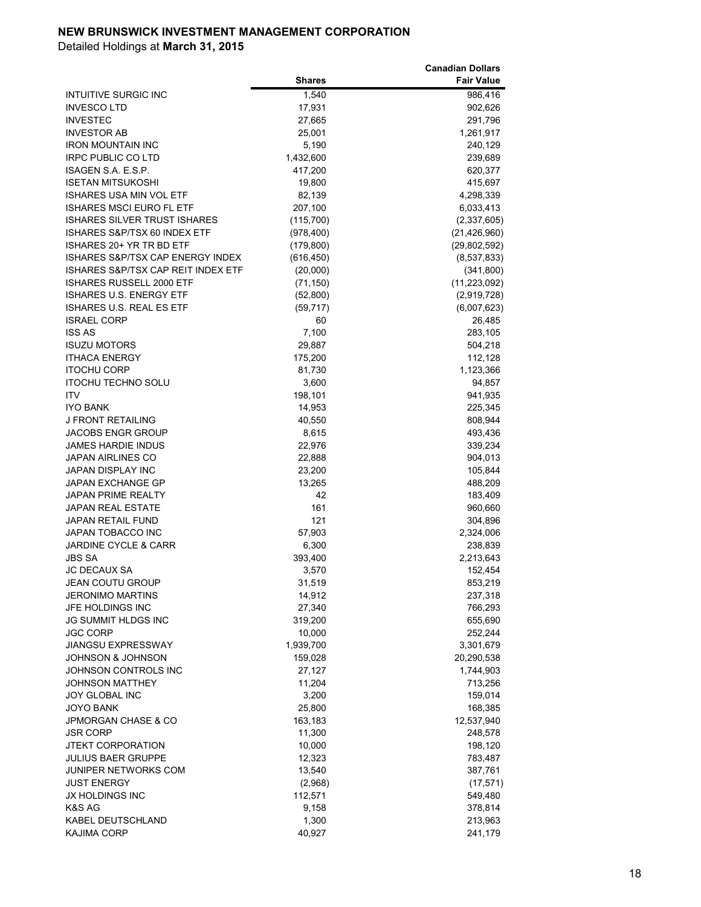**NEW BRUNSWICK INVESTMENT MANAGEMENT CORPORATION**

Detailed Holdings at **March 31, 2015**

| | Shares | Canadian Dollars Fair Value |
|---|---|---|
| INTUITIVE SURGIC INC | 1,540 | 986,416 |
| INVESCO LTD | 17,931 | 902,626 |
| INVESTEC | 27,665 | 291,796 |
| INVESTOR AB | 25,001 | 1,261,917 |
| IRON MOUNTAIN INC | 5,190 | 240,129 |
| IRPC PUBLIC CO LTD | 1,432,600 | 239,689 |
| ISAGEN S.A. E.S.P. | 417,200 | 620,377 |
| ISETAN MITSUKOSHI | 19,800 | 415,697 |
| ISHARES USA MIN VOL ETF | 82,139 | 4,298,339 |
| ISHARES MSCI EURO FL ETF | 207,100 | 6,033,413 |
| ISHARES SILVER TRUST ISHARES | (115,700) | (2,337,605) |
| ISHARES S&P/TSX 60 INDEX ETF | (978,400) | (21,426,960) |
| ISHARES 20+ YR TR BD ETF | (179,800) | (29,802,592) |
| ISHARES S&P/TSX CAP ENERGY INDEX | (616,450) | (8,537,833) |
| ISHARES S&P/TSX CAP REIT INDEX ETF | (20,000) | (341,800) |
| ISHARES RUSSELL 2000 ETF | (71,150) | (11,223,092) |
| ISHARES U.S. ENERGY ETF | (52,800) | (2,919,728) |
| ISHARES U.S. REAL ES ETF | (59,717) | (6,007,623) |
| ISRAEL CORP | 60 | 26,485 |
| ISS AS | 7,100 | 283,105 |
| ISUZU MOTORS | 29,887 | 504,218 |
| ITHACA ENERGY | 175,200 | 112,128 |
| ITOCHU CORP | 81,730 | 1,123,366 |
| ITOCHU TECHNO SOLU | 3,600 | 94,857 |
| ITV | 198,101 | 941,935 |
| IYO BANK | 14,953 | 225,345 |
| J FRONT RETAILING | 40,550 | 808,944 |
| JACOBS ENGR GROUP | 8,615 | 493,436 |
| JAMES HARDIE INDUS | 22,976 | 339,234 |
| JAPAN AIRLINES CO | 22,888 | 904,013 |
| JAPAN DISPLAY INC | 23,200 | 105,844 |
| JAPAN EXCHANGE GP | 13,265 | 488,209 |
| JAPAN PRIME REALTY | 42 | 183,409 |
| JAPAN REAL ESTATE | 161 | 960,660 |
| JAPAN RETAIL FUND | 121 | 304,896 |
| JAPAN TOBACCO INC | 57,903 | 2,324,006 |
| JARDINE CYCLE & CARR | 6,300 | 238,839 |
| JBS SA | 393,400 | 2,213,643 |
| JC DECAUX SA | 3,570 | 152,454 |
| JEAN COUTU GROUP | 31,519 | 853,219 |
| JERONIMO MARTINS | 14,912 | 237,318 |
| JFE HOLDINGS INC | 27,340 | 766,293 |
| JG SUMMIT HLDGS INC | 319,200 | 655,690 |
| JGC CORP | 10,000 | 252,244 |
| JIANGSU EXPRESSWAY | 1,939,700 | 3,301,679 |
| JOHNSON & JOHNSON | 159,028 | 20,290,538 |
| JOHNSON CONTROLS INC | 27,127 | 1,744,903 |
| JOHNSON MATTHEY | 11,204 | 713,256 |
| JOY GLOBAL INC | 3,200 | 159,014 |
| JOYO BANK | 25,800 | 168,385 |
| JPMORGAN CHASE & CO | 163,183 | 12,537,940 |
| JSR CORP | 11,300 | 248,578 |
| JTEKT CORPORATION | 10,000 | 198,120 |
| JULIUS BAER GRUPPE | 12,323 | 783,487 |
| JUNIPER NETWORKS COM | 13,540 | 387,761 |
| JUST ENERGY | (2,968) | (17,571) |
| JX HOLDINGS INC | 112,571 | 549,480 |
| K&S AG | 9,158 | 378,814 |
| KABEL DEUTSCHLAND | 1,300 | 213,963 |
| KAJIMA CORP | 40,927 | 241,179 |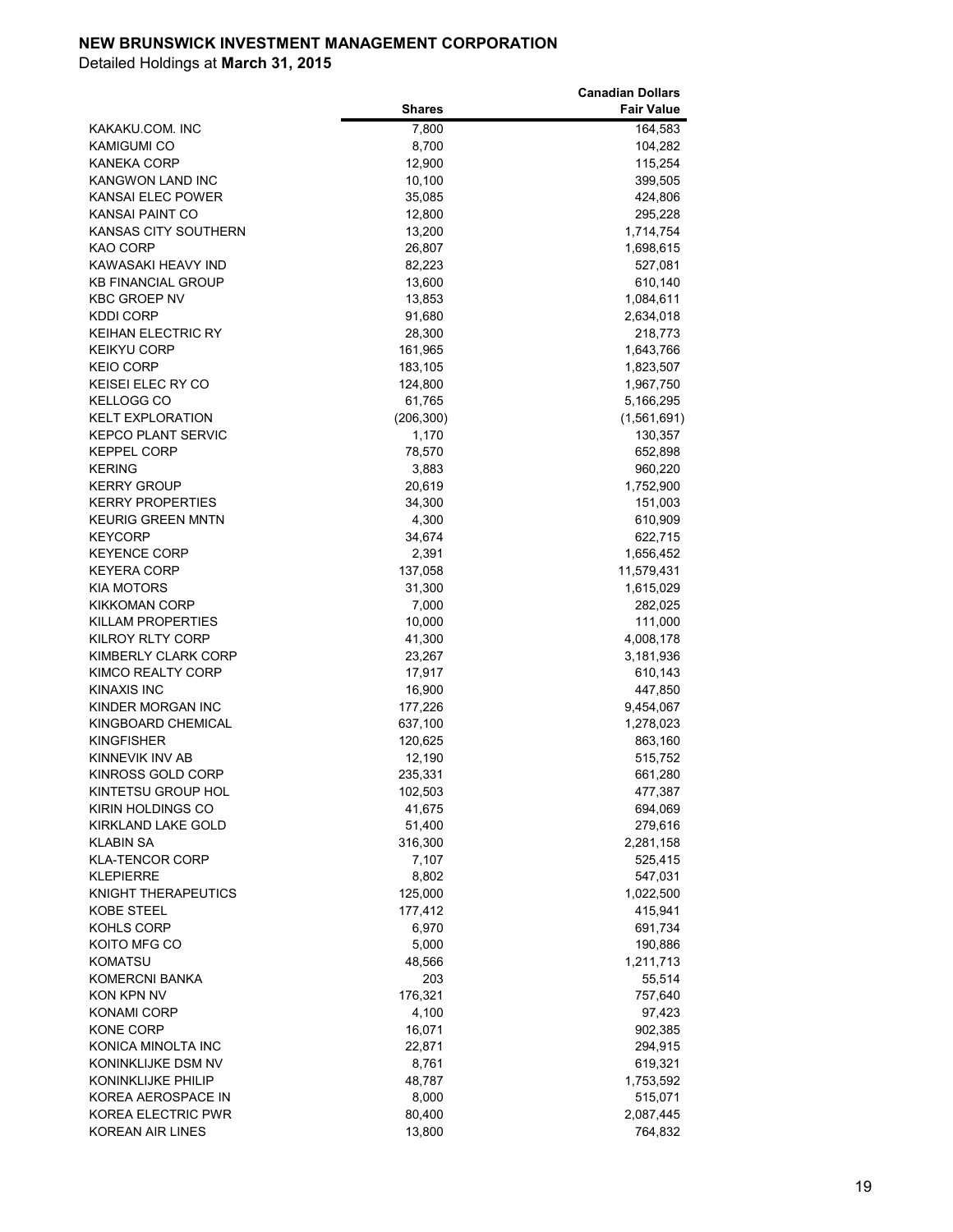**NEW BRUNSWICK INVESTMENT MANAGEMENT CORPORATION**

Detailed Holdings at **March 31, 2015**

| | Shares | Canadian Dollars Fair Value |
|---|---|---|
| KAKAKU.COM. INC | 7,800 | 164,583 |
| KAMIGUMI CO | 8,700 | 104,282 |
| KANEKA CORP | 12,900 | 115,254 |
| KANGWON LAND INC | 10,100 | 399,505 |
| KANSAI ELEC POWER | 35,085 | 424,806 |
| KANSAI PAINT CO | 12,800 | 295,228 |
| KANSAS CITY SOUTHERN | 13,200 | 1,714,754 |
| KAO CORP | 26,807 | 1,698,615 |
| KAWASAKI HEAVY IND | 82,223 | 527,081 |
| KB FINANCIAL GROUP | 13,600 | 610,140 |
| KBC GROEP NV | 13,853 | 1,084,611 |
| KDDI CORP | 91,680 | 2,634,018 |
| KEIHAN ELECTRIC RY | 28,300 | 218,773 |
| KEIKYU CORP | 161,965 | 1,643,766 |
| KEIO CORP | 183,105 | 1,823,507 |
| KEISEI ELEC RY CO | 124,800 | 1,967,750 |
| KELLOGG CO | 61,765 | 5,166,295 |
| KELT EXPLORATION | (206,300) | (1,561,691) |
| KEPCO PLANT SERVIC | 1,170 | 130,357 |
| KEPPEL CORP | 78,570 | 652,898 |
| KERING | 3,883 | 960,220 |
| KERRY GROUP | 20,619 | 1,752,900 |
| KERRY PROPERTIES | 34,300 | 151,003 |
| KEURIG GREEN MNTN | 4,300 | 610,909 |
| KEYCORP | 34,674 | 622,715 |
| KEYENCE CORP | 2,391 | 1,656,452 |
| KEYERA CORP | 137,058 | 11,579,431 |
| KIA MOTORS | 31,300 | 1,615,029 |
| KIKKOMAN CORP | 7,000 | 282,025 |
| KILLAM PROPERTIES | 10,000 | 111,000 |
| KILROY RLTY CORP | 41,300 | 4,008,178 |
| KIMBERLY CLARK CORP | 23,267 | 3,181,936 |
| KIMCO REALTY CORP | 17,917 | 610,143 |
| KINAXIS INC | 16,900 | 447,850 |
| KINDER MORGAN INC | 177,226 | 9,454,067 |
| KINGBOARD CHEMICAL | 637,100 | 1,278,023 |
| KINGFISHER | 120,625 | 863,160 |
| KINNEVIK INV AB | 12,190 | 515,752 |
| KINROSS GOLD CORP | 235,331 | 661,280 |
| KINTETSU GROUP HOL | 102,503 | 477,387 |
| KIRIN HOLDINGS CO | 41,675 | 694,069 |
| KIRKLAND LAKE GOLD | 51,400 | 279,616 |
| KLABIN SA | 316,300 | 2,281,158 |
| KLA-TENCOR CORP | 7,107 | 525,415 |
| KLEPIERRE | 8,802 | 547,031 |
| KNIGHT THERAPEUTICS | 125,000 | 1,022,500 |
| KOBE STEEL | 177,412 | 415,941 |
| KOHLS CORP | 6,970 | 691,734 |
| KOITO MFG CO | 5,000 | 190,886 |
| KOMATSU | 48,566 | 1,211,713 |
| KOMERCNI BANKA | 203 | 55,514 |
| KON KPN NV | 176,321 | 757,640 |
| KONAMI CORP | 4,100 | 97,423 |
| KONE CORP | 16,071 | 902,385 |
| KONICA MINOLTA INC | 22,871 | 294,915 |
| KONINKLIJKE DSM NV | 8,761 | 619,321 |
| KONINKLIJKE PHILIP | 48,787 | 1,753,592 |
| KOREA AEROSPACE IN | 8,000 | 515,071 |
| KOREA ELECTRIC PWR | 80,400 | 2,087,445 |
| KOREAN AIR LINES | 13,800 | 764,832 |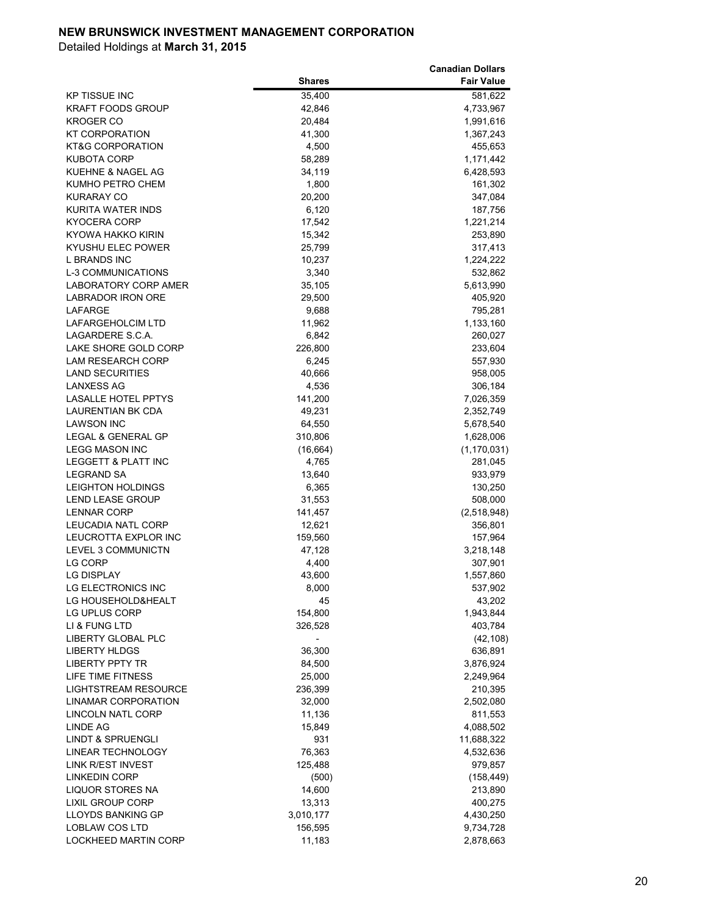**NEW BRUNSWICK INVESTMENT MANAGEMENT CORPORATION**

Detailed Holdings at **March 31, 2015**

| | Shares | Canadian Dollars Fair Value |
|---|---|---|
| KP TISSUE INC | 35,400 | 581,622 |
| KRAFT FOODS GROUP | 42,846 | 4,733,967 |
| KROGER CO | 20,484 | 1,991,616 |
| KT CORPORATION | 41,300 | 1,367,243 |
| KT&G CORPORATION | 4,500 | 455,653 |
| KUBOTA CORP | 58,289 | 1,171,442 |
| KUEHNE & NAGEL AG | 34,119 | 6,428,593 |
| KUMHO PETRO CHEM | 1,800 | 161,302 |
| KURARAY CO | 20,200 | 347,084 |
| KURITA WATER INDS | 6,120 | 187,756 |
| KYOCERA CORP | 17,542 | 1,221,214 |
| KYOWA HAKKO KIRIN | 15,342 | 253,890 |
| KYUSHU ELEC POWER | 25,799 | 317,413 |
| L BRANDS INC | 10,237 | 1,224,222 |
| L-3 COMMUNICATIONS | 3,340 | 532,862 |
| LABORATORY CORP AMER | 35,105 | 5,613,990 |
| LABRADOR IRON ORE | 29,500 | 405,920 |
| LAFARGE | 9,688 | 795,281 |
| LAFARGEHOLCIM LTD | 11,962 | 1,133,160 |
| LAGARDERE S.C.A. | 6,842 | 260,027 |
| LAKE SHORE GOLD CORP | 226,800 | 233,604 |
| LAM RESEARCH CORP | 6,245 | 557,930 |
| LAND SECURITIES | 40,666 | 958,005 |
| LANXESS AG | 4,536 | 306,184 |
| LASALLE HOTEL PPTYS | 141,200 | 7,026,359 |
| LAURENTIAN BK CDA | 49,231 | 2,352,749 |
| LAWSON INC | 64,550 | 5,678,540 |
| LEGAL & GENERAL GP | 310,806 | 1,628,006 |
| LEGG MASON INC | (16,664) | (1,170,031) |
| LEGGETT & PLATT INC | 4,765 | 281,045 |
| LEGRAND SA | 13,640 | 933,979 |
| LEIGHTON HOLDINGS | 6,365 | 130,250 |
| LEND LEASE GROUP | 31,553 | 508,000 |
| LENNAR CORP | 141,457 | (2,518,948) |
| LEUCADIA NATL CORP | 12,621 | 356,801 |
| LEUCROTTA EXPLOR INC | 159,560 | 157,964 |
| LEVEL 3 COMMUNICTN | 47,128 | 3,218,148 |
| LG CORP | 4,400 | 307,901 |
| LG DISPLAY | 43,600 | 1,557,860 |
| LG ELECTRONICS INC | 8,000 | 537,902 |
| LG HOUSEHOLD&HEALT | 45 | 43,202 |
| LG UPLUS CORP | 154,800 | 1,943,844 |
| LI & FUNG LTD | 326,528 | 403,784 |
| LIBERTY GLOBAL PLC | - | (42,108) |
| LIBERTY HLDGS | 36,300 | 636,891 |
| LIBERTY PPTY TR | 84,500 | 3,876,924 |
| LIFE TIME FITNESS | 25,000 | 2,249,964 |
| LIGHTSTREAM RESOURCE | 236,399 | 210,395 |
| LINAMAR CORPORATION | 32,000 | 2,502,080 |
| LINCOLN NATL CORP | 11,136 | 811,553 |
| LINDE AG | 15,849 | 4,088,502 |
| LINDT & SPRUENGLI | 931 | 11,688,322 |
| LINEAR TECHNOLOGY | 76,363 | 4,532,636 |
| LINK R/EST INVEST | 125,488 | 979,857 |
| LINKEDIN CORP | (500) | (158,449) |
| LIQUOR STORES NA | 14,600 | 213,890 |
| LIXIL GROUP CORP | 13,313 | 400,275 |
| LLOYDS BANKING GP | 3,010,177 | 4,430,250 |
| LOBLAW COS LTD | 156,595 | 9,734,728 |
| LOCKHEED MARTIN CORP | 11,183 | 2,878,663 |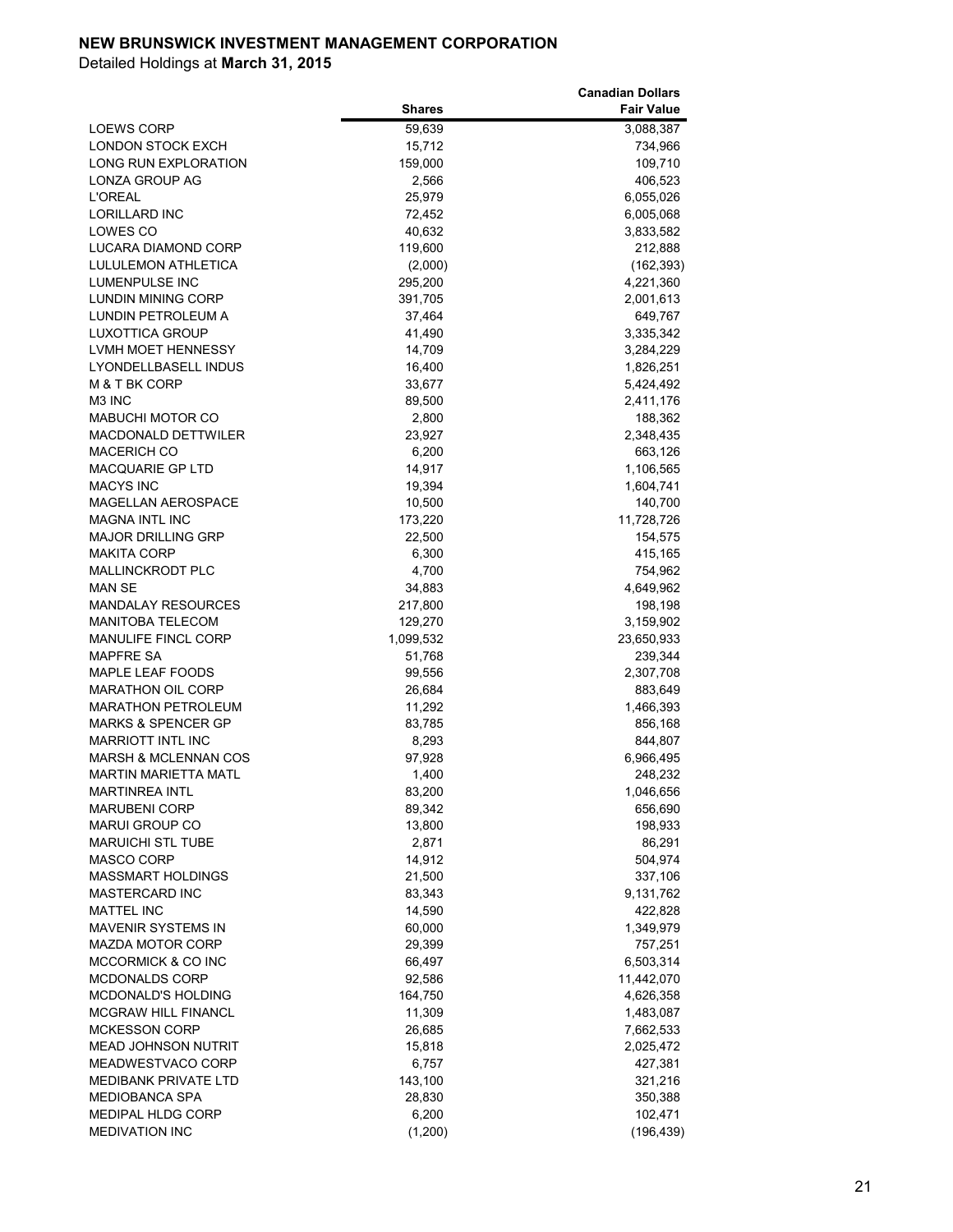**NEW BRUNSWICK INVESTMENT MANAGEMENT CORPORATION**

Detailed Holdings at **March 31, 2015**

| | Shares | Canadian Dollars Fair Value |
|---|---|---|
| LOEWS CORP | 59,639 | 3,088,387 |
| LONDON STOCK EXCH | 15,712 | 734,966 |
| LONG RUN EXPLORATION | 159,000 | 109,710 |
| LONZA GROUP AG | 2,566 | 406,523 |
| L'OREAL | 25,979 | 6,055,026 |
| LORILLARD INC | 72,452 | 6,005,068 |
| LOWES CO | 40,632 | 3,833,582 |
| LUCARA DIAMOND CORP | 119,600 | 212,888 |
| LULULEMON ATHLETICA | (2,000) | (162,393) |
| LUMENPULSE INC | 295,200 | 4,221,360 |
| LUNDIN MINING CORP | 391,705 | 2,001,613 |
| LUNDIN PETROLEUM A | 37,464 | 649,767 |
| LUXOTTICA GROUP | 41,490 | 3,335,342 |
| LVMH MOET HENNESSY | 14,709 | 3,284,229 |
| LYONDELLBASELL INDUS | 16,400 | 1,826,251 |
| M & T BK CORP | 33,677 | 5,424,492 |
| M3 INC | 89,500 | 2,411,176 |
| MABUCHI MOTOR CO | 2,800 | 188,362 |
| MACDONALD DETTWILER | 23,927 | 2,348,435 |
| MACERICH CO | 6,200 | 663,126 |
| MACQUARIE GP LTD | 14,917 | 1,106,565 |
| MACYS INC | 19,394 | 1,604,741 |
| MAGELLAN AEROSPACE | 10,500 | 140,700 |
| MAGNA INTL INC | 173,220 | 11,728,726 |
| MAJOR DRILLING GRP | 22,500 | 154,575 |
| MAKITA CORP | 6,300 | 415,165 |
| MALLINCKRODT PLC | 4,700 | 754,962 |
| MAN SE | 34,883 | 4,649,962 |
| MANDALAY RESOURCES | 217,800 | 198,198 |
| MANITOBA TELECOM | 129,270 | 3,159,902 |
| MANULIFE FINCL CORP | 1,099,532 | 23,650,933 |
| MAPFRE SA | 51,768 | 239,344 |
| MAPLE LEAF FOODS | 99,556 | 2,307,708 |
| MARATHON OIL CORP | 26,684 | 883,649 |
| MARATHON PETROLEUM | 11,292 | 1,466,393 |
| MARKS & SPENCER GP | 83,785 | 856,168 |
| MARRIOTT INTL INC | 8,293 | 844,807 |
| MARSH & MCLENNAN COS | 97,928 | 6,966,495 |
| MARTIN MARIETTA MATL | 1,400 | 248,232 |
| MARTINREA INTL | 83,200 | 1,046,656 |
| MARUBENI CORP | 89,342 | 656,690 |
| MARUI GROUP CO | 13,800 | 198,933 |
| MARUICHI STL TUBE | 2,871 | 86,291 |
| MASCO CORP | 14,912 | 504,974 |
| MASSMART HOLDINGS | 21,500 | 337,106 |
| MASTERCARD INC | 83,343 | 9,131,762 |
| MATTEL INC | 14,590 | 422,828 |
| MAVENIR SYSTEMS IN | 60,000 | 1,349,979 |
| MAZDA MOTOR CORP | 29,399 | 757,251 |
| MCCORMICK & CO INC | 66,497 | 6,503,314 |
| MCDONALDS CORP | 92,586 | 11,442,070 |
| MCDONALD'S HOLDING | 164,750 | 4,626,358 |
| MCGRAW HILL FINANCL | 11,309 | 1,483,087 |
| MCKESSON CORP | 26,685 | 7,662,533 |
| MEAD JOHNSON NUTRIT | 15,818 | 2,025,472 |
| MEADWESTVACO CORP | 6,757 | 427,381 |
| MEDIBANK PRIVATE LTD | 143,100 | 321,216 |
| MEDIOBANCA SPA | 28,830 | 350,388 |
| MEDIPAL HLDG CORP | 6,200 | 102,471 |
| MEDIVATION INC | (1,200) | (196,439) |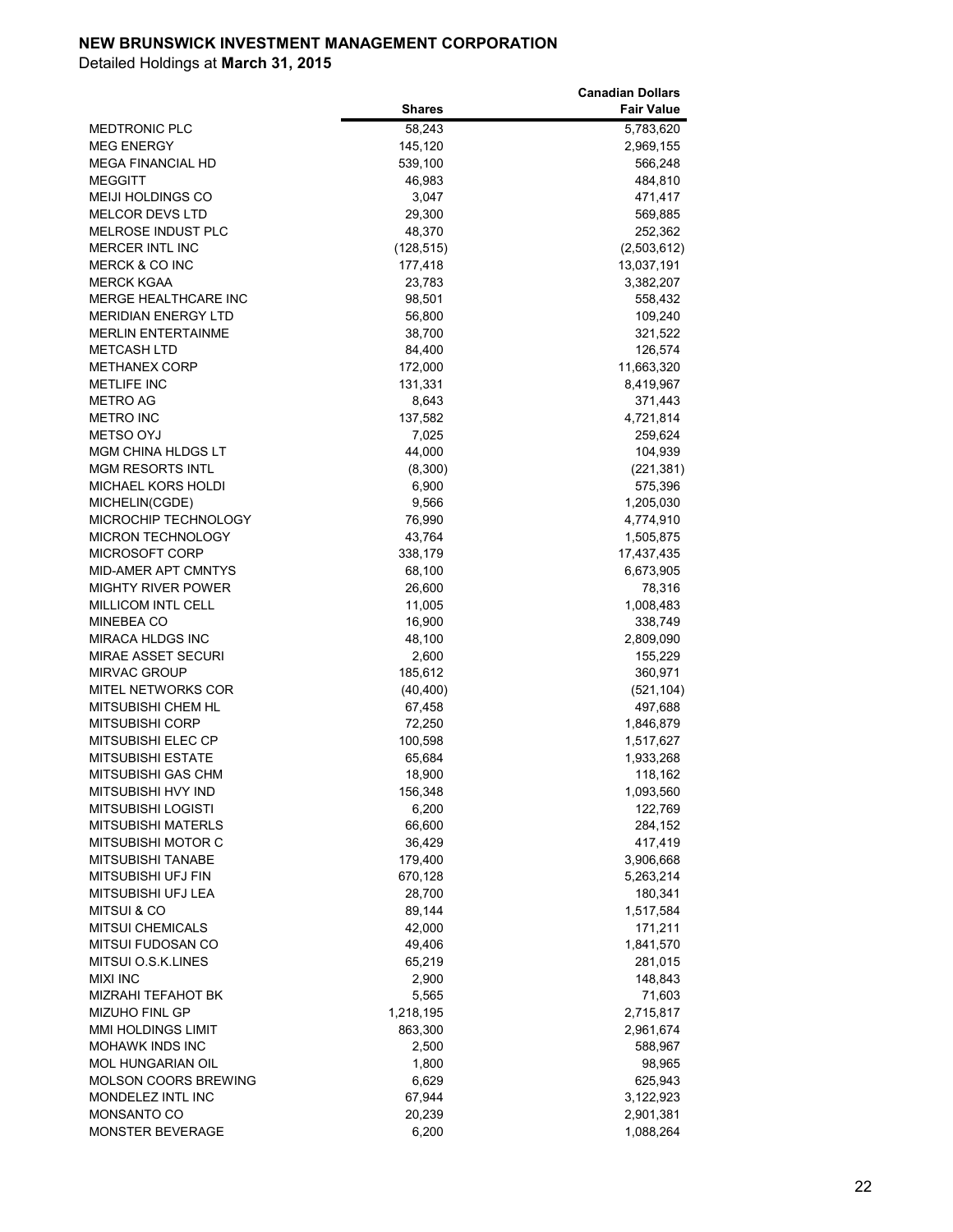**NEW BRUNSWICK INVESTMENT MANAGEMENT CORPORATION**

Detailed Holdings at **March 31, 2015**

| | Shares | Canadian Dollars Fair Value |
|---|---|---|
| MEDTRONIC PLC | 58,243 | 5,783,620 |
| MEG ENERGY | 145,120 | 2,969,155 |
| MEGA FINANCIAL HD | 539,100 | 566,248 |
| MEGGITT | 46,983 | 484,810 |
| MEIJI HOLDINGS CO | 3,047 | 471,417 |
| MELCOR DEVS LTD | 29,300 | 569,885 |
| MELROSE INDUST PLC | 48,370 | 252,362 |
| MERCER INTL INC | (128,515) | (2,503,612) |
| MERCK & CO INC | 177,418 | 13,037,191 |
| MERCK KGAA | 23,783 | 3,382,207 |
| MERGE HEALTHCARE INC | 98,501 | 558,432 |
| MERIDIAN ENERGY LTD | 56,800 | 109,240 |
| MERLIN ENTERTAINME | 38,700 | 321,522 |
| METCASH LTD | 84,400 | 126,574 |
| METHANEX CORP | 172,000 | 11,663,320 |
| METLIFE INC | 131,331 | 8,419,967 |
| METRO AG | 8,643 | 371,443 |
| METRO INC | 137,582 | 4,721,814 |
| METSO OYJ | 7,025 | 259,624 |
| MGM CHINA HLDGS LT | 44,000 | 104,939 |
| MGM RESORTS INTL | (8,300) | (221,381) |
| MICHAEL KORS HOLDI | 6,900 | 575,396 |
| MICHELIN(CGDE) | 9,566 | 1,205,030 |
| MICROCHIP TECHNOLOGY | 76,990 | 4,774,910 |
| MICRON TECHNOLOGY | 43,764 | 1,505,875 |
| MICROSOFT CORP | 338,179 | 17,437,435 |
| MID-AMER APT CMNTYS | 68,100 | 6,673,905 |
| MIGHTY RIVER POWER | 26,600 | 78,316 |
| MILLICOM INTL CELL | 11,005 | 1,008,483 |
| MINEBEA CO | 16,900 | 338,749 |
| MIRACA HLDGS INC | 48,100 | 2,809,090 |
| MIRAE ASSET SECURI | 2,600 | 155,229 |
| MIRVAC GROUP | 185,612 | 360,971 |
| MITEL NETWORKS COR | (40,400) | (521,104) |
| MITSUBISHI CHEM HL | 67,458 | 497,688 |
| MITSUBISHI CORP | 72,250 | 1,846,879 |
| MITSUBISHI ELEC CP | 100,598 | 1,517,627 |
| MITSUBISHI ESTATE | 65,684 | 1,933,268 |
| MITSUBISHI GAS CHM | 18,900 | 118,162 |
| MITSUBISHI HVY IND | 156,348 | 1,093,560 |
| MITSUBISHI LOGISTI | 6,200 | 122,769 |
| MITSUBISHI MATERLS | 66,600 | 284,152 |
| MITSUBISHI MOTOR C | 36,429 | 417,419 |
| MITSUBISHI TANABE | 179,400 | 3,906,668 |
| MITSUBISHI UFJ FIN | 670,128 | 5,263,214 |
| MITSUBISHI UFJ LEA | 28,700 | 180,341 |
| MITSUI & CO | 89,144 | 1,517,584 |
| MITSUI CHEMICALS | 42,000 | 171,211 |
| MITSUI FUDOSAN CO | 49,406 | 1,841,570 |
| MITSUI O.S.K.LINES | 65,219 | 281,015 |
| MIXI INC | 2,900 | 148,843 |
| MIZRAHI TEFAHOT BK | 5,565 | 71,603 |
| MIZUHO FINL GP | 1,218,195 | 2,715,817 |
| MMI HOLDINGS LIMIT | 863,300 | 2,961,674 |
| MOHAWK INDS INC | 2,500 | 588,967 |
| MOL HUNGARIAN OIL | 1,800 | 98,965 |
| MOLSON COORS BREWING | 6,629 | 625,943 |
| MONDELEZ INTL INC | 67,944 | 3,122,923 |
| MONSANTO CO | 20,239 | 2,901,381 |
| MONSTER BEVERAGE | 6,200 | 1,088,264 |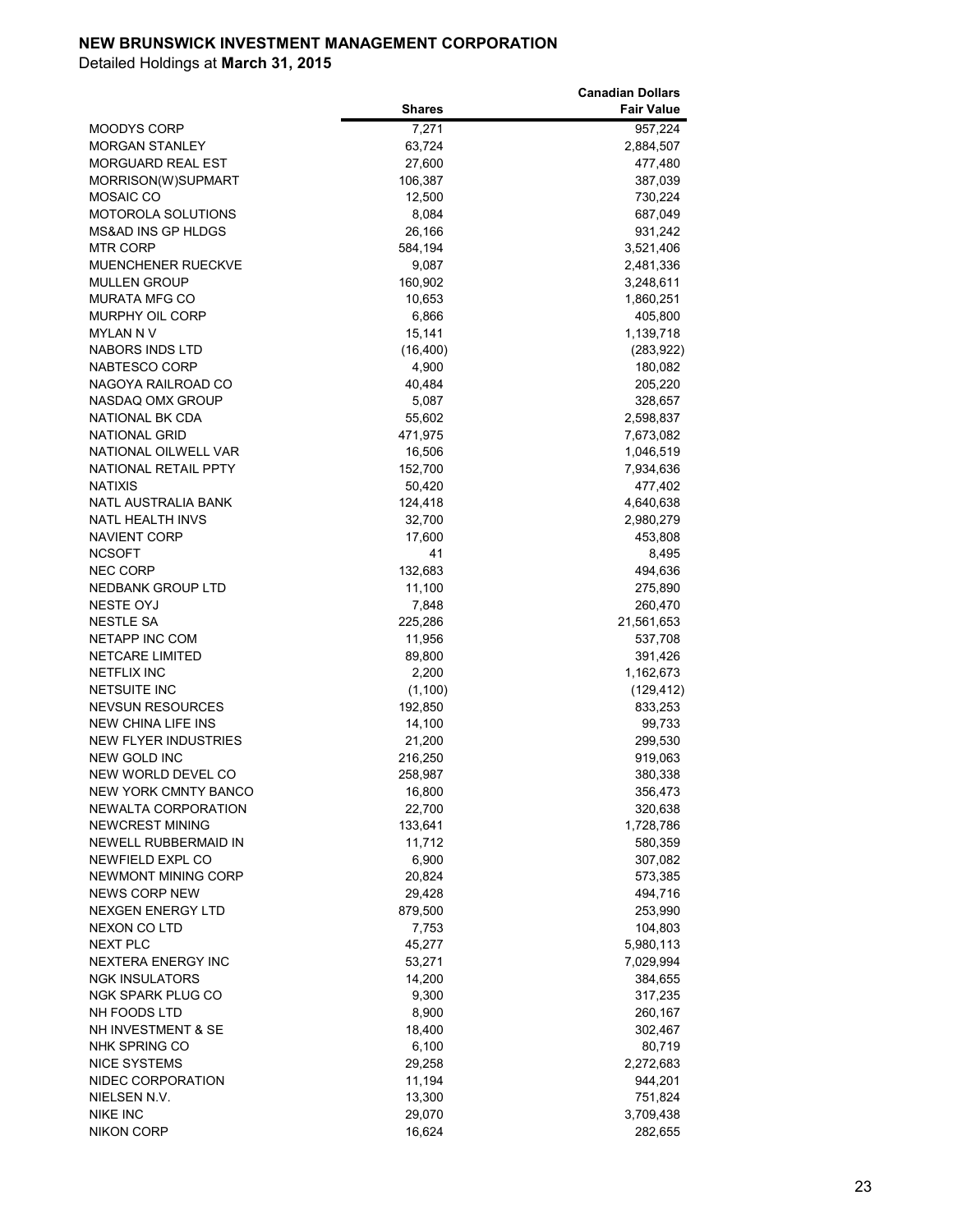**NEW BRUNSWICK INVESTMENT MANAGEMENT CORPORATION**

Detailed Holdings at **March 31, 2015**

| | Shares | Canadian Dollars Fair Value |
|---|---|---|
| MOODYS CORP | 7,271 | 957,224 |
| MORGAN STANLEY | 63,724 | 2,884,507 |
| MORGUARD REAL EST | 27,600 | 477,480 |
| MORRISON(W)SUPMART | 106,387 | 387,039 |
| MOSAIC CO | 12,500 | 730,224 |
| MOTOROLA SOLUTIONS | 8,084 | 687,049 |
| MS&AD INS GP HLDGS | 26,166 | 931,242 |
| MTR CORP | 584,194 | 3,521,406 |
| MUENCHENER RUECKVE | 9,087 | 2,481,336 |
| MULLEN GROUP | 160,902 | 3,248,611 |
| MURATA MFG CO | 10,653 | 1,860,251 |
| MURPHY OIL CORP | 6,866 | 405,800 |
| MYLAN N V | 15,141 | 1,139,718 |
| NABORS INDS LTD | (16,400) | (283,922) |
| NABTESCO CORP | 4,900 | 180,082 |
| NAGOYA RAILROAD CO | 40,484 | 205,220 |
| NASDAQ OMX GROUP | 5,087 | 328,657 |
| NATIONAL BK CDA | 55,602 | 2,598,837 |
| NATIONAL GRID | 471,975 | 7,673,082 |
| NATIONAL OILWELL VAR | 16,506 | 1,046,519 |
| NATIONAL RETAIL PPTY | 152,700 | 7,934,636 |
| NATIXIS | 50,420 | 477,402 |
| NATL AUSTRALIA BANK | 124,418 | 4,640,638 |
| NATL HEALTH INVS | 32,700 | 2,980,279 |
| NAVIENT CORP | 17,600 | 453,808 |
| NCSOFT | 41 | 8,495 |
| NEC CORP | 132,683 | 494,636 |
| NEDBANK GROUP LTD | 11,100 | 275,890 |
| NESTE OYJ | 7,848 | 260,470 |
| NESTLE SA | 225,286 | 21,561,653 |
| NETAPP INC COM | 11,956 | 537,708 |
| NETCARE LIMITED | 89,800 | 391,426 |
| NETFLIX INC | 2,200 | 1,162,673 |
| NETSUITE INC | (1,100) | (129,412) |
| NEVSUN RESOURCES | 192,850 | 833,253 |
| NEW CHINA LIFE INS | 14,100 | 99,733 |
| NEW FLYER INDUSTRIES | 21,200 | 299,530 |
| NEW GOLD INC | 216,250 | 919,063 |
| NEW WORLD DEVEL CO | 258,987 | 380,338 |
| NEW YORK CMNTY BANCO | 16,800 | 356,473 |
| NEWALTA CORPORATION | 22,700 | 320,638 |
| NEWCREST MINING | 133,641 | 1,728,786 |
| NEWELL RUBBERMAID IN | 11,712 | 580,359 |
| NEWFIELD EXPL CO | 6,900 | 307,082 |
| NEWMONT MINING CORP | 20,824 | 573,385 |
| NEWS CORP NEW | 29,428 | 494,716 |
| NEXGEN ENERGY LTD | 879,500 | 253,990 |
| NEXON CO LTD | 7,753 | 104,803 |
| NEXT PLC | 45,277 | 5,980,113 |
| NEXTERA ENERGY INC | 53,271 | 7,029,994 |
| NGK INSULATORS | 14,200 | 384,655 |
| NGK SPARK PLUG CO | 9,300 | 317,235 |
| NH FOODS LTD | 8,900 | 260,167 |
| NH INVESTMENT & SE | 18,400 | 302,467 |
| NHK SPRING CO | 6,100 | 80,719 |
| NICE SYSTEMS | 29,258 | 2,272,683 |
| NIDEC CORPORATION | 11,194 | 944,201 |
| NIELSEN N.V. | 13,300 | 751,824 |
| NIKE INC | 29,070 | 3,709,438 |
| NIKON CORP | 16,624 | 282,655 |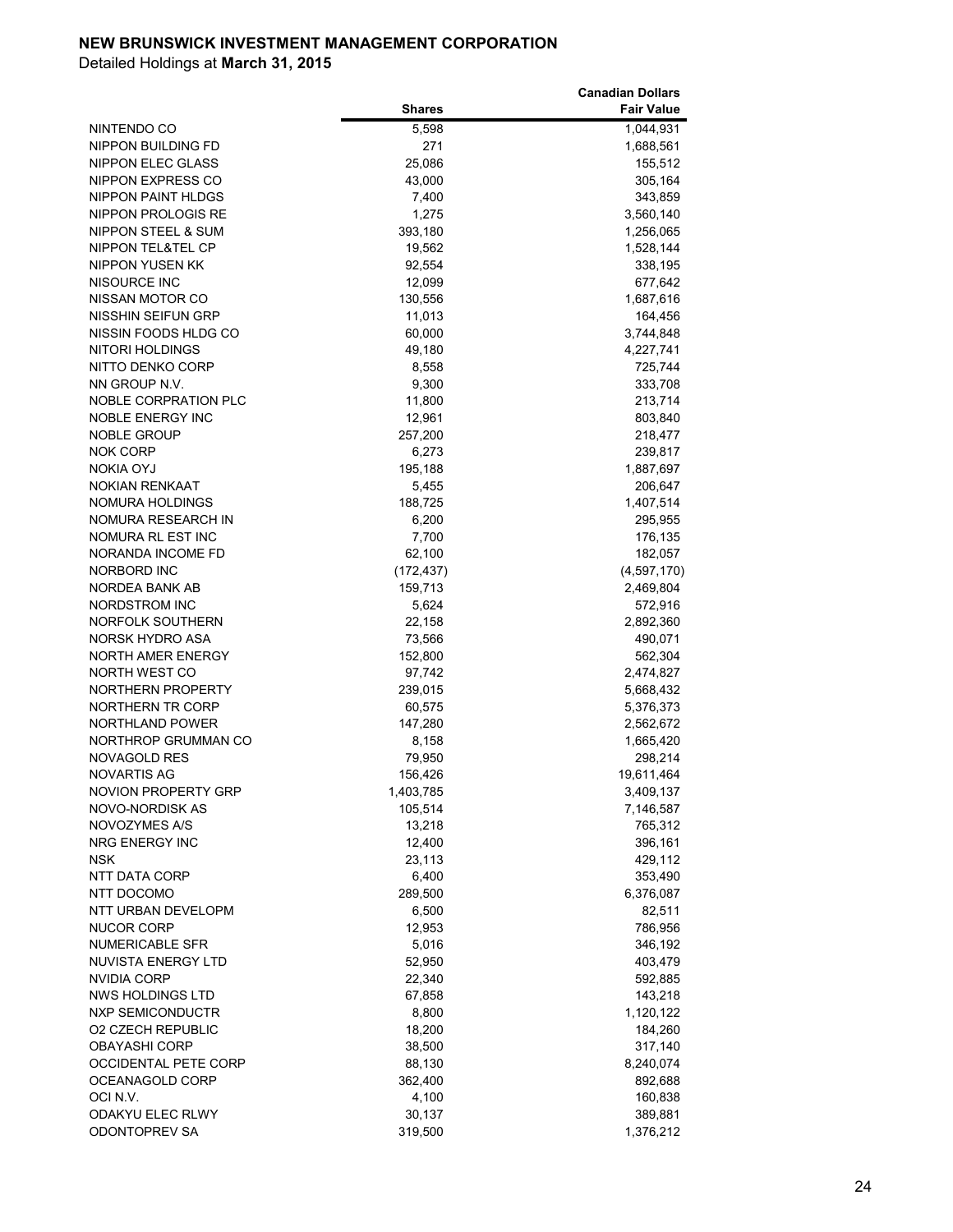**NEW BRUNSWICK INVESTMENT MANAGEMENT CORPORATION**

Detailed Holdings at **March 31, 2015**

| | Shares | Canadian Dollars Fair Value |
|---|---|---|
| NINTENDO CO | 5,598 | 1,044,931 |
| NIPPON BUILDING FD | 271 | 1,688,561 |
| NIPPON ELEC GLASS | 25,086 | 155,512 |
| NIPPON EXPRESS CO | 43,000 | 305,164 |
| NIPPON PAINT HLDGS | 7,400 | 343,859 |
| NIPPON PROLOGIS RE | 1,275 | 3,560,140 |
| NIPPON STEEL & SUM | 393,180 | 1,256,065 |
| NIPPON TEL&TEL CP | 19,562 | 1,528,144 |
| NIPPON YUSEN KK | 92,554 | 338,195 |
| NISOURCE INC | 12,099 | 677,642 |
| NISSAN MOTOR CO | 130,556 | 1,687,616 |
| NISSHIN SEIFUN GRP | 11,013 | 164,456 |
| NISSIN FOODS HLDG CO | 60,000 | 3,744,848 |
| NITORI HOLDINGS | 49,180 | 4,227,741 |
| NITTO DENKO CORP | 8,558 | 725,744 |
| NN GROUP N.V. | 9,300 | 333,708 |
| NOBLE CORPRATION PLC | 11,800 | 213,714 |
| NOBLE ENERGY INC | 12,961 | 803,840 |
| NOBLE GROUP | 257,200 | 218,477 |
| NOK CORP | 6,273 | 239,817 |
| NOKIA OYJ | 195,188 | 1,887,697 |
| NOKIAN RENKAAT | 5,455 | 206,647 |
| NOMURA HOLDINGS | 188,725 | 1,407,514 |
| NOMURA RESEARCH IN | 6,200 | 295,955 |
| NOMURA RL EST INC | 7,700 | 176,135 |
| NORANDA INCOME FD | 62,100 | 182,057 |
| NORBORD INC | (172,437) | (4,597,170) |
| NORDEA BANK AB | 159,713 | 2,469,804 |
| NORDSTROM INC | 5,624 | 572,916 |
| NORFOLK SOUTHERN | 22,158 | 2,892,360 |
| NORSK HYDRO ASA | 73,566 | 490,071 |
| NORTH AMER ENERGY | 152,800 | 562,304 |
| NORTH WEST CO | 97,742 | 2,474,827 |
| NORTHERN PROPERTY | 239,015 | 5,668,432 |
| NORTHERN TR CORP | 60,575 | 5,376,373 |
| NORTHLAND POWER | 147,280 | 2,562,672 |
| NORTHROP GRUMMAN CO | 8,158 | 1,665,420 |
| NOVAGOLD RES | 79,950 | 298,214 |
| NOVARTIS AG | 156,426 | 19,611,464 |
| NOVION PROPERTY GRP | 1,403,785 | 3,409,137 |
| NOVO-NORDISK AS | 105,514 | 7,146,587 |
| NOVOZYMES A/S | 13,218 | 765,312 |
| NRG ENERGY INC | 12,400 | 396,161 |
| NSK | 23,113 | 429,112 |
| NTT DATA CORP | 6,400 | 353,490 |
| NTT DOCOMO | 289,500 | 6,376,087 |
| NTT URBAN DEVELOPM | 6,500 | 82,511 |
| NUCOR CORP | 12,953 | 786,956 |
| NUMERICABLE SFR | 5,016 | 346,192 |
| NUVISTA ENERGY LTD | 52,950 | 403,479 |
| NVIDIA CORP | 22,340 | 592,885 |
| NWS HOLDINGS LTD | 67,858 | 143,218 |
| NXP SEMICONDUCTR | 8,800 | 1,120,122 |
| O2 CZECH REPUBLIC | 18,200 | 184,260 |
| OBAYASHI CORP | 38,500 | 317,140 |
| OCCIDENTAL PETE CORP | 88,130 | 8,240,074 |
| OCEANAGOLD CORP | 362,400 | 892,688 |
| OCI N.V. | 4,100 | 160,838 |
| ODAKYU ELEC RLWY | 30,137 | 389,881 |
| ODONTOPREV SA | 319,500 | 1,376,212 |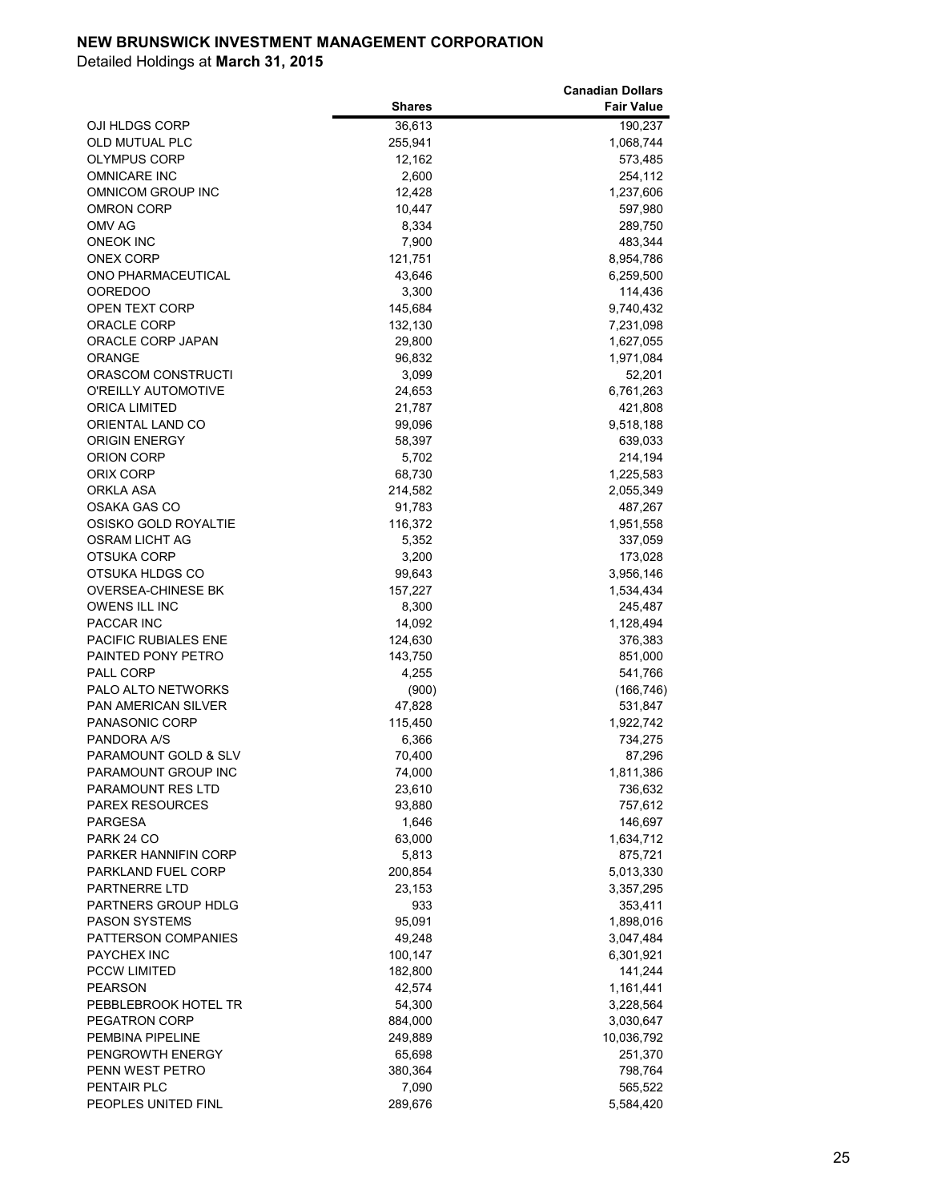**NEW BRUNSWICK INVESTMENT MANAGEMENT CORPORATION**

Detailed Holdings at **March 31, 2015**

| | Shares | Canadian Dollars Fair Value |
|---|---|---|
| OJI HLDGS CORP | 36,613 | 190,237 |
| OLD MUTUAL PLC | 255,941 | 1,068,744 |
| OLYMPUS CORP | 12,162 | 573,485 |
| OMNICARE INC | 2,600 | 254,112 |
| OMNICOM GROUP INC | 12,428 | 1,237,606 |
| OMRON CORP | 10,447 | 597,980 |
| OMV AG | 8,334 | 289,750 |
| ONEOK INC | 7,900 | 483,344 |
| ONEX CORP | 121,751 | 8,954,786 |
| ONO PHARMACEUTICAL | 43,646 | 6,259,500 |
| OOREDOO | 3,300 | 114,436 |
| OPEN TEXT CORP | 145,684 | 9,740,432 |
| ORACLE CORP | 132,130 | 7,231,098 |
| ORACLE CORP JAPAN | 29,800 | 1,627,055 |
| ORANGE | 96,832 | 1,971,084 |
| ORASCOM CONSTRUCTI | 3,099 | 52,201 |
| O'REILLY AUTOMOTIVE | 24,653 | 6,761,263 |
| ORICA LIMITED | 21,787 | 421,808 |
| ORIENTAL LAND CO | 99,096 | 9,518,188 |
| ORIGIN ENERGY | 58,397 | 639,033 |
| ORION CORP | 5,702 | 214,194 |
| ORIX CORP | 68,730 | 1,225,583 |
| ORKLA ASA | 214,582 | 2,055,349 |
| OSAKA GAS CO | 91,783 | 487,267 |
| OSISKO GOLD ROYALTIE | 116,372 | 1,951,558 |
| OSRAM LICHT AG | 5,352 | 337,059 |
| OTSUKA CORP | 3,200 | 173,028 |
| OTSUKA HLDGS CO | 99,643 | 3,956,146 |
| OVERSEA-CHINESE BK | 157,227 | 1,534,434 |
| OWENS ILL INC | 8,300 | 245,487 |
| PACCAR INC | 14,092 | 1,128,494 |
| PACIFIC RUBIALES ENE | 124,630 | 376,383 |
| PAINTED PONY PETRO | 143,750 | 851,000 |
| PALL CORP | 4,255 | 541,766 |
| PALO ALTO NETWORKS | (900) | (166,746) |
| PAN AMERICAN SILVER | 47,828 | 531,847 |
| PANASONIC CORP | 115,450 | 1,922,742 |
| PANDORA A/S | 6,366 | 734,275 |
| PARAMOUNT GOLD & SLV | 70,400 | 87,296 |
| PARAMOUNT GROUP INC | 74,000 | 1,811,386 |
| PARAMOUNT RES LTD | 23,610 | 736,632 |
| PAREX RESOURCES | 93,880 | 757,612 |
| PARGESA | 1,646 | 146,697 |
| PARK 24 CO | 63,000 | 1,634,712 |
| PARKER HANNIFIN CORP | 5,813 | 875,721 |
| PARKLAND FUEL CORP | 200,854 | 5,013,330 |
| PARTNERRE LTD | 23,153 | 3,357,295 |
| PARTNERS GROUP HDLG | 933 | 353,411 |
| PASON SYSTEMS | 95,091 | 1,898,016 |
| PATTERSON COMPANIES | 49,248 | 3,047,484 |
| PAYCHEX INC | 100,147 | 6,301,921 |
| PCCW LIMITED | 182,800 | 141,244 |
| PEARSON | 42,574 | 1,161,441 |
| PEBBLEBROOK HOTEL TR | 54,300 | 3,228,564 |
| PEGATRON CORP | 884,000 | 3,030,647 |
| PEMBINA PIPELINE | 249,889 | 10,036,792 |
| PENGROWTH ENERGY | 65,698 | 251,370 |
| PENN WEST PETRO | 380,364 | 798,764 |
| PENTAIR PLC | 7,090 | 565,522 |
| PEOPLES UNITED FINL | 289,676 | 5,584,420 |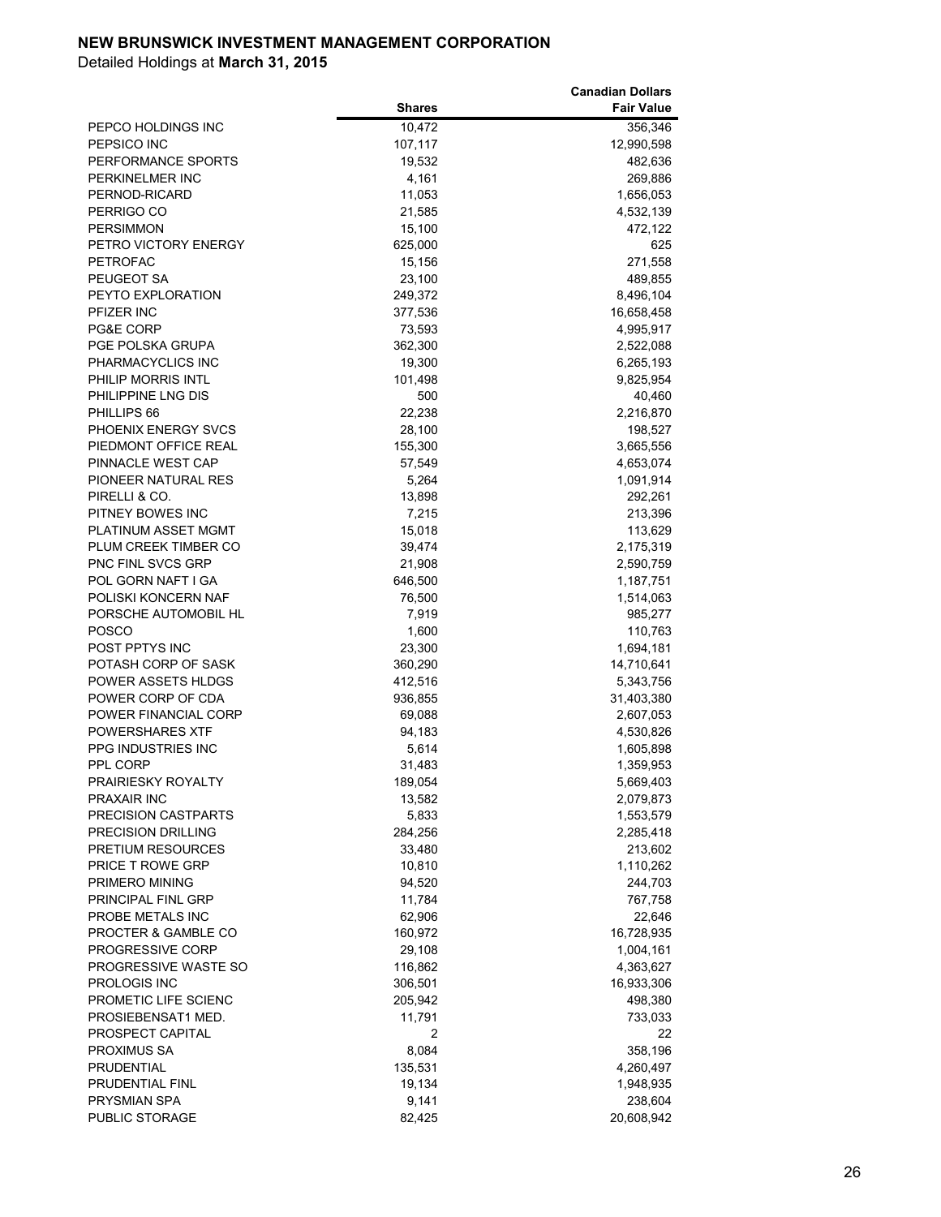**NEW BRUNSWICK INVESTMENT MANAGEMENT CORPORATION**

Detailed Holdings at **March 31, 2015**

| | Shares | Canadian Dollars Fair Value |
|---|---|---|
| PEPCO HOLDINGS INC | 10,472 | 356,346 |
| PEPSICO INC | 107,117 | 12,990,598 |
| PERFORMANCE SPORTS | 19,532 | 482,636 |
| PERKINELMER INC | 4,161 | 269,886 |
| PERNOD-RICARD | 11,053 | 1,656,053 |
| PERRIGO CO | 21,585 | 4,532,139 |
| PERSIMMON | 15,100 | 472,122 |
| PETRO VICTORY ENERGY | 625,000 | 625 |
| PETROFAC | 15,156 | 271,558 |
| PEUGEOT SA | 23,100 | 489,855 |
| PEYTO EXPLORATION | 249,372 | 8,496,104 |
| PFIZER INC | 377,536 | 16,658,458 |
| PG&E CORP | 73,593 | 4,995,917 |
| PGE POLSKA GRUPA | 362,300 | 2,522,088 |
| PHARMACYCLICS INC | 19,300 | 6,265,193 |
| PHILIP MORRIS INTL | 101,498 | 9,825,954 |
| PHILIPPINE LNG DIS | 500 | 40,460 |
| PHILLIPS 66 | 22,238 | 2,216,870 |
| PHOENIX ENERGY SVCS | 28,100 | 198,527 |
| PIEDMONT OFFICE REAL | 155,300 | 3,665,556 |
| PINNACLE WEST CAP | 57,549 | 4,653,074 |
| PIONEER NATURAL RES | 5,264 | 1,091,914 |
| PIRELLI & CO. | 13,898 | 292,261 |
| PITNEY BOWES INC | 7,215 | 213,396 |
| PLATINUM ASSET MGMT | 15,018 | 113,629 |
| PLUM CREEK TIMBER CO | 39,474 | 2,175,319 |
| PNC FINL SVCS GRP | 21,908 | 2,590,759 |
| POL GORN NAFT I GA | 646,500 | 1,187,751 |
| POLISKI KONCERN NAF | 76,500 | 1,514,063 |
| PORSCHE AUTOMOBIL HL | 7,919 | 985,277 |
| POSCO | 1,600 | 110,763 |
| POST PPTYS INC | 23,300 | 1,694,181 |
| POTASH CORP OF SASK | 360,290 | 14,710,641 |
| POWER ASSETS HLDGS | 412,516 | 5,343,756 |
| POWER CORP OF CDA | 936,855 | 31,403,380 |
| POWER FINANCIAL CORP | 69,088 | 2,607,053 |
| POWERSHARES XTF | 94,183 | 4,530,826 |
| PPG INDUSTRIES INC | 5,614 | 1,605,898 |
| PPL CORP | 31,483 | 1,359,953 |
| PRAIRIESKY ROYALTY | 189,054 | 5,669,403 |
| PRAXAIR INC | 13,582 | 2,079,873 |
| PRECISION CASTPARTS | 5,833 | 1,553,579 |
| PRECISION DRILLING | 284,256 | 2,285,418 |
| PRETIUM RESOURCES | 33,480 | 213,602 |
| PRICE T ROWE GRP | 10,810 | 1,110,262 |
| PRIMERO MINING | 94,520 | 244,703 |
| PRINCIPAL FINL GRP | 11,784 | 767,758 |
| PROBE METALS INC | 62,906 | 22,646 |
| PROCTER & GAMBLE CO | 160,972 | 16,728,935 |
| PROGRESSIVE CORP | 29,108 | 1,004,161 |
| PROGRESSIVE WASTE SO | 116,862 | 4,363,627 |
| PROLOGIS INC | 306,501 | 16,933,306 |
| PROMETIC LIFE SCIENC | 205,942 | 498,380 |
| PROSIEBENSAT1 MED. | 11,791 | 733,033 |
| PROSPECT CAPITAL | 2 | 22 |
| PROXIMUS SA | 8,084 | 358,196 |
| PRUDENTIAL | 135,531 | 4,260,497 |
| PRUDENTIAL FINL | 19,134 | 1,948,935 |
| PRYSMIAN SPA | 9,141 | 238,604 |
| PUBLIC STORAGE | 82,425 | 20,608,942 |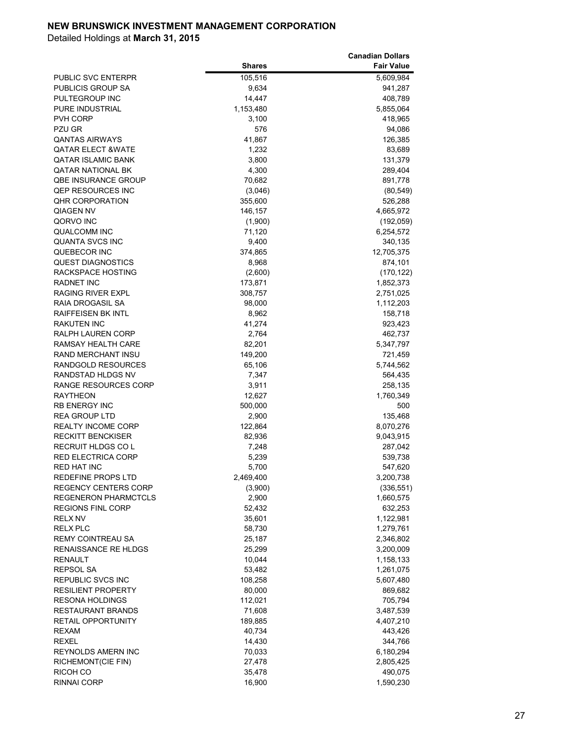**NEW BRUNSWICK INVESTMENT MANAGEMENT CORPORATION**

Detailed Holdings at **March 31, 2015**

| | Shares | Canadian Dollars Fair Value |
|---|---|---|
| PUBLIC SVC ENTERPR | 105,516 | 5,609,984 |
| PUBLICIS GROUP SA | 9,634 | 941,287 |
| PULTEGROUP INC | 14,447 | 408,789 |
| PURE INDUSTRIAL | 1,153,480 | 5,855,064 |
| PVH CORP | 3,100 | 418,965 |
| PZU GR | 576 | 94,086 |
| QANTAS AIRWAYS | 41,867 | 126,385 |
| QATAR ELECT &WATE | 1,232 | 83,689 |
| QATAR ISLAMIC BANK | 3,800 | 131,379 |
| QATAR NATIONAL BK | 4,300 | 289,404 |
| QBE INSURANCE GROUP | 70,682 | 891,778 |
| QEP RESOURCES INC | (3,046) | (80,549) |
| QHR CORPORATION | 355,600 | 526,288 |
| QIAGEN NV | 146,157 | 4,665,972 |
| QORVO INC | (1,900) | (192,059) |
| QUALCOMM INC | 71,120 | 6,254,572 |
| QUANTA SVCS INC | 9,400 | 340,135 |
| QUEBECOR INC | 374,865 | 12,705,375 |
| QUEST DIAGNOSTICS | 8,968 | 874,101 |
| RACKSPACE HOSTING | (2,600) | (170,122) |
| RADNET INC | 173,871 | 1,852,373 |
| RAGING RIVER EXPL | 308,757 | 2,751,025 |
| RAIA DROGASIL SA | 98,000 | 1,112,203 |
| RAIFFEISEN BK INTL | 8,962 | 158,718 |
| RAKUTEN INC | 41,274 | 923,423 |
| RALPH LAUREN CORP | 2,764 | 462,737 |
| RAMSAY HEALTH CARE | 82,201 | 5,347,797 |
| RAND MERCHANT INSU | 149,200 | 721,459 |
| RANDGOLD RESOURCES | 65,106 | 5,744,562 |
| RANDSTAD HLDGS NV | 7,347 | 564,435 |
| RANGE RESOURCES CORP | 3,911 | 258,135 |
| RAYTHEON | 12,627 | 1,760,349 |
| RB ENERGY INC | 500,000 | 500 |
| REA GROUP LTD | 2,900 | 135,468 |
| REALTY INCOME CORP | 122,864 | 8,070,276 |
| RECKITT BENCKISER | 82,936 | 9,043,915 |
| RECRUIT HLDGS CO L | 7,248 | 287,042 |
| RED ELECTRICA CORP | 5,239 | 539,738 |
| RED HAT INC | 5,700 | 547,620 |
| REDEFINE PROPS LTD | 2,469,400 | 3,200,738 |
| REGENCY CENTERS CORP | (3,900) | (336,551) |
| REGENERON PHARMCTCLS | 2,900 | 1,660,575 |
| REGIONS FINL CORP | 52,432 | 632,253 |
| RELX NV | 35,601 | 1,122,981 |
| RELX PLC | 58,730 | 1,279,761 |
| REMY COINTREAU SA | 25,187 | 2,346,802 |
| RENAISSANCE RE HLDGS | 25,299 | 3,200,009 |
| RENAULT | 10,044 | 1,158,133 |
| REPSOL SA | 53,482 | 1,261,075 |
| REPUBLIC SVCS INC | 108,258 | 5,607,480 |
| RESILIENT PROPERTY | 80,000 | 869,682 |
| RESONA HOLDINGS | 112,021 | 705,794 |
| RESTAURANT BRANDS | 71,608 | 3,487,539 |
| RETAIL OPPORTUNITY | 189,885 | 4,407,210 |
| REXAM | 40,734 | 443,426 |
| REXEL | 14,430 | 344,766 |
| REYNOLDS AMERN INC | 70,033 | 6,180,294 |
| RICHEMONT(CIE FIN) | 27,478 | 2,805,425 |
| RICOH CO | 35,478 | 490,075 |
| RINNAI CORP | 16,900 | 1,590,230 |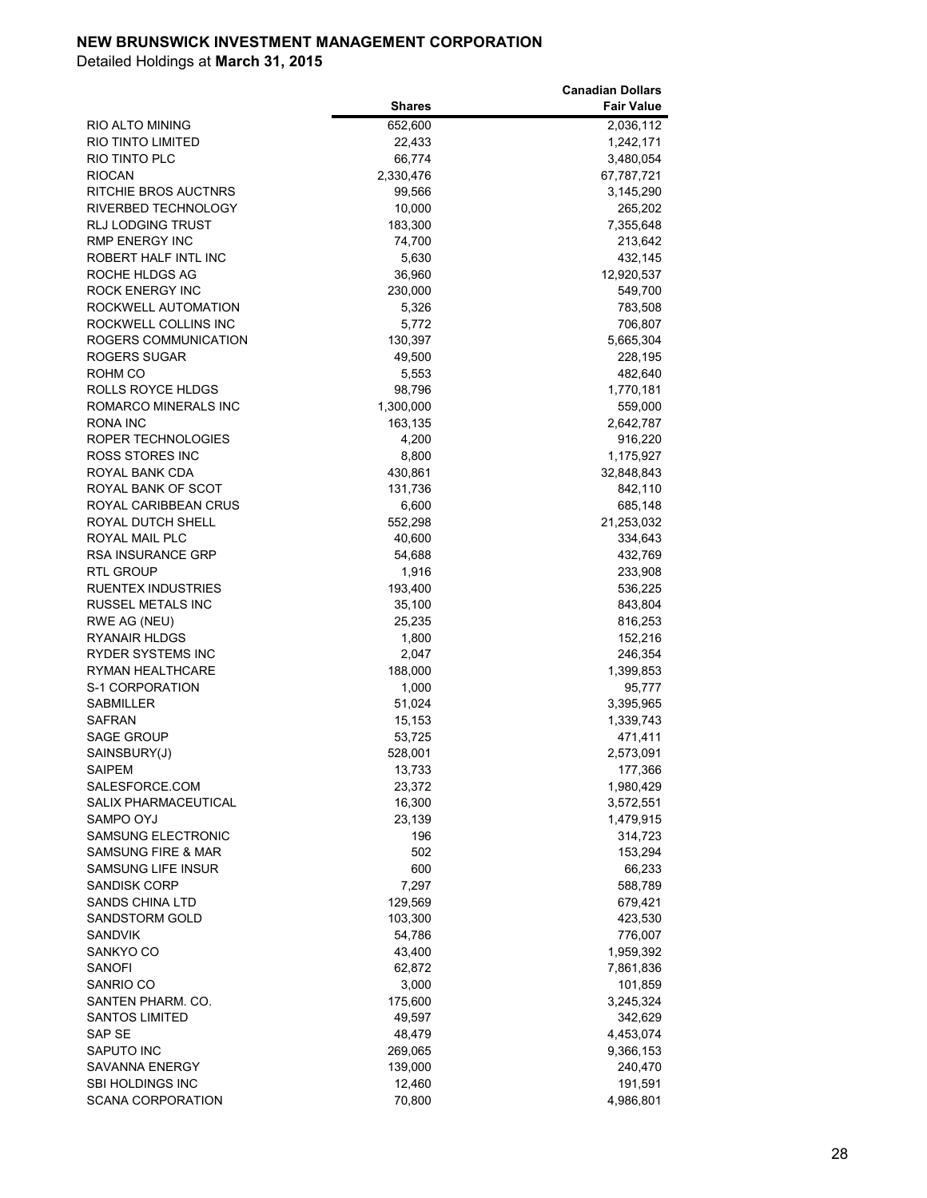**NEW BRUNSWICK INVESTMENT MANAGEMENT CORPORATION**

Detailed Holdings at **March 31, 2015**

| | Shares | Canadian Dollars Fair Value |
|---|---|---|
| RIO ALTO MINING | 652,600 | 2,036,112 |
| RIO TINTO LIMITED | 22,433 | 1,242,171 |
| RIO TINTO PLC | 66,774 | 3,480,054 |
| RIOCAN | 2,330,476 | 67,787,721 |
| RITCHIE BROS AUCTNRS | 99,566 | 3,145,290 |
| RIVERBED TECHNOLOGY | 10,000 | 265,202 |
| RLJ LODGING TRUST | 183,300 | 7,355,648 |
| RMP ENERGY INC | 74,700 | 213,642 |
| ROBERT HALF INTL INC | 5,630 | 432,145 |
| ROCHE HLDGS AG | 36,960 | 12,920,537 |
| ROCK ENERGY INC | 230,000 | 549,700 |
| ROCKWELL AUTOMATION | 5,326 | 783,508 |
| ROCKWELL COLLINS INC | 5,772 | 706,807 |
| ROGERS COMMUNICATION | 130,397 | 5,665,304 |
| ROGERS SUGAR | 49,500 | 228,195 |
| ROHM CO | 5,553 | 482,640 |
| ROLLS ROYCE HLDGS | 98,796 | 1,770,181 |
| ROMARCO MINERALS INC | 1,300,000 | 559,000 |
| RONA INC | 163,135 | 2,642,787 |
| ROPER TECHNOLOGIES | 4,200 | 916,220 |
| ROSS STORES INC | 8,800 | 1,175,927 |
| ROYAL BANK CDA | 430,861 | 32,848,843 |
| ROYAL BANK OF SCOT | 131,736 | 842,110 |
| ROYAL CARIBBEAN CRUS | 6,600 | 685,148 |
| ROYAL DUTCH SHELL | 552,298 | 21,253,032 |
| ROYAL MAIL PLC | 40,600 | 334,643 |
| RSA INSURANCE GRP | 54,688 | 432,769 |
| RTL GROUP | 1,916 | 233,908 |
| RUENTEX INDUSTRIES | 193,400 | 536,225 |
| RUSSEL METALS INC | 35,100 | 843,804 |
| RWE AG (NEU) | 25,235 | 816,253 |
| RYANAIR HLDGS | 1,800 | 152,216 |
| RYDER SYSTEMS INC | 2,047 | 246,354 |
| RYMAN HEALTHCARE | 188,000 | 1,399,853 |
| S-1 CORPORATION | 1,000 | 95,777 |
| SABMILLER | 51,024 | 3,395,965 |
| SAFRAN | 15,153 | 1,339,743 |
| SAGE GROUP | 53,725 | 471,411 |
| SAINSBURY(J) | 528,001 | 2,573,091 |
| SAIPEM | 13,733 | 177,366 |
| SALESFORCE.COM | 23,372 | 1,980,429 |
| SALIX PHARMACEUTICAL | 16,300 | 3,572,551 |
| SAMPO OYJ | 23,139 | 1,479,915 |
| SAMSUNG ELECTRONIC | 196 | 314,723 |
| SAMSUNG FIRE & MAR | 502 | 153,294 |
| SAMSUNG LIFE INSUR | 600 | 66,233 |
| SANDISK CORP | 7,297 | 588,789 |
| SANDS CHINA LTD | 129,569 | 679,421 |
| SANDSTORM GOLD | 103,300 | 423,530 |
| SANDVIK | 54,786 | 776,007 |
| SANKYO CO | 43,400 | 1,959,392 |
| SANOFI | 62,872 | 7,861,836 |
| SANRIO CO | 3,000 | 101,859 |
| SANTEN PHARM. CO. | 175,600 | 3,245,324 |
| SANTOS LIMITED | 49,597 | 342,629 |
| SAP SE | 48,479 | 4,453,074 |
| SAPUTO INC | 269,065 | 9,366,153 |
| SAVANNA ENERGY | 139,000 | 240,470 |
| SBI HOLDINGS INC | 12,460 | 191,591 |
| SCANA CORPORATION | 70,800 | 4,986,801 |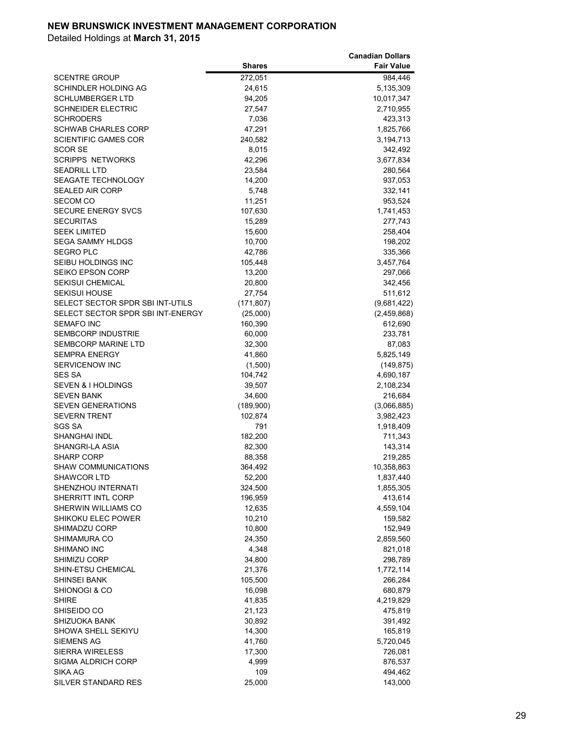**NEW BRUNSWICK INVESTMENT MANAGEMENT CORPORATION**

Detailed Holdings at **March 31, 2015**

| | Shares | Canadian Dollars Fair Value |
|---|---|---|
| SCENTRE GROUP | 272,051 | 984,446 |
| SCHINDLER HOLDING AG | 24,615 | 5,135,309 |
| SCHLUMBERGER LTD | 94,205 | 10,017,347 |
| SCHNEIDER ELECTRIC | 27,547 | 2,710,955 |
| SCHRODERS | 7,036 | 423,313 |
| SCHWAB CHARLES CORP | 47,291 | 1,825,766 |
| SCIENTIFIC GAMES COR | 240,582 | 3,194,713 |
| SCOR SE | 8,015 | 342,492 |
| SCRIPPS NETWORKS | 42,296 | 3,677,834 |
| SEADRILL LTD | 23,584 | 280,564 |
| SEAGATE TECHNOLOGY | 14,200 | 937,053 |
| SEALED AIR CORP | 5,748 | 332,141 |
| SECOM CO | 11,251 | 953,524 |
| SECURE ENERGY SVCS | 107,630 | 1,741,453 |
| SECURITAS | 15,289 | 277,743 |
| SEEK LIMITED | 15,600 | 258,404 |
| SEGA SAMMY HLDGS | 10,700 | 198,202 |
| SEGRO PLC | 42,786 | 335,366 |
| SEIBU HOLDINGS INC | 105,448 | 3,457,764 |
| SEIKO EPSON CORP | 13,200 | 297,066 |
| SEKISUI CHEMICAL | 20,800 | 342,456 |
| SEKISUI HOUSE | 27,754 | 511,612 |
| SELECT SECTOR SPDR SBI INT-UTILS | (171,807) | (9,681,422) |
| SELECT SECTOR SPDR SBI INT-ENERGY | (25,000) | (2,459,868) |
| SEMAFO INC | 160,390 | 612,690 |
| SEMBCORP INDUSTRIE | 60,000 | 233,781 |
| SEMBCORP MARINE LTD | 32,300 | 87,083 |
| SEMPRA ENERGY | 41,860 | 5,825,149 |
| SERVICENOW INC | (1,500) | (149,875) |
| SES SA | 104,742 | 4,690,187 |
| SEVEN & I HOLDINGS | 39,507 | 2,108,234 |
| SEVEN BANK | 34,600 | 216,684 |
| SEVEN GENERATIONS | (189,900) | (3,066,885) |
| SEVERN TRENT | 102,874 | 3,982,423 |
| SGS SA | 791 | 1,918,409 |
| SHANGHAI INDL | 182,200 | 711,343 |
| SHANGRI-LA ASIA | 82,300 | 143,314 |
| SHARP CORP | 88,358 | 219,285 |
| SHAW COMMUNICATIONS | 364,492 | 10,358,863 |
| SHAWCOR LTD | 52,200 | 1,837,440 |
| SHENZHOU INTERNATI | 324,500 | 1,855,305 |
| SHERRITT INTL CORP | 196,959 | 413,614 |
| SHERWIN WILLIAMS CO | 12,635 | 4,559,104 |
| SHIKOKU ELEC POWER | 10,210 | 159,582 |
| SHIMADZU CORP | 10,800 | 152,949 |
| SHIMAMURA CO | 24,350 | 2,859,560 |
| SHIMANO INC | 4,348 | 821,018 |
| SHIMIZU CORP | 34,800 | 298,789 |
| SHIN-ETSU CHEMICAL | 21,376 | 1,772,114 |
| SHINSEI BANK | 105,500 | 266,284 |
| SHIONOGI & CO | 16,098 | 680,879 |
| SHIRE | 41,835 | 4,219,829 |
| SHISEIDO CO | 21,123 | 475,819 |
| SHIZUOKA BANK | 30,892 | 391,492 |
| SHOWA SHELL SEKIYU | 14,300 | 165,819 |
| SIEMENS AG | 41,760 | 5,720,045 |
| SIERRA WIRELESS | 17,300 | 726,081 |
| SIGMA ALDRICH CORP | 4,999 | 876,537 |
| SIKA AG | 109 | 494,462 |
| SILVER STANDARD RES | 25,000 | 143,000 |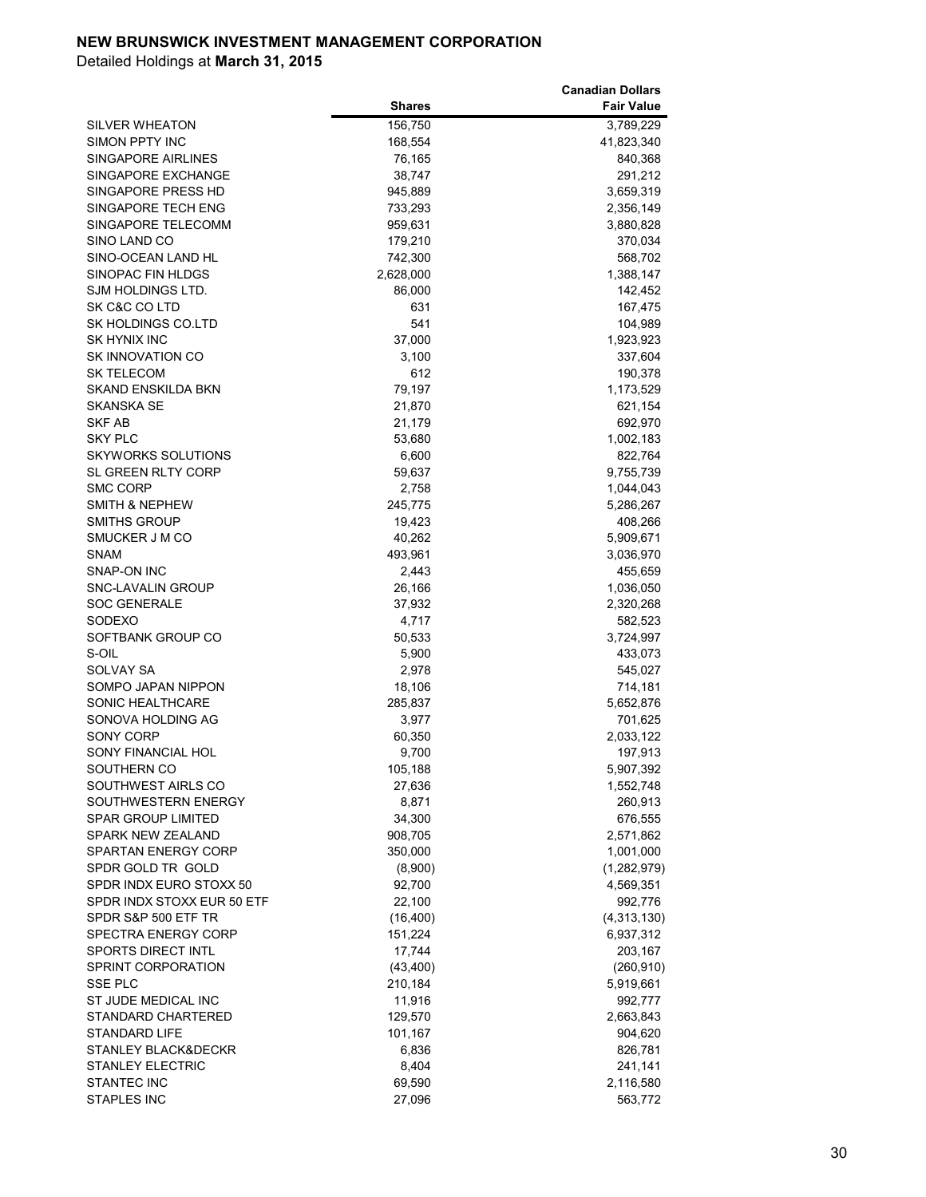**NEW BRUNSWICK INVESTMENT MANAGEMENT CORPORATION**

Detailed Holdings at **March 31, 2015**

| | Shares | Canadian Dollars Fair Value |
|---|---|---|
| SILVER WHEATON | 156,750 | 3,789,229 |
| SIMON PPTY INC | 168,554 | 41,823,340 |
| SINGAPORE AIRLINES | 76,165 | 840,368 |
| SINGAPORE EXCHANGE | 38,747 | 291,212 |
| SINGAPORE PRESS HD | 945,889 | 3,659,319 |
| SINGAPORE TECH ENG | 733,293 | 2,356,149 |
| SINGAPORE TELECOMM | 959,631 | 3,880,828 |
| SINO LAND CO | 179,210 | 370,034 |
| SINO-OCEAN LAND HL | 742,300 | 568,702 |
| SINOPAC FIN HLDGS | 2,628,000 | 1,388,147 |
| SJM HOLDINGS LTD. | 86,000 | 142,452 |
| SK C&C CO LTD | 631 | 167,475 |
| SK HOLDINGS CO.LTD | 541 | 104,989 |
| SK HYNIX INC | 37,000 | 1,923,923 |
| SK INNOVATION CO | 3,100 | 337,604 |
| SK TELECOM | 612 | 190,378 |
| SKAND ENSKILDA BKN | 79,197 | 1,173,529 |
| SKANSKA SE | 21,870 | 621,154 |
| SKF AB | 21,179 | 692,970 |
| SKY PLC | 53,680 | 1,002,183 |
| SKYWORKS SOLUTIONS | 6,600 | 822,764 |
| SL GREEN RLTY CORP | 59,637 | 9,755,739 |
| SMC CORP | 2,758 | 1,044,043 |
| SMITH & NEPHEW | 245,775 | 5,286,267 |
| SMITHS GROUP | 19,423 | 408,266 |
| SMUCKER J M CO | 40,262 | 5,909,671 |
| SNAM | 493,961 | 3,036,970 |
| SNAP-ON INC | 2,443 | 455,659 |
| SNC-LAVALIN GROUP | 26,166 | 1,036,050 |
| SOC GENERALE | 37,932 | 2,320,268 |
| SODEXO | 4,717 | 582,523 |
| SOFTBANK GROUP CO | 50,533 | 3,724,997 |
| S-OIL | 5,900 | 433,073 |
| SOLVAY SA | 2,978 | 545,027 |
| SOMPO JAPAN NIPPON | 18,106 | 714,181 |
| SONIC HEALTHCARE | 285,837 | 5,652,876 |
| SONOVA HOLDING AG | 3,977 | 701,625 |
| SONY CORP | 60,350 | 2,033,122 |
| SONY FINANCIAL HOL | 9,700 | 197,913 |
| SOUTHERN CO | 105,188 | 5,907,392 |
| SOUTHWEST AIRLS CO | 27,636 | 1,552,748 |
| SOUTHWESTERN ENERGY | 8,871 | 260,913 |
| SPAR GROUP LIMITED | 34,300 | 676,555 |
| SPARK NEW ZEALAND | 908,705 | 2,571,862 |
| SPARTAN ENERGY CORP | 350,000 | 1,001,000 |
| SPDR GOLD TR GOLD | (8,900) | (1,282,979) |
| SPDR INDX EURO STOXX 50 | 92,700 | 4,569,351 |
| SPDR INDX STOXX EUR 50 ETF | 22,100 | 992,776 |
| SPDR S&P 500 ETF TR | (16,400) | (4,313,130) |
| SPECTRA ENERGY CORP | 151,224 | 6,937,312 |
| SPORTS DIRECT INTL | 17,744 | 203,167 |
| SPRINT CORPORATION | (43,400) | (260,910) |
| SSE PLC | 210,184 | 5,919,661 |
| ST JUDE MEDICAL INC | 11,916 | 992,777 |
| STANDARD CHARTERED | 129,570 | 2,663,843 |
| STANDARD LIFE | 101,167 | 904,620 |
| STANLEY BLACK&DECKR | 6,836 | 826,781 |
| STANLEY ELECTRIC | 8,404 | 241,141 |
| STANTEC INC | 69,590 | 2,116,580 |
| STAPLES INC | 27,096 | 563,772 |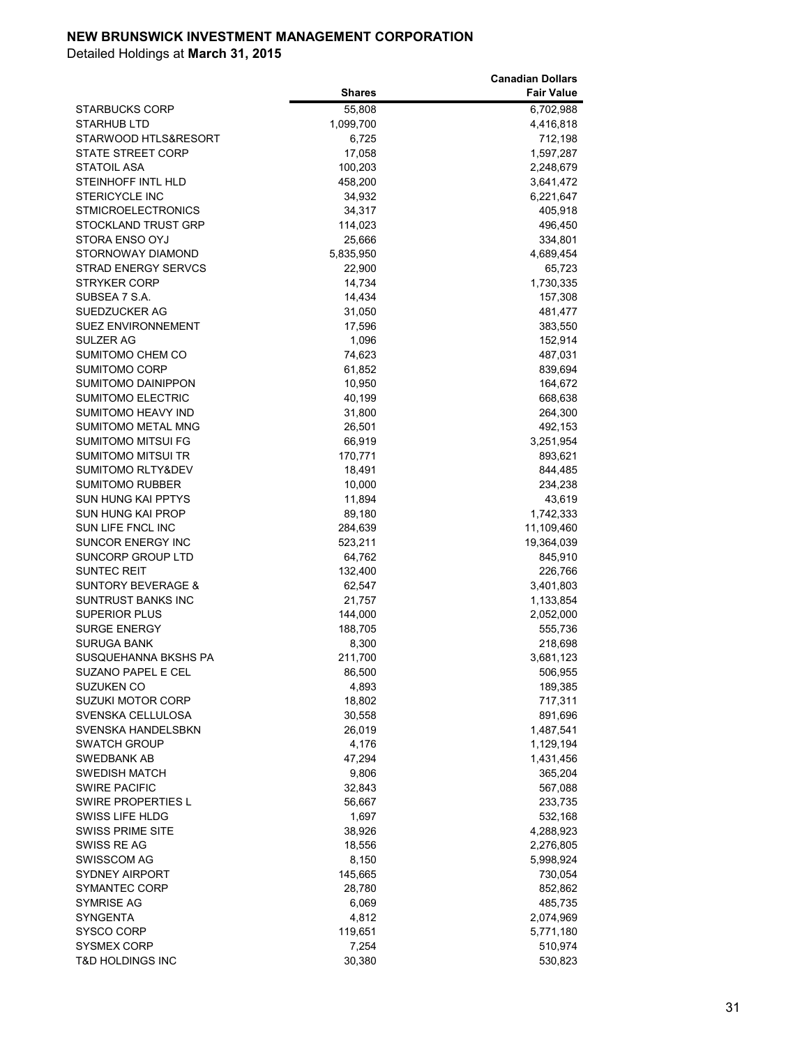**NEW BRUNSWICK INVESTMENT MANAGEMENT CORPORATION**

Detailed Holdings at **March 31, 2015**

| | Shares | Canadian Dollars Fair Value |
|---|---|---|
| STARBUCKS CORP | 55,808 | 6,702,988 |
| STARHUB LTD | 1,099,700 | 4,416,818 |
| STARWOOD HTLS&RESORT | 6,725 | 712,198 |
| STATE STREET CORP | 17,058 | 1,597,287 |
| STATOIL ASA | 100,203 | 2,248,679 |
| STEINHOFF INTL HLD | 458,200 | 3,641,472 |
| STERICYCLE INC | 34,932 | 6,221,647 |
| STMICROELECTRONICS | 34,317 | 405,918 |
| STOCKLAND TRUST GRP | 114,023 | 496,450 |
| STORA ENSO OYJ | 25,666 | 334,801 |
| STORNOWAY DIAMOND | 5,835,950 | 4,689,454 |
| STRAD ENERGY SERVCS | 22,900 | 65,723 |
| STRYKER CORP | 14,734 | 1,730,335 |
| SUBSEA 7 S.A. | 14,434 | 157,308 |
| SUEDZUCKER AG | 31,050 | 481,477 |
| SUEZ ENVIRONNEMENT | 17,596 | 383,550 |
| SULZER AG | 1,096 | 152,914 |
| SUMITOMO CHEM CO | 74,623 | 487,031 |
| SUMITOMO CORP | 61,852 | 839,694 |
| SUMITOMO DAINIPPON | 10,950 | 164,672 |
| SUMITOMO ELECTRIC | 40,199 | 668,638 |
| SUMITOMO HEAVY IND | 31,800 | 264,300 |
| SUMITOMO METAL MNG | 26,501 | 492,153 |
| SUMITOMO MITSUI FG | 66,919 | 3,251,954 |
| SUMITOMO MITSUI TR | 170,771 | 893,621 |
| SUMITOMO RLTY&DEV | 18,491 | 844,485 |
| SUMITOMO RUBBER | 10,000 | 234,238 |
| SUN HUNG KAI PPTYS | 11,894 | 43,619 |
| SUN HUNG KAI PROP | 89,180 | 1,742,333 |
| SUN LIFE FNCL INC | 284,639 | 11,109,460 |
| SUNCOR ENERGY INC | 523,211 | 19,364,039 |
| SUNCORP GROUP LTD | 64,762 | 845,910 |
| SUNTEC REIT | 132,400 | 226,766 |
| SUNTORY BEVERAGE & | 62,547 | 3,401,803 |
| SUNTRUST BANKS INC | 21,757 | 1,133,854 |
| SUPERIOR PLUS | 144,000 | 2,052,000 |
| SURGE ENERGY | 188,705 | 555,736 |
| SURUGA BANK | 8,300 | 218,698 |
| SUSQUEHANNA BKSHS PA | 211,700 | 3,681,123 |
| SUZANO PAPEL E CEL | 86,500 | 506,955 |
| SUZUKEN CO | 4,893 | 189,385 |
| SUZUKI MOTOR CORP | 18,802 | 717,311 |
| SVENSKA CELLULOSA | 30,558 | 891,696 |
| SVENSKA HANDELSBKN | 26,019 | 1,487,541 |
| SWATCH GROUP | 4,176 | 1,129,194 |
| SWEDBANK AB | 47,294 | 1,431,456 |
| SWEDISH MATCH | 9,806 | 365,204 |
| SWIRE PACIFIC | 32,843 | 567,088 |
| SWIRE PROPERTIES L | 56,667 | 233,735 |
| SWISS LIFE HLDG | 1,697 | 532,168 |
| SWISS PRIME SITE | 38,926 | 4,288,923 |
| SWISS RE AG | 18,556 | 2,276,805 |
| SWISSCOM AG | 8,150 | 5,998,924 |
| SYDNEY AIRPORT | 145,665 | 730,054 |
| SYMANTEC CORP | 28,780 | 852,862 |
| SYMRISE AG | 6,069 | 485,735 |
| SYNGENTA | 4,812 | 2,074,969 |
| SYSCO CORP | 119,651 | 5,771,180 |
| SYSMEX CORP | 7,254 | 510,974 |
| T&D HOLDINGS INC | 30,380 | 530,823 |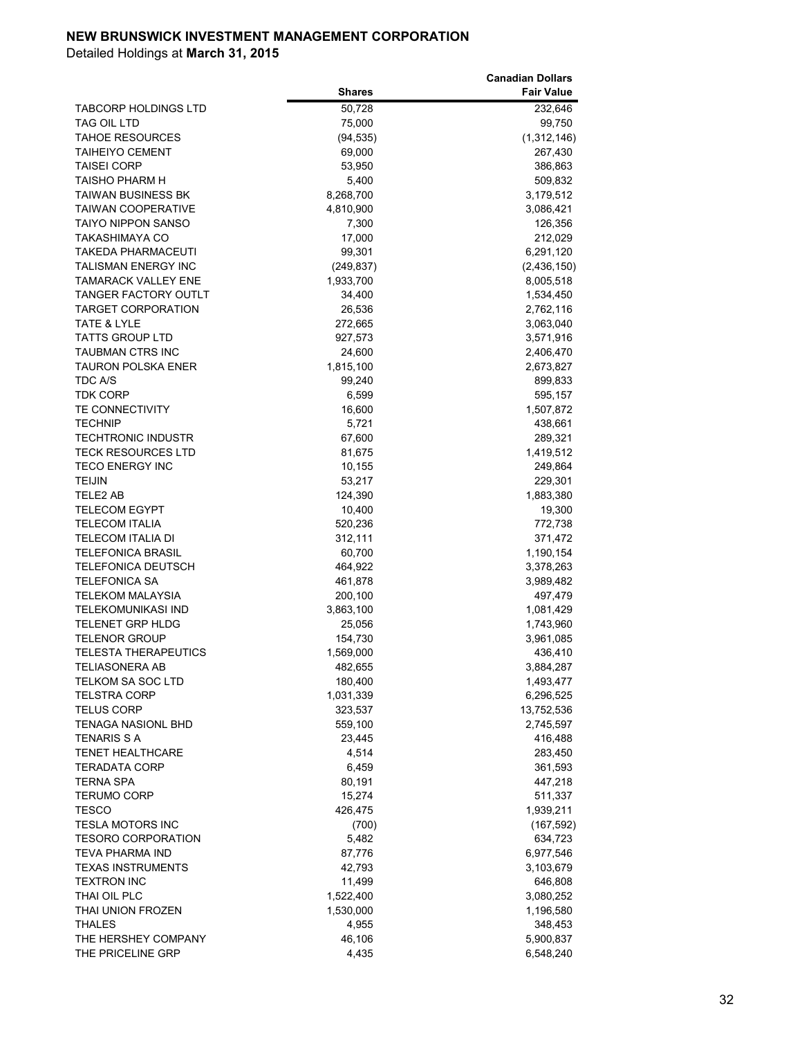**NEW BRUNSWICK INVESTMENT MANAGEMENT CORPORATION**

Detailed Holdings at **March 31, 2015**

| | Shares | Canadian Dollars Fair Value |
|---|---|---|
| TABCORP HOLDINGS LTD | 50,728 | 232,646 |
| TAG OIL LTD | 75,000 | 99,750 |
| TAHOE RESOURCES | (94,535) | (1,312,146) |
| TAIHEIYO CEMENT | 69,000 | 267,430 |
| TAISEI CORP | 53,950 | 386,863 |
| TAISHO PHARM H | 5,400 | 509,832 |
| TAIWAN BUSINESS BK | 8,268,700 | 3,179,512 |
| TAIWAN COOPERATIVE | 4,810,900 | 3,086,421 |
| TAIYO NIPPON SANSO | 7,300 | 126,356 |
| TAKASHIMAYA CO | 17,000 | 212,029 |
| TAKEDA PHARMACEUTI | 99,301 | 6,291,120 |
| TALISMAN ENERGY INC | (249,837) | (2,436,150) |
| TAMARACK VALLEY ENE | 1,933,700 | 8,005,518 |
| TANGER FACTORY OUTLT | 34,400 | 1,534,450 |
| TARGET CORPORATION | 26,536 | 2,762,116 |
| TATE & LYLE | 272,665 | 3,063,040 |
| TATTS GROUP LTD | 927,573 | 3,571,916 |
| TAUBMAN CTRS INC | 24,600 | 2,406,470 |
| TAURON POLSKA ENER | 1,815,100 | 2,673,827 |
| TDC A/S | 99,240 | 899,833 |
| TDK CORP | 6,599 | 595,157 |
| TE CONNECTIVITY | 16,600 | 1,507,872 |
| TECHNIP | 5,721 | 438,661 |
| TECHTRONIC INDUSTR | 67,600 | 289,321 |
| TECK RESOURCES LTD | 81,675 | 1,419,512 |
| TECO ENERGY INC | 10,155 | 249,864 |
| TEIJIN | 53,217 | 229,301 |
| TELE2 AB | 124,390 | 1,883,380 |
| TELECOM EGYPT | 10,400 | 19,300 |
| TELECOM ITALIA | 520,236 | 772,738 |
| TELECOM ITALIA DI | 312,111 | 371,472 |
| TELEFONICA BRASIL | 60,700 | 1,190,154 |
| TELEFONICA DEUTSCH | 464,922 | 3,378,263 |
| TELEFONICA SA | 461,878 | 3,989,482 |
| TELEKOM MALAYSIA | 200,100 | 497,479 |
| TELEKOMUNIKASI IND | 3,863,100 | 1,081,429 |
| TELENET GRP HLDG | 25,056 | 1,743,960 |
| TELENOR GROUP | 154,730 | 3,961,085 |
| TELESTA THERAPEUTICS | 1,569,000 | 436,410 |
| TELIASONERA AB | 482,655 | 3,884,287 |
| TELKOM SA SOC LTD | 180,400 | 1,493,477 |
| TELSTRA CORP | 1,031,339 | 6,296,525 |
| TELUS CORP | 323,537 | 13,752,536 |
| TENAGA NASIONL BHD | 559,100 | 2,745,597 |
| TENARIS S A | 23,445 | 416,488 |
| TENET HEALTHCARE | 4,514 | 283,450 |
| TERADATA CORP | 6,459 | 361,593 |
| TERNA SPA | 80,191 | 447,218 |
| TERUMO CORP | 15,274 | 511,337 |
| TESCO | 426,475 | 1,939,211 |
| TESLA MOTORS INC | (700) | (167,592) |
| TESORO CORPORATION | 5,482 | 634,723 |
| TEVA PHARMA IND | 87,776 | 6,977,546 |
| TEXAS INSTRUMENTS | 42,793 | 3,103,679 |
| TEXTRON INC | 11,499 | 646,808 |
| THAI OIL PLC | 1,522,400 | 3,080,252 |
| THAI UNION FROZEN | 1,530,000 | 1,196,580 |
| THALES | 4,955 | 348,453 |
| THE HERSHEY COMPANY | 46,106 | 5,900,837 |
| THE PRICELINE GRP | 4,435 | 6,548,240 |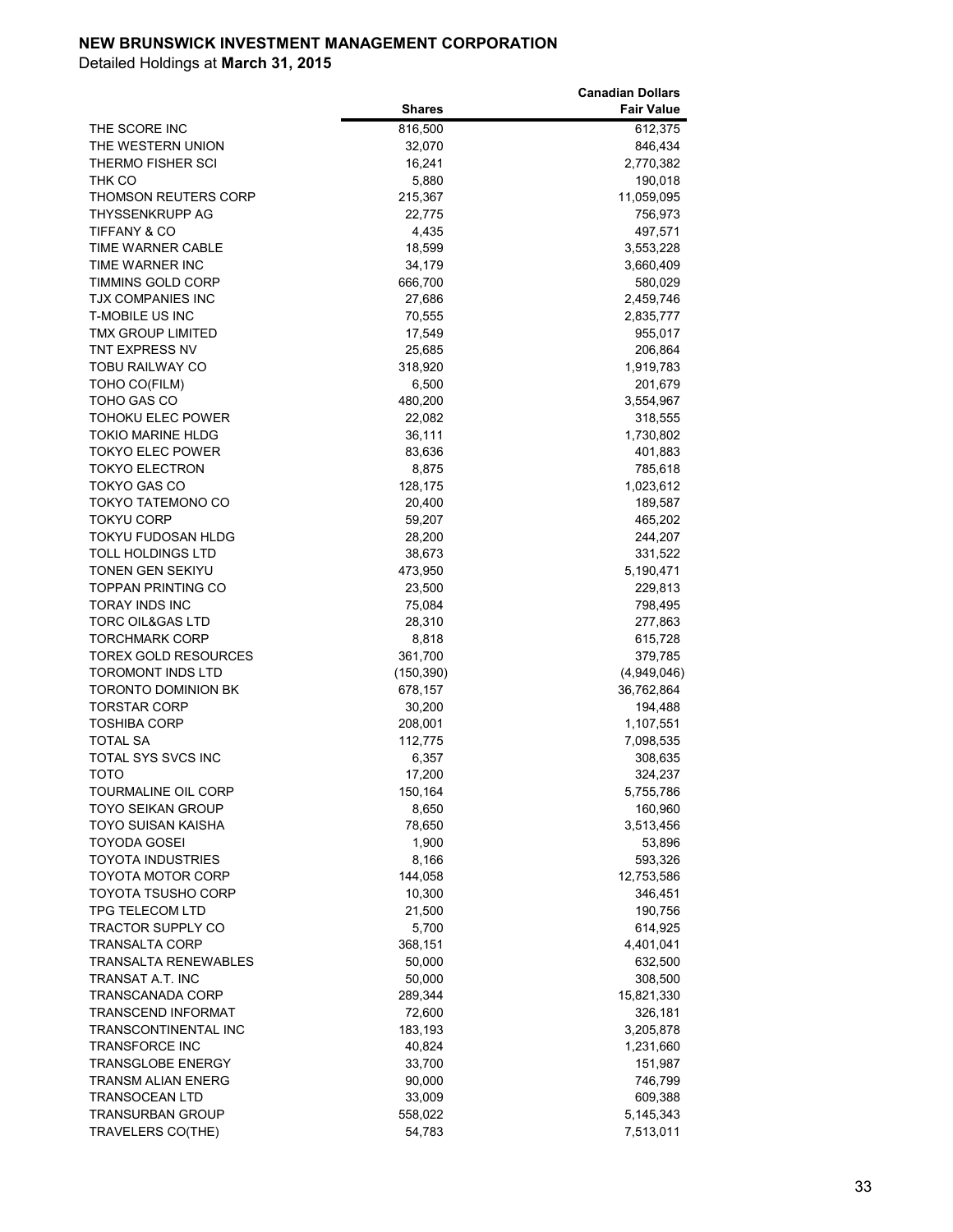**NEW BRUNSWICK INVESTMENT MANAGEMENT CORPORATION**

Detailed Holdings at **March 31, 2015**

| | Shares | Canadian Dollars Fair Value |
|---|---|---|
| THE SCORE INC | 816,500 | 612,375 |
| THE WESTERN UNION | 32,070 | 846,434 |
| THERMO FISHER SCI | 16,241 | 2,770,382 |
| THK CO | 5,880 | 190,018 |
| THOMSON REUTERS CORP | 215,367 | 11,059,095 |
| THYSSENKRUPP AG | 22,775 | 756,973 |
| TIFFANY & CO | 4,435 | 497,571 |
| TIME WARNER CABLE | 18,599 | 3,553,228 |
| TIME WARNER INC | 34,179 | 3,660,409 |
| TIMMINS GOLD CORP | 666,700 | 580,029 |
| TJX COMPANIES INC | 27,686 | 2,459,746 |
| T-MOBILE US INC | 70,555 | 2,835,777 |
| TMX GROUP LIMITED | 17,549 | 955,017 |
| TNT EXPRESS NV | 25,685 | 206,864 |
| TOBU RAILWAY CO | 318,920 | 1,919,783 |
| TOHO CO(FILM) | 6,500 | 201,679 |
| TOHO GAS CO | 480,200 | 3,554,967 |
| TOHOKU ELEC POWER | 22,082 | 318,555 |
| TOKIO MARINE HLDG | 36,111 | 1,730,802 |
| TOKYO ELEC POWER | 83,636 | 401,883 |
| TOKYO ELECTRON | 8,875 | 785,618 |
| TOKYO GAS CO | 128,175 | 1,023,612 |
| TOKYO TATEMONO CO | 20,400 | 189,587 |
| TOKYU CORP | 59,207 | 465,202 |
| TOKYU FUDOSAN HLDG | 28,200 | 244,207 |
| TOLL HOLDINGS LTD | 38,673 | 331,522 |
| TONEN GEN SEKIYU | 473,950 | 5,190,471 |
| TOPPAN PRINTING CO | 23,500 | 229,813 |
| TORAY INDS INC | 75,084 | 798,495 |
| TORC OIL&GAS LTD | 28,310 | 277,863 |
| TORCHMARK CORP | 8,818 | 615,728 |
| TOREX GOLD RESOURCES | 361,700 | 379,785 |
| TOROMONT INDS LTD | (150,390) | (4,949,046) |
| TORONTO DOMINION BK | 678,157 | 36,762,864 |
| TORSTAR CORP | 30,200 | 194,488 |
| TOSHIBA CORP | 208,001 | 1,107,551 |
| TOTAL SA | 112,775 | 7,098,535 |
| TOTAL SYS SVCS INC | 6,357 | 308,635 |
| TOTO | 17,200 | 324,237 |
| TOURMALINE OIL CORP | 150,164 | 5,755,786 |
| TOYO SEIKAN GROUP | 8,650 | 160,960 |
| TOYO SUISAN KAISHA | 78,650 | 3,513,456 |
| TOYODA GOSEI | 1,900 | 53,896 |
| TOYOTA INDUSTRIES | 8,166 | 593,326 |
| TOYOTA MOTOR CORP | 144,058 | 12,753,586 |
| TOYOTA TSUSHO CORP | 10,300 | 346,451 |
| TPG TELECOM LTD | 21,500 | 190,756 |
| TRACTOR SUPPLY CO | 5,700 | 614,925 |
| TRANSALTA CORP | 368,151 | 4,401,041 |
| TRANSALTA RENEWABLES | 50,000 | 632,500 |
| TRANSAT A.T. INC | 50,000 | 308,500 |
| TRANSCANADA CORP | 289,344 | 15,821,330 |
| TRANSCEND INFORMAT | 72,600 | 326,181 |
| TRANSCONTINENTAL INC | 183,193 | 3,205,878 |
| TRANSFORCE INC | 40,824 | 1,231,660 |
| TRANSGLOBE ENERGY | 33,700 | 151,987 |
| TRANSM ALIAN ENERG | 90,000 | 746,799 |
| TRANSOCEAN LTD | 33,009 | 609,388 |
| TRANSURBAN GROUP | 558,022 | 5,145,343 |
| TRAVELERS CO(THE) | 54,783 | 7,513,011 |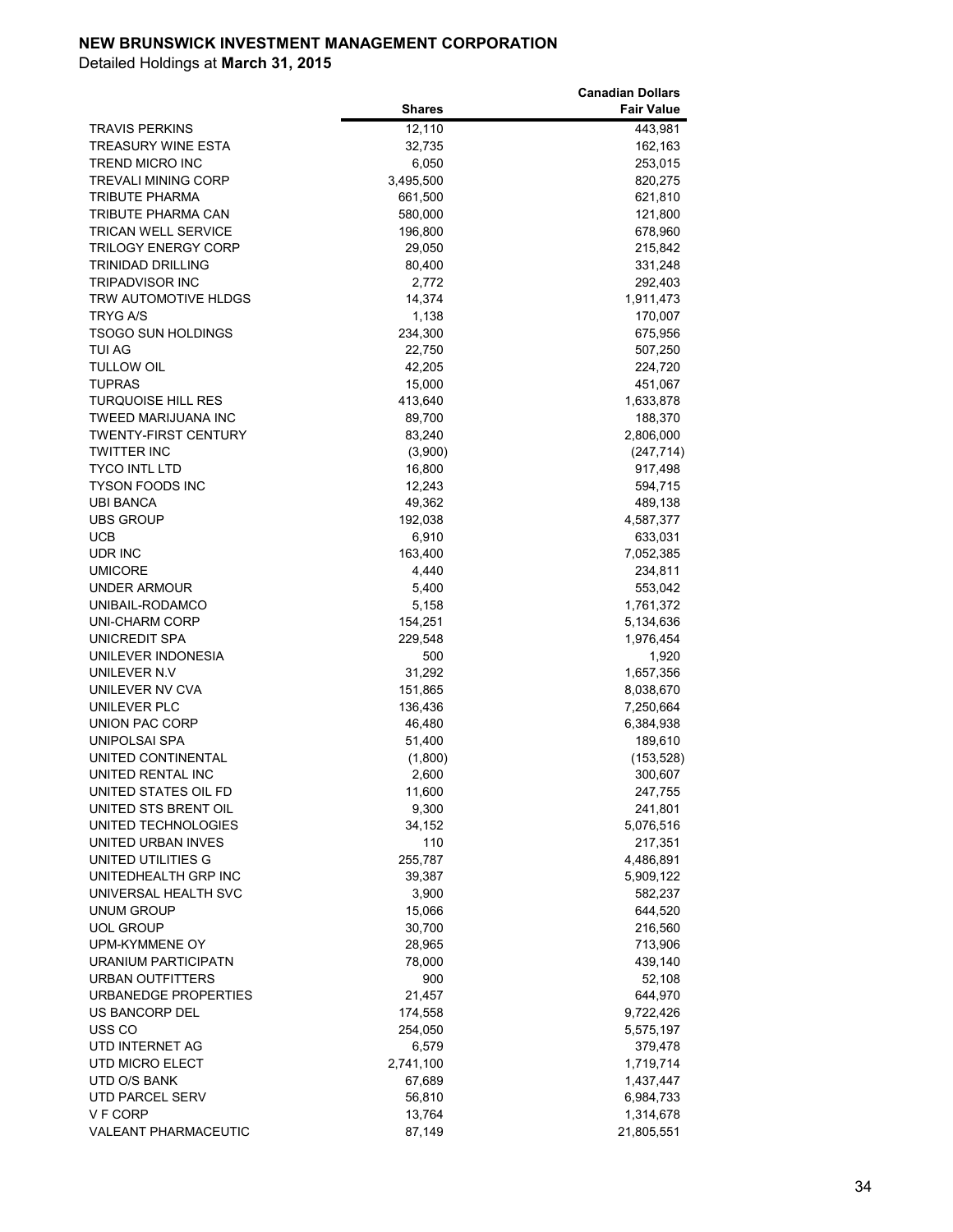**NEW BRUNSWICK INVESTMENT MANAGEMENT CORPORATION**

Detailed Holdings at **March 31, 2015**

| | Shares | Canadian Dollars Fair Value |
|---|---|---|
| TRAVIS PERKINS | 12,110 | 443,981 |
| TREASURY WINE ESTA | 32,735 | 162,163 |
| TREND MICRO INC | 6,050 | 253,015 |
| TREVALI MINING CORP | 3,495,500 | 820,275 |
| TRIBUTE PHARMA | 661,500 | 621,810 |
| TRIBUTE PHARMA CAN | 580,000 | 121,800 |
| TRICAN WELL SERVICE | 196,800 | 678,960 |
| TRILOGY ENERGY CORP | 29,050 | 215,842 |
| TRINIDAD DRILLING | 80,400 | 331,248 |
| TRIPADVISOR INC | 2,772 | 292,403 |
| TRW AUTOMOTIVE HLDGS | 14,374 | 1,911,473 |
| TRYG A/S | 1,138 | 170,007 |
| TSOGO SUN HOLDINGS | 234,300 | 675,956 |
| TUI AG | 22,750 | 507,250 |
| TULLOW OIL | 42,205 | 224,720 |
| TUPRAS | 15,000 | 451,067 |
| TURQUOISE HILL RES | 413,640 | 1,633,878 |
| TWEED MARIJUANA INC | 89,700 | 188,370 |
| TWENTY-FIRST CENTURY | 83,240 | 2,806,000 |
| TWITTER INC | (3,900) | (247,714) |
| TYCO INTL LTD | 16,800 | 917,498 |
| TYSON FOODS INC | 12,243 | 594,715 |
| UBI BANCA | 49,362 | 489,138 |
| UBS GROUP | 192,038 | 4,587,377 |
| UCB | 6,910 | 633,031 |
| UDR INC | 163,400 | 7,052,385 |
| UMICORE | 4,440 | 234,811 |
| UNDER ARMOUR | 5,400 | 553,042 |
| UNIBAIL-RODAMCO | 5,158 | 1,761,372 |
| UNI-CHARM CORP | 154,251 | 5,134,636 |
| UNICREDIT SPA | 229,548 | 1,976,454 |
| UNILEVER INDONESIA | 500 | 1,920 |
| UNILEVER N.V | 31,292 | 1,657,356 |
| UNILEVER NV CVA | 151,865 | 8,038,670 |
| UNILEVER PLC | 136,436 | 7,250,664 |
| UNION PAC CORP | 46,480 | 6,384,938 |
| UNIPOLSAI SPA | 51,400 | 189,610 |
| UNITED CONTINENTAL | (1,800) | (153,528) |
| UNITED RENTAL INC | 2,600 | 300,607 |
| UNITED STATES OIL FD | 11,600 | 247,755 |
| UNITED STS BRENT OIL | 9,300 | 241,801 |
| UNITED TECHNOLOGIES | 34,152 | 5,076,516 |
| UNITED URBAN INVES | 110 | 217,351 |
| UNITED UTILITIES G | 255,787 | 4,486,891 |
| UNITEDHEALTH GRP INC | 39,387 | 5,909,122 |
| UNIVERSAL HEALTH SVC | 3,900 | 582,237 |
| UNUM GROUP | 15,066 | 644,520 |
| UOL GROUP | 30,700 | 216,560 |
| UPM-KYMMENE OY | 28,965 | 713,906 |
| URANIUM PARTICIPATN | 78,000 | 439,140 |
| URBAN OUTFITTERS | 900 | 52,108 |
| URBANEDGE PROPERTIES | 21,457 | 644,970 |
| US BANCORP DEL | 174,558 | 9,722,426 |
| USS CO | 254,050 | 5,575,197 |
| UTD INTERNET AG | 6,579 | 379,478 |
| UTD MICRO ELECT | 2,741,100 | 1,719,714 |
| UTD O/S BANK | 67,689 | 1,437,447 |
| UTD PARCEL SERV | 56,810 | 6,984,733 |
| V F CORP | 13,764 | 1,314,678 |
| VALEANT PHARMACEUTIC | 87,149 | 21,805,551 |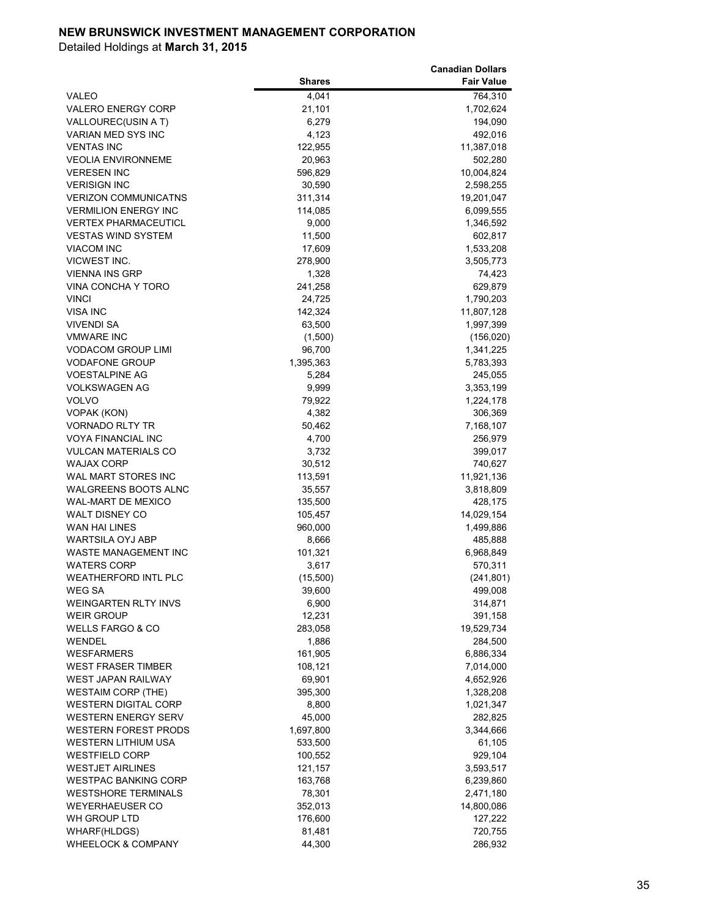**NEW BRUNSWICK INVESTMENT MANAGEMENT CORPORATION**

Detailed Holdings at **March 31, 2015**

| | Shares | Canadian Dollars Fair Value |
|---|---|---|
| VALEO | 4,041 | 764,310 |
| VALERO ENERGY CORP | 21,101 | 1,702,624 |
| VALLOUREC(USIN A T) | 6,279 | 194,090 |
| VARIAN MED SYS INC | 4,123 | 492,016 |
| VENTAS INC | 122,955 | 11,387,018 |
| VEOLIA ENVIRONNEME | 20,963 | 502,280 |
| VERESEN INC | 596,829 | 10,004,824 |
| VERISIGN INC | 30,590 | 2,598,255 |
| VERIZON COMMUNICATNS | 311,314 | 19,201,047 |
| VERMILION ENERGY INC | 114,085 | 6,099,555 |
| VERTEX PHARMACEUTICL | 9,000 | 1,346,592 |
| VESTAS WIND SYSTEM | 11,500 | 602,817 |
| VIACOM INC | 17,609 | 1,533,208 |
| VICWEST INC. | 278,900 | 3,505,773 |
| VIENNA INS GRP | 1,328 | 74,423 |
| VINA CONCHA Y TORO | 241,258 | 629,879 |
| VINCI | 24,725 | 1,790,203 |
| VISA INC | 142,324 | 11,807,128 |
| VIVENDI SA | 63,500 | 1,997,399 |
| VMWARE INC | (1,500) | (156,020) |
| VODACOM GROUP LIMI | 96,700 | 1,341,225 |
| VODAFONE GROUP | 1,395,363 | 5,783,393 |
| VOESTALPINE AG | 5,284 | 245,055 |
| VOLKSWAGEN AG | 9,999 | 3,353,199 |
| VOLVO | 79,922 | 1,224,178 |
| VOPAK (KON) | 4,382 | 306,369 |
| VORNADO RLTY TR | 50,462 | 7,168,107 |
| VOYA FINANCIAL INC | 4,700 | 256,979 |
| VULCAN MATERIALS CO | 3,732 | 399,017 |
| WAJAX CORP | 30,512 | 740,627 |
| WAL MART STORES INC | 113,591 | 11,921,136 |
| WALGREENS BOOTS ALNC | 35,557 | 3,818,809 |
| WAL-MART DE MEXICO | 135,500 | 428,175 |
| WALT DISNEY CO | 105,457 | 14,029,154 |
| WAN HAI LINES | 960,000 | 1,499,886 |
| WARTSILA OYJ ABP | 8,666 | 485,888 |
| WASTE MANAGEMENT INC | 101,321 | 6,968,849 |
| WATERS CORP | 3,617 | 570,311 |
| WEATHERFORD INTL PLC | (15,500) | (241,801) |
| WEG SA | 39,600 | 499,008 |
| WEINGARTEN RLTY INVS | 6,900 | 314,871 |
| WEIR GROUP | 12,231 | 391,158 |
| WELLS FARGO & CO | 283,058 | 19,529,734 |
| WENDEL | 1,886 | 284,500 |
| WESFARMERS | 161,905 | 6,886,334 |
| WEST FRASER TIMBER | 108,121 | 7,014,000 |
| WEST JAPAN RAILWAY | 69,901 | 4,652,926 |
| WESTAIM CORP (THE) | 395,300 | 1,328,208 |
| WESTERN DIGITAL CORP | 8,800 | 1,021,347 |
| WESTERN ENERGY SERV | 45,000 | 282,825 |
| WESTERN FOREST PRODS | 1,697,800 | 3,344,666 |
| WESTERN LITHIUM USA | 533,500 | 61,105 |
| WESTFIELD CORP | 100,552 | 929,104 |
| WESTJET AIRLINES | 121,157 | 3,593,517 |
| WESTPAC BANKING CORP | 163,768 | 6,239,860 |
| WESTSHORE TERMINALS | 78,301 | 2,471,180 |
| WEYERHAEUSER CO | 352,013 | 14,800,086 |
| WH GROUP LTD | 176,600 | 127,222 |
| WHARF(HLDGS) | 81,481 | 720,755 |
| WHEELOCK & COMPANY | 44,300 | 286,932 |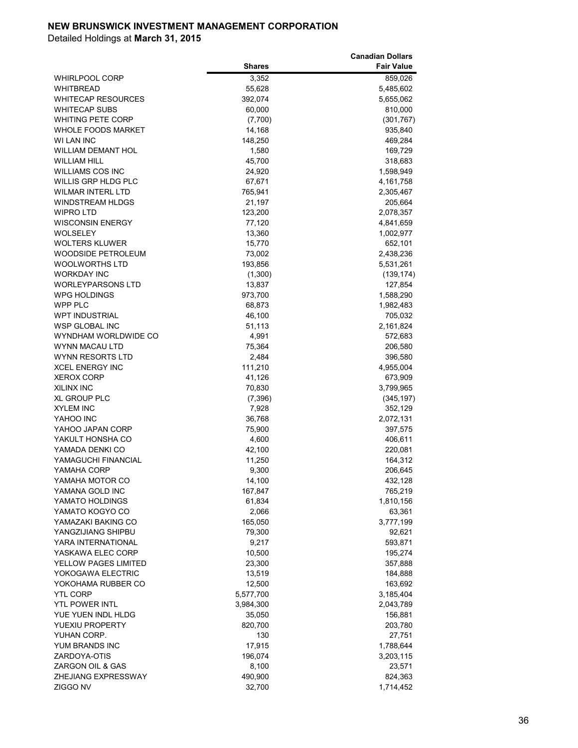**NEW BRUNSWICK INVESTMENT MANAGEMENT CORPORATION**

Detailed Holdings at **March 31, 2015**

| | Shares | Canadian Dollars Fair Value |
|---|---|---|
| WHIRLPOOL CORP | 3,352 | 859,026 |
| WHITBREAD | 55,628 | 5,485,602 |
| WHITECAP RESOURCES | 392,074 | 5,655,062 |
| WHITECAP SUBS | 60,000 | 810,000 |
| WHITING PETE CORP | (7,700) | (301,767) |
| WHOLE FOODS MARKET | 14,168 | 935,840 |
| WI LAN INC | 148,250 | 469,284 |
| WILLIAM DEMANT HOL | 1,580 | 169,729 |
| WILLIAM HILL | 45,700 | 318,683 |
| WILLIAMS COS INC | 24,920 | 1,598,949 |
| WILLIS GRP HLDG PLC | 67,671 | 4,161,758 |
| WILMAR INTERL LTD | 765,941 | 2,305,467 |
| WINDSTREAM HLDGS | 21,197 | 205,664 |
| WIPRO LTD | 123,200 | 2,078,357 |
| WISCONSIN ENERGY | 77,120 | 4,841,659 |
| WOLSELEY | 13,360 | 1,002,977 |
| WOLTERS KLUWER | 15,770 | 652,101 |
| WOODSIDE PETROLEUM | 73,002 | 2,438,236 |
| WOOLWORTHS LTD | 193,856 | 5,531,261 |
| WORKDAY INC | (1,300) | (139,174) |
| WORLEYPARSONS LTD | 13,837 | 127,854 |
| WPG HOLDINGS | 973,700 | 1,588,290 |
| WPP PLC | 68,873 | 1,982,483 |
| WPT INDUSTRIAL | 46,100 | 705,032 |
| WSP GLOBAL INC | 51,113 | 2,161,824 |
| WYNDHAM WORLDWIDE CO | 4,991 | 572,683 |
| WYNN MACAU LTD | 75,364 | 206,580 |
| WYNN RESORTS LTD | 2,484 | 396,580 |
| XCEL ENERGY INC | 111,210 | 4,955,004 |
| XEROX CORP | 41,126 | 673,909 |
| XILINX INC | 70,830 | 3,799,965 |
| XL GROUP PLC | (7,396) | (345,197) |
| XYLEM INC | 7,928 | 352,129 |
| YAHOO INC | 36,768 | 2,072,131 |
| YAHOO JAPAN CORP | 75,900 | 397,575 |
| YAKULT HONSHA CO | 4,600 | 406,611 |
| YAMADA DENKI CO | 42,100 | 220,081 |
| YAMAGUCHI FINANCIAL | 11,250 | 164,312 |
| YAMAHA CORP | 9,300 | 206,645 |
| YAMAHA MOTOR CO | 14,100 | 432,128 |
| YAMANA GOLD INC | 167,847 | 765,219 |
| YAMATO HOLDINGS | 61,834 | 1,810,156 |
| YAMATO KOGYO CO | 2,066 | 63,361 |
| YAMAZAKI BAKING CO | 165,050 | 3,777,199 |
| YANGZIJIANG SHIPBU | 79,300 | 92,621 |
| YARA INTERNATIONAL | 9,217 | 593,871 |
| YASKAWA ELEC CORP | 10,500 | 195,274 |
| YELLOW PAGES LIMITED | 23,300 | 357,888 |
| YOKOGAWA ELECTRIC | 13,519 | 184,888 |
| YOKOHAMA RUBBER CO | 12,500 | 163,692 |
| YTL CORP | 5,577,700 | 3,185,404 |
| YTL POWER INTL | 3,984,300 | 2,043,789 |
| YUE YUEN INDL HLDG | 35,050 | 156,881 |
| YUEXIU PROPERTY | 820,700 | 203,780 |
| YUHAN CORP. | 130 | 27,751 |
| YUM BRANDS INC | 17,915 | 1,788,644 |
| ZARDOYA-OTIS | 196,074 | 3,203,115 |
| ZARGON OIL & GAS | 8,100 | 23,571 |
| ZHEJIANG EXPRESSWAY | 490,900 | 824,363 |
| ZIGGO NV | 32,700 | 1,714,452 |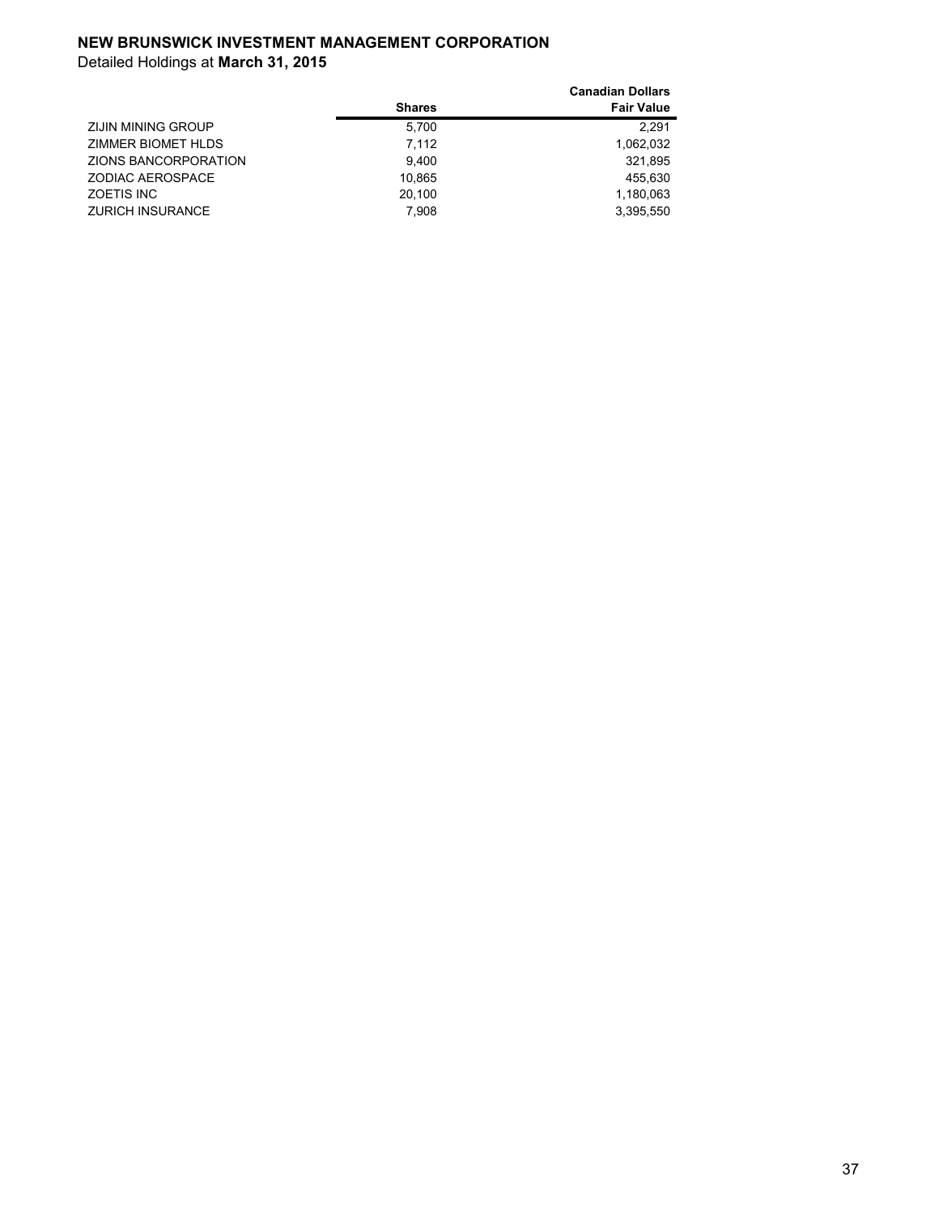**NEW BRUNSWICK INVESTMENT MANAGEMENT CORPORATION**

Detailed Holdings at **March 31, 2015**

| | Shares | Canadian Dollars Fair Value |
|---|---|---|
| ZIJIN MINING GROUP | 5,700 | 2,291 |
| ZIMMER BIOMET HLDS | 7,112 | 1,062,032 |
| ZIONS BANCORPORATION | 9,400 | 321,895 |
| ZODIAC AEROSPACE | 10,865 | 455,630 |
| ZOETIS INC | 20,100 | 1,180,063 |
| ZURICH INSURANCE | 7,908 | 3,395,550 |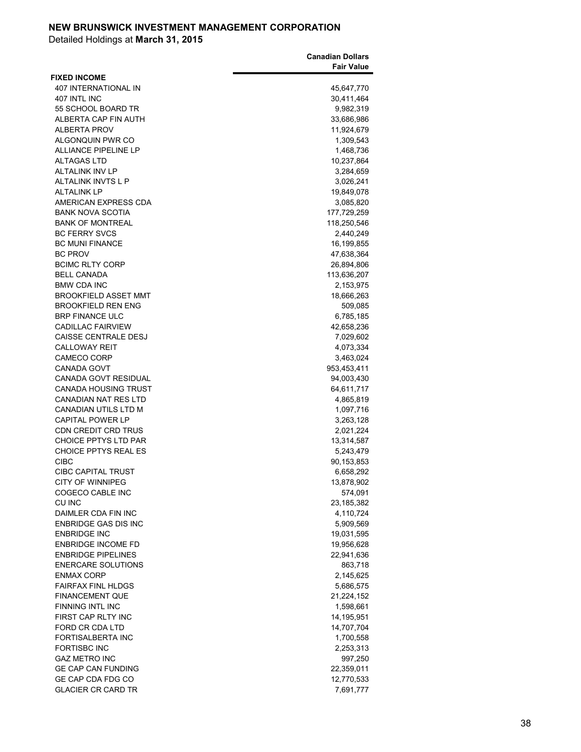**NEW BRUNSWICK INVESTMENT MANAGEMENT CORPORATION**

Detailed Holdings at **March 31, 2015**

| | Canadian Dollars Fair Value |
|---|---|
| **FIXED INCOME** | |
| 407 INTERNATIONAL IN | 45,647,770 |
| 407 INTL INC | 30,411,464 |
| 55 SCHOOL BOARD TR | 9,982,319 |
| ALBERTA CAP FIN AUTH | 33,686,986 |
| ALBERTA PROV | 11,924,679 |
| ALGONQUIN PWR CO | 1,309,543 |
| ALLIANCE PIPELINE LP | 1,468,736 |
| ALTAGAS LTD | 10,237,864 |
| ALTALINK INV LP | 3,284,659 |
| ALTALINK INVTS L P | 3,026,241 |
| ALTALINK LP | 19,849,078 |
| AMERICAN EXPRESS CDA | 3,085,820 |
| BANK NOVA SCOTIA | 177,729,259 |
| BANK OF MONTREAL | 118,250,546 |
| BC FERRY SVCS | 2,440,249 |
| BC MUNI FINANCE | 16,199,855 |
| BC PROV | 47,638,364 |
| BCIMC RLTY CORP | 26,894,806 |
| BELL CANADA | 113,636,207 |
| BMW CDA INC | 2,153,975 |
| BROOKFIELD ASSET MMT | 18,666,263 |
| BROOKFIELD REN ENG | 509,085 |
| BRP FINANCE ULC | 6,785,185 |
| CADILLAC FAIRVIEW | 42,658,236 |
| CAISSE CENTRALE DESJ | 7,029,602 |
| CALLOWAY REIT | 4,073,334 |
| CAMECO CORP | 3,463,024 |
| CANADA GOVT | 953,453,411 |
| CANADA GOVT RESIDUAL | 94,003,430 |
| CANADA HOUSING TRUST | 64,611,717 |
| CANADIAN NAT RES LTD | 4,865,819 |
| CANADIAN UTILS LTD M | 1,097,716 |
| CAPITAL POWER LP | 3,263,128 |
| CDN CREDIT CRD TRUS | 2,021,224 |
| CHOICE PPTYS LTD PAR | 13,314,587 |
| CHOICE PPTYS REAL ES | 5,243,479 |
| CIBC | 90,153,853 |
| CIBC CAPITAL TRUST | 6,658,292 |
| CITY OF WINNIPEG | 13,878,902 |
| COGECO CABLE INC | 574,091 |
| CU INC | 23,185,382 |
| DAIMLER CDA FIN INC | 4,110,724 |
| ENBRIDGE GAS DIS INC | 5,909,569 |
| ENBRIDGE INC | 19,031,595 |
| ENBRIDGE INCOME FD | 19,956,628 |
| ENBRIDGE PIPELINES | 22,941,636 |
| ENERCARE SOLUTIONS | 863,718 |
| ENMAX CORP | 2,145,625 |
| FAIRFAX FINL HLDGS | 5,686,575 |
| FINANCEMENT QUE | 21,224,152 |
| FINNING INTL INC | 1,598,661 |
| FIRST CAP RLTY INC | 14,195,951 |
| FORD CR CDA LTD | 14,707,704 |
| FORTISALBERTA INC | 1,700,558 |
| FORTISBC INC | 2,253,313 |
| GAZ METRO INC | 997,250 |
| GE CAP CAN FUNDING | 22,359,011 |
| GE CAP CDA FDG CO | 12,770,533 |
| GLACIER CR CARD TR | 7,691,777 |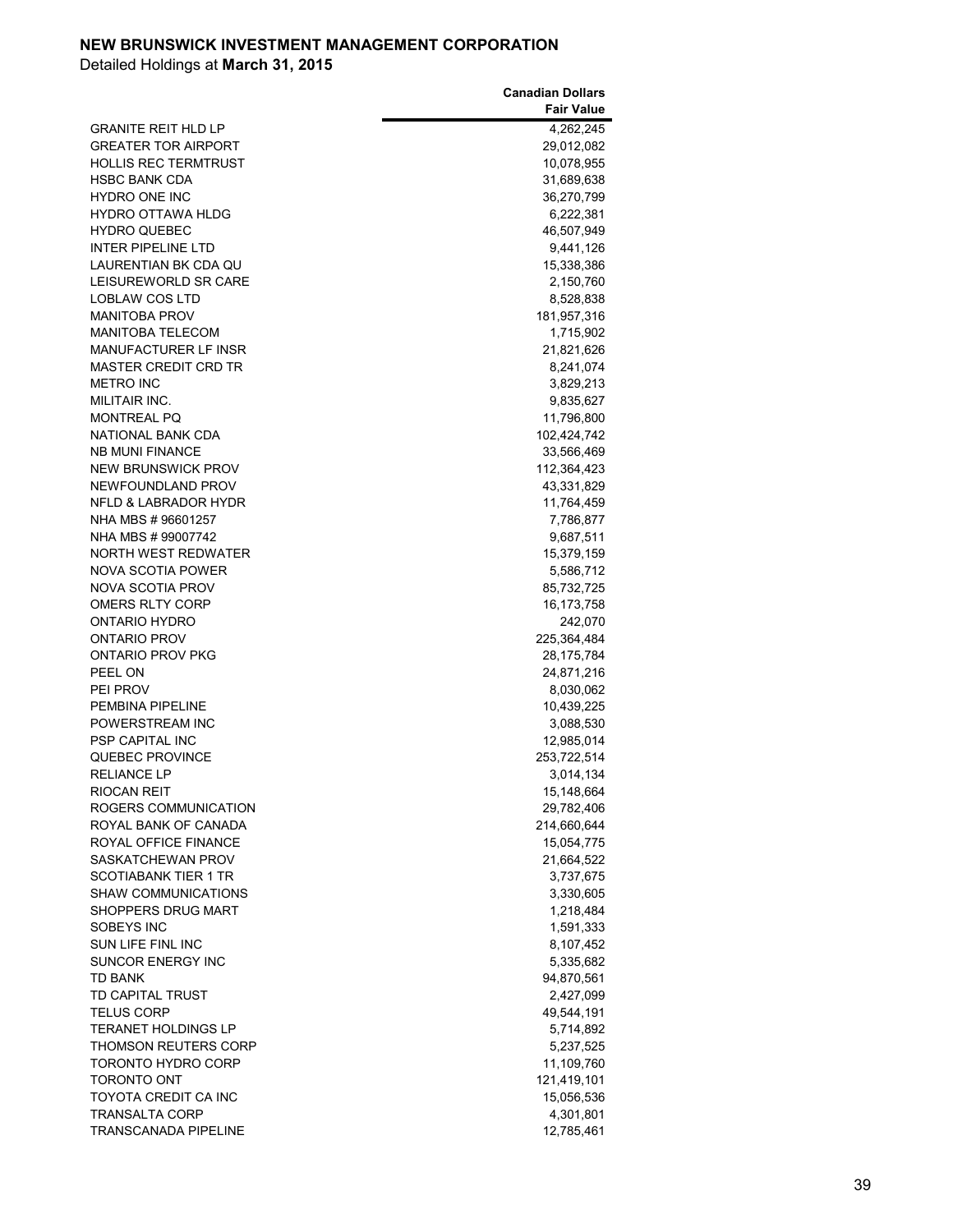**NEW BRUNSWICK INVESTMENT MANAGEMENT CORPORATION**

Detailed Holdings at **March 31, 2015**

| | Canadian Dollars Fair Value |
|---|---:|
| GRANITE REIT HLD LP | 4,262,245 |
| GREATER TOR AIRPORT | 29,012,082 |
| HOLLIS REC TERMTRUST | 10,078,955 |
| HSBC BANK CDA | 31,689,638 |
| HYDRO ONE INC | 36,270,799 |
| HYDRO OTTAWA HLDG | 6,222,381 |
| HYDRO QUEBEC | 46,507,949 |
| INTER PIPELINE LTD | 9,441,126 |
| LAURENTIAN BK CDA QU | 15,338,386 |
| LEISUREWORLD SR CARE | 2,150,760 |
| LOBLAW COS LTD | 8,528,838 |
| MANITOBA PROV | 181,957,316 |
| MANITOBA TELECOM | 1,715,902 |
| MANUFACTURER LF INSR | 21,821,626 |
| MASTER CREDIT CRD TR | 8,241,074 |
| METRO INC | 3,829,213 |
| MILITAIR INC. | 9,835,627 |
| MONTREAL PQ | 11,796,800 |
| NATIONAL BANK CDA | 102,424,742 |
| NB MUNI FINANCE | 33,566,469 |
| NEW BRUNSWICK PROV | 112,364,423 |
| NEWFOUNDLAND PROV | 43,331,829 |
| NFLD & LABRADOR HYDR | 11,764,459 |
| NHA MBS # 96601257 | 7,786,877 |
| NHA MBS # 99007742 | 9,687,511 |
| NORTH WEST REDWATER | 15,379,159 |
| NOVA SCOTIA POWER | 5,586,712 |
| NOVA SCOTIA PROV | 85,732,725 |
| OMERS RLTY CORP | 16,173,758 |
| ONTARIO HYDRO | 242,070 |
| ONTARIO PROV | 225,364,484 |
| ONTARIO PROV PKG | 28,175,784 |
| PEEL ON | 24,871,216 |
| PEI PROV | 8,030,062 |
| PEMBINA PIPELINE | 10,439,225 |
| POWERSTREAM INC | 3,088,530 |
| PSP CAPITAL INC | 12,985,014 |
| QUEBEC PROVINCE | 253,722,514 |
| RELIANCE LP | 3,014,134 |
| RIOCAN REIT | 15,148,664 |
| ROGERS COMMUNICATION | 29,782,406 |
| ROYAL BANK OF CANADA | 214,660,644 |
| ROYAL OFFICE FINANCE | 15,054,775 |
| SASKATCHEWAN PROV | 21,664,522 |
| SCOTIABANK TIER 1 TR | 3,737,675 |
| SHAW COMMUNICATIONS | 3,330,605 |
| SHOPPERS DRUG MART | 1,218,484 |
| SOBEYS INC | 1,591,333 |
| SUN LIFE FINL INC | 8,107,452 |
| SUNCOR ENERGY INC | 5,335,682 |
| TD BANK | 94,870,561 |
| TD CAPITAL TRUST | 2,427,099 |
| TELUS CORP | 49,544,191 |
| TERANET HOLDINGS LP | 5,714,892 |
| THOMSON REUTERS CORP | 5,237,525 |
| TORONTO HYDRO CORP | 11,109,760 |
| TORONTO ONT | 121,419,101 |
| TOYOTA CREDIT CA INC | 15,056,536 |
| TRANSALTA CORP | 4,301,801 |
| TRANSCANADA PIPELINE | 12,785,461 |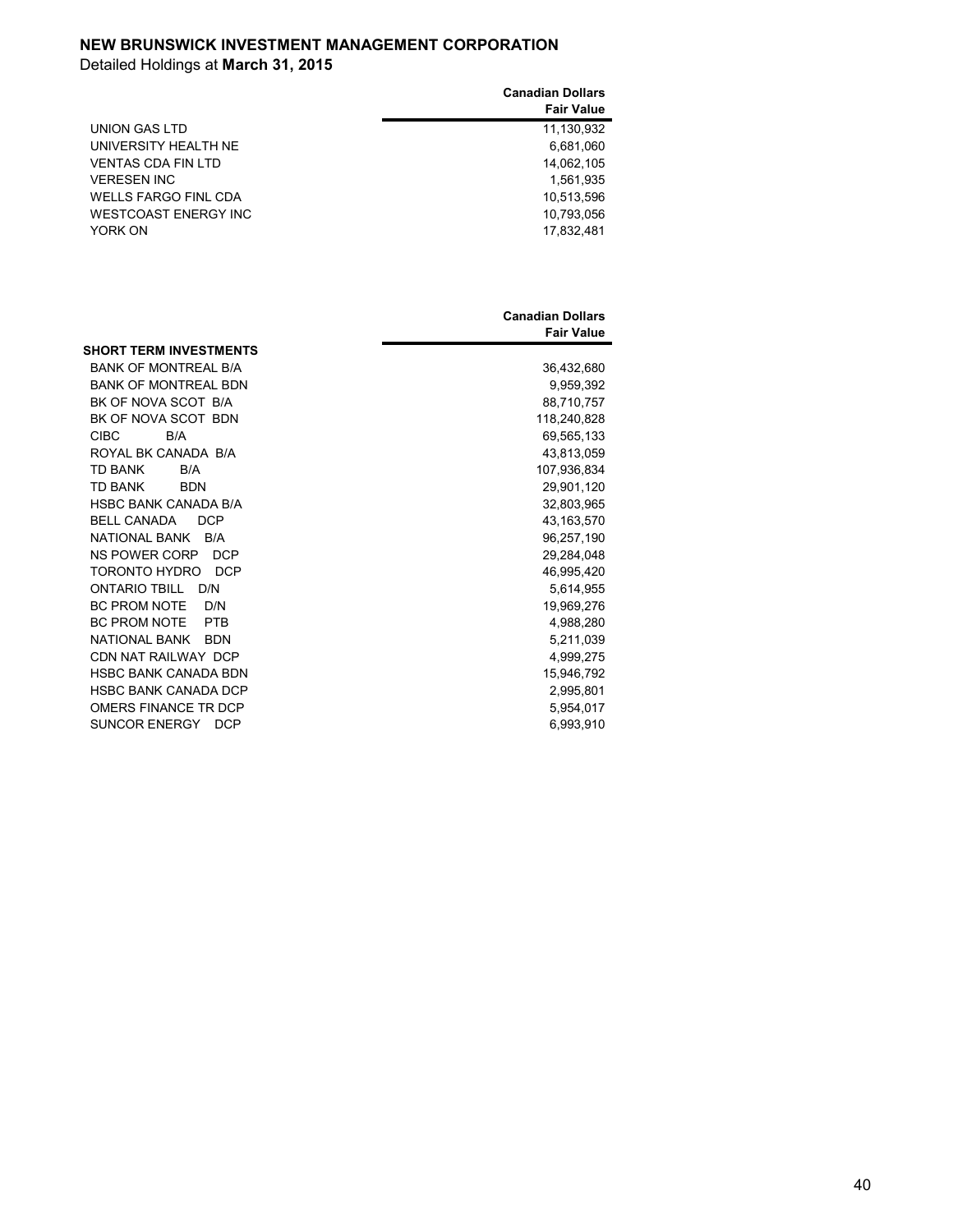**NEW BRUNSWICK INVESTMENT MANAGEMENT CORPORATION**

Detailed Holdings at **March 31, 2015**

| | Canadian Dollars Fair Value |
|---|---|
| UNION GAS LTD | 11,130,932 |
| UNIVERSITY HEALTH NE | 6,681,060 |
| VENTAS CDA FIN LTD | 14,062,105 |
| VERESEN INC | 1,561,935 |
| WELLS FARGO FINL CDA | 10,513,596 |
| WESTCOAST ENERGY INC | 10,793,056 |
| YORK ON | 17,832,481 |

| | Canadian Dollars Fair Value |
|---|---|
| **SHORT TERM INVESTMENTS** | |
| BANK OF MONTREAL B/A | 36,432,680 |
| BANK OF MONTREAL BDN | 9,959,392 |
| BK OF NOVA SCOT B/A | 88,710,757 |
| BK OF NOVA SCOT BDN | 118,240,828 |
| CIBC B/A | 69,565,133 |
| ROYAL BK CANADA B/A | 43,813,059 |
| TD BANK B/A | 107,936,834 |
| TD BANK BDN | 29,901,120 |
| HSBC BANK CANADA B/A | 32,803,965 |
| BELL CANADA DCP | 43,163,570 |
| NATIONAL BANK B/A | 96,257,190 |
| NS POWER CORP DCP | 29,284,048 |
| TORONTO HYDRO DCP | 46,995,420 |
| ONTARIO TBILL D/N | 5,614,955 |
| BC PROM NOTE D/N | 19,969,276 |
| BC PROM NOTE PTB | 4,988,280 |
| NATIONAL BANK BDN | 5,211,039 |
| CDN NAT RAILWAY DCP | 4,999,275 |
| HSBC BANK CANADA BDN | 15,946,792 |
| HSBC BANK CANADA DCP | 2,995,801 |
| OMERS FINANCE TR DCP | 5,954,017 |
| SUNCOR ENERGY DCP | 6,993,910 |